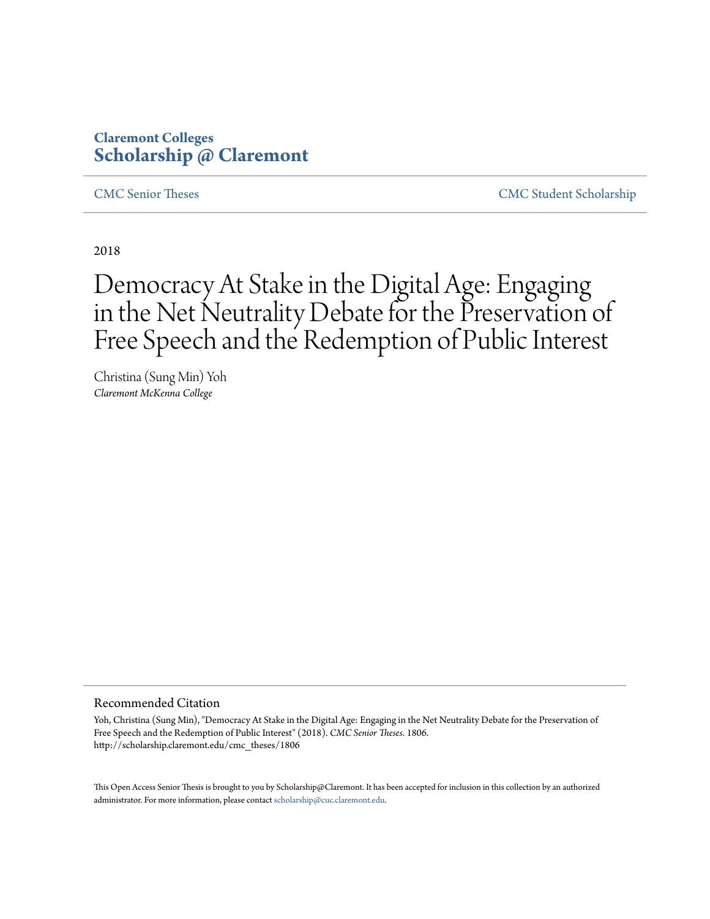**Claremont Colleges**
**Scholarship @ Claremont**

CMC Senior Theses | CMC Student Scholarship

2018

# Democracy At Stake in the Digital Age: Engaging in the Net Neutrality Debate for the Preservation of Free Speech and the Redemption of Public Interest

Christina (Sung Min) Yoh
*Claremont McKenna College*

## Recommended Citation

Yoh, Christina (Sung Min), "Democracy At Stake in the Digital Age: Engaging in the Net Neutrality Debate for the Preservation of Free Speech and the Redemption of Public Interest" (2018). *CMC Senior Theses*. 1806.
http://scholarship.claremont.edu/cmc_theses/1806

This Open Access Senior Thesis is brought to you by Scholarship@Claremont. It has been accepted for inclusion in this collection by an authorized administrator. For more information, please contact scholarship@cuc.claremont.edu.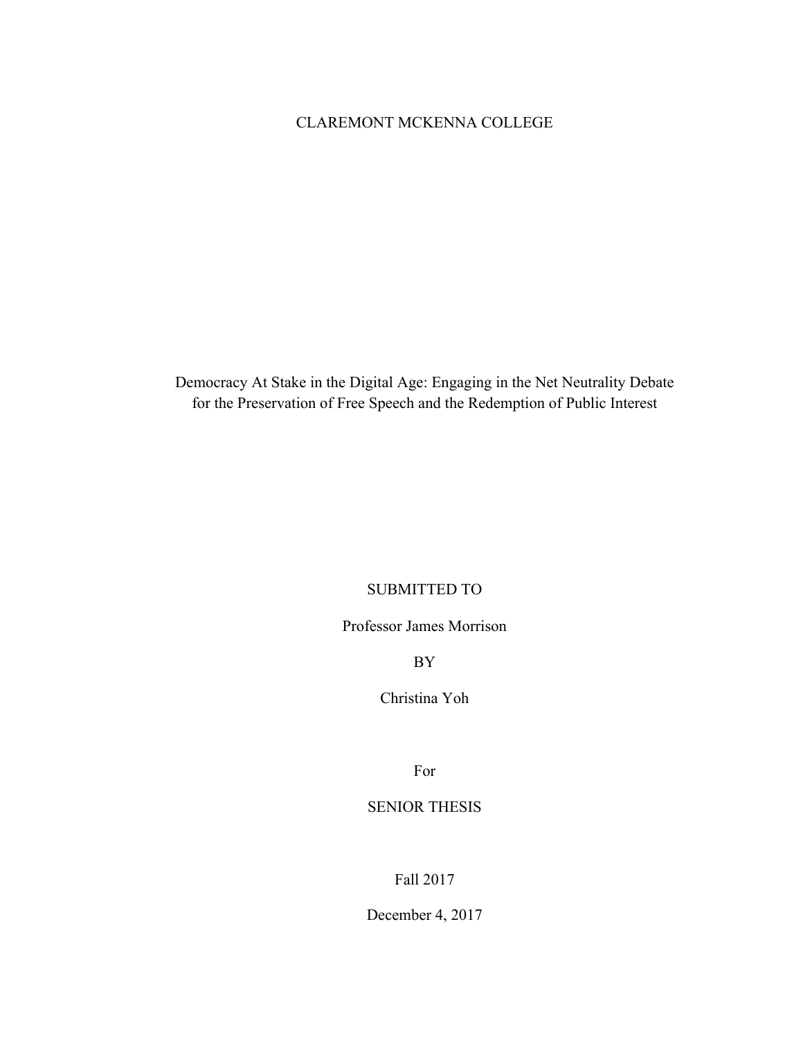CLAREMONT MCKENNA COLLEGE

# Democracy At Stake in the Digital Age: Engaging in the Net Neutrality Debate for the Preservation of Free Speech and the Redemption of Public Interest

SUBMITTED TO

Professor James Morrison

BY

Christina Yoh

For

SENIOR THESIS

Fall 2017

December 4, 2017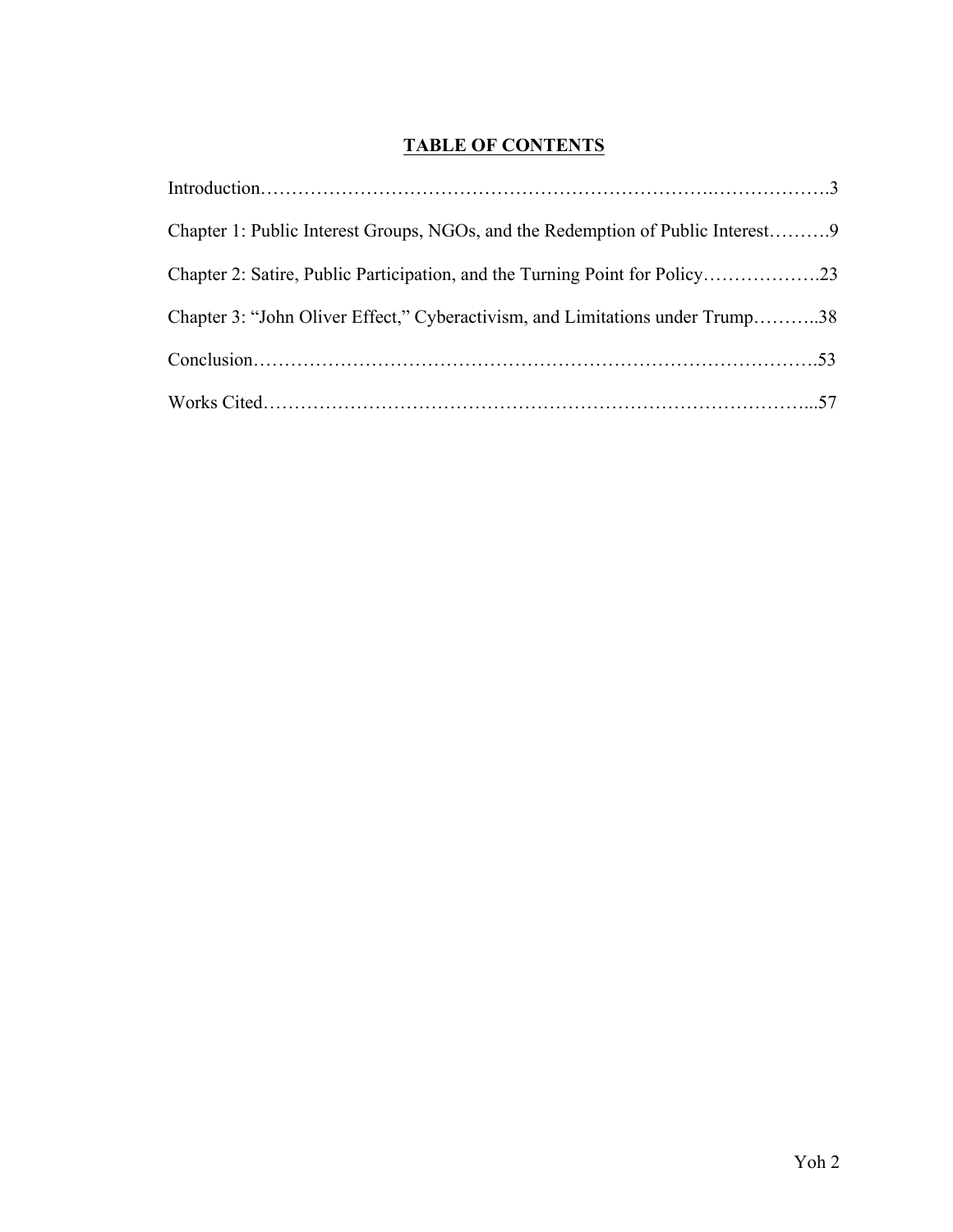# TABLE OF CONTENTS

Introduction……………………………………………………………….……………….3

Chapter 1: Public Interest Groups, NGOs, and the Redemption of Public Interest……….9

Chapter 2: Satire, Public Participation, and the Turning Point for Policy……………….23

Chapter 3: "John Oliver Effect," Cyberactivism, and Limitations under Trump………..38

Conclusion…………………………………………………………………………….53

Works Cited…………………………………………………………………………...57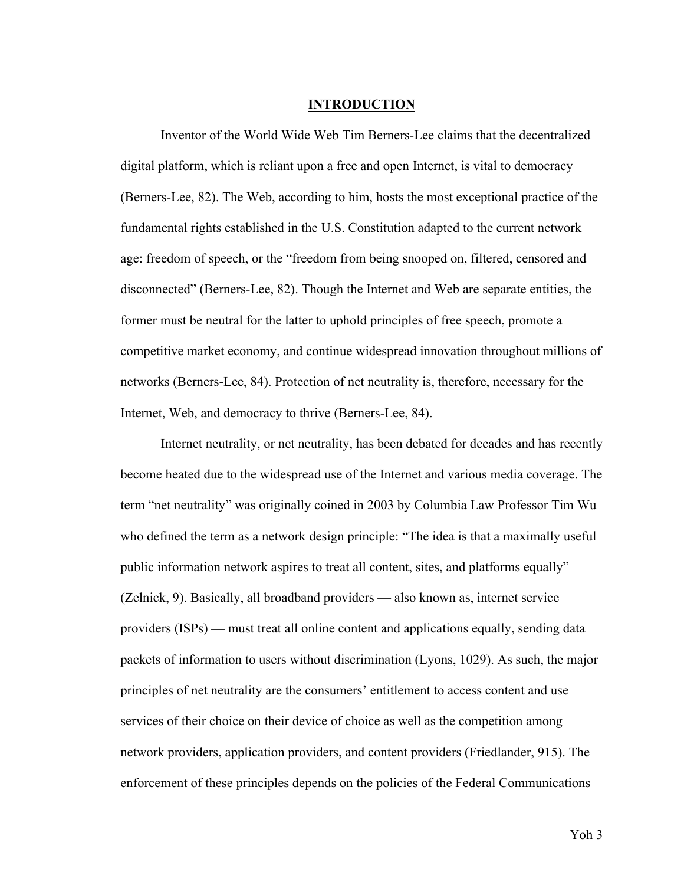# INTRODUCTION

Inventor of the World Wide Web Tim Berners-Lee claims that the decentralized digital platform, which is reliant upon a free and open Internet, is vital to democracy (Berners-Lee, 82). The Web, according to him, hosts the most exceptional practice of the fundamental rights established in the U.S. Constitution adapted to the current network age: freedom of speech, or the "freedom from being snooped on, filtered, censored and disconnected" (Berners-Lee, 82). Though the Internet and Web are separate entities, the former must be neutral for the latter to uphold principles of free speech, promote a competitive market economy, and continue widespread innovation throughout millions of networks (Berners-Lee, 84). Protection of net neutrality is, therefore, necessary for the Internet, Web, and democracy to thrive (Berners-Lee, 84).

Internet neutrality, or net neutrality, has been debated for decades and has recently become heated due to the widespread use of the Internet and various media coverage. The term "net neutrality" was originally coined in 2003 by Columbia Law Professor Tim Wu who defined the term as a network design principle: "The idea is that a maximally useful public information network aspires to treat all content, sites, and platforms equally" (Zelnick, 9). Basically, all broadband providers — also known as, internet service providers (ISPs) — must treat all online content and applications equally, sending data packets of information to users without discrimination (Lyons, 1029). As such, the major principles of net neutrality are the consumers' entitlement to access content and use services of their choice on their device of choice as well as the competition among network providers, application providers, and content providers (Friedlander, 915). The enforcement of these principles depends on the policies of the Federal Communications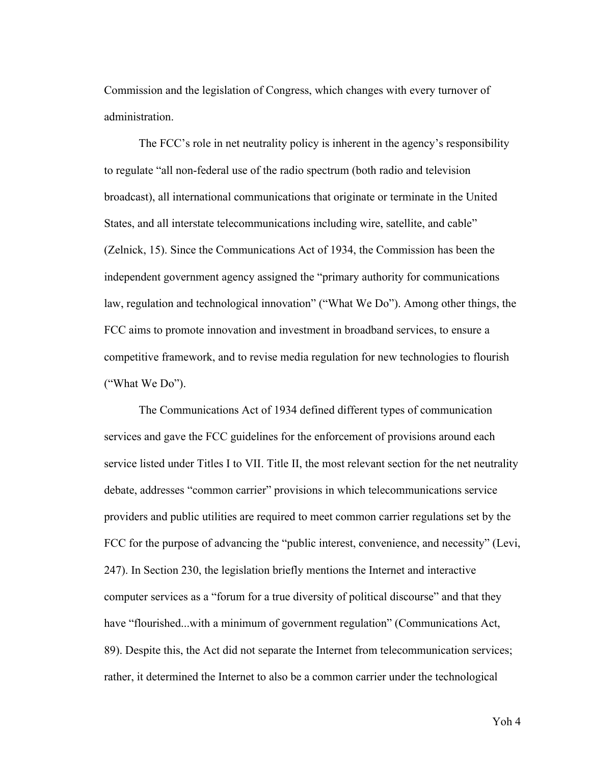Commission and the legislation of Congress, which changes with every turnover of administration.

The FCC's role in net neutrality policy is inherent in the agency's responsibility to regulate "all non-federal use of the radio spectrum (both radio and television broadcast), all international communications that originate or terminate in the United States, and all interstate telecommunications including wire, satellite, and cable" (Zelnick, 15). Since the Communications Act of 1934, the Commission has been the independent government agency assigned the "primary authority for communications law, regulation and technological innovation" ("What We Do"). Among other things, the FCC aims to promote innovation and investment in broadband services, to ensure a competitive framework, and to revise media regulation for new technologies to flourish ("What We Do").

The Communications Act of 1934 defined different types of communication services and gave the FCC guidelines for the enforcement of provisions around each service listed under Titles I to VII. Title II, the most relevant section for the net neutrality debate, addresses "common carrier" provisions in which telecommunications service providers and public utilities are required to meet common carrier regulations set by the FCC for the purpose of advancing the "public interest, convenience, and necessity" (Levi, 247). In Section 230, the legislation briefly mentions the Internet and interactive computer services as a "forum for a true diversity of political discourse" and that they have "flourished...with a minimum of government regulation" (Communications Act, 89). Despite this, the Act did not separate the Internet from telecommunication services; rather, it determined the Internet to also be a common carrier under the technological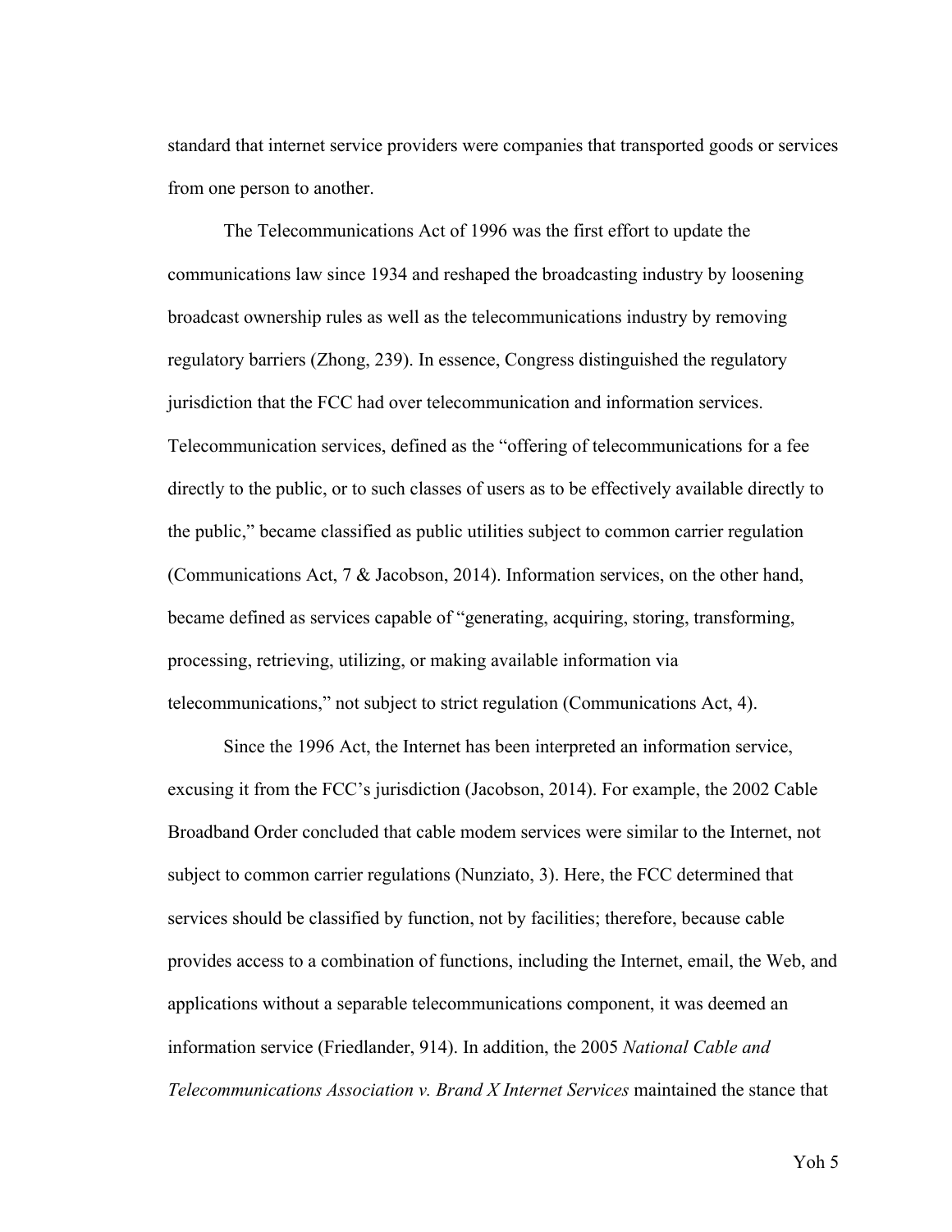standard that internet service providers were companies that transported goods or services from one person to another.

The Telecommunications Act of 1996 was the first effort to update the communications law since 1934 and reshaped the broadcasting industry by loosening broadcast ownership rules as well as the telecommunications industry by removing regulatory barriers (Zhong, 239). In essence, Congress distinguished the regulatory jurisdiction that the FCC had over telecommunication and information services. Telecommunication services, defined as the "offering of telecommunications for a fee directly to the public, or to such classes of users as to be effectively available directly to the public," became classified as public utilities subject to common carrier regulation (Communications Act, 7 & Jacobson, 2014). Information services, on the other hand, became defined as services capable of "generating, acquiring, storing, transforming, processing, retrieving, utilizing, or making available information via telecommunications," not subject to strict regulation (Communications Act, 4).

Since the 1996 Act, the Internet has been interpreted an information service, excusing it from the FCC's jurisdiction (Jacobson, 2014). For example, the 2002 Cable Broadband Order concluded that cable modem services were similar to the Internet, not subject to common carrier regulations (Nunziato, 3). Here, the FCC determined that services should be classified by function, not by facilities; therefore, because cable provides access to a combination of functions, including the Internet, email, the Web, and applications without a separable telecommunications component, it was deemed an information service (Friedlander, 914). In addition, the 2005 *National Cable and Telecommunications Association v. Brand X Internet Services* maintained the stance that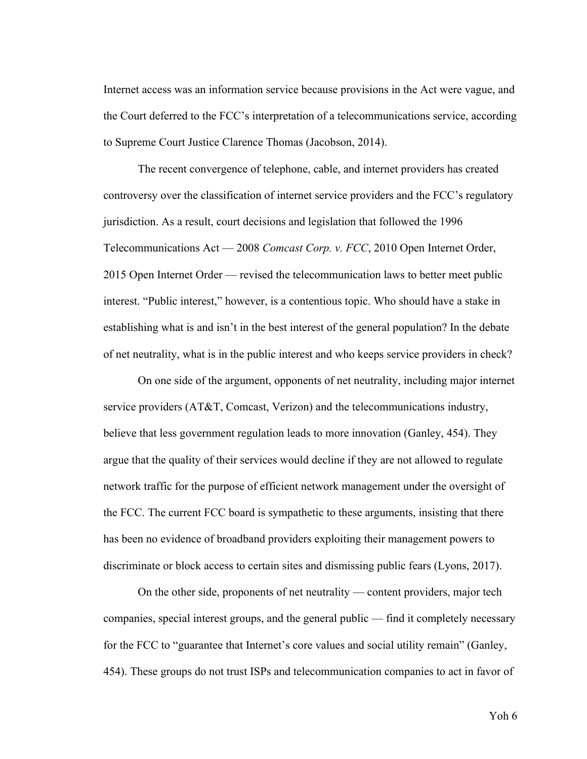Internet access was an information service because provisions in the Act were vague, and the Court deferred to the FCC's interpretation of a telecommunications service, according to Supreme Court Justice Clarence Thomas (Jacobson, 2014).

The recent convergence of telephone, cable, and internet providers has created controversy over the classification of internet service providers and the FCC's regulatory jurisdiction. As a result, court decisions and legislation that followed the 1996 Telecommunications Act — 2008 *Comcast Corp. v. FCC*, 2010 Open Internet Order, 2015 Open Internet Order — revised the telecommunication laws to better meet public interest. "Public interest," however, is a contentious topic. Who should have a stake in establishing what is and isn't in the best interest of the general population? In the debate of net neutrality, what is in the public interest and who keeps service providers in check?

On one side of the argument, opponents of net neutrality, including major internet service providers (AT&T, Comcast, Verizon) and the telecommunications industry, believe that less government regulation leads to more innovation (Ganley, 454). They argue that the quality of their services would decline if they are not allowed to regulate network traffic for the purpose of efficient network management under the oversight of the FCC. The current FCC board is sympathetic to these arguments, insisting that there has been no evidence of broadband providers exploiting their management powers to discriminate or block access to certain sites and dismissing public fears (Lyons, 2017).

On the other side, proponents of net neutrality — content providers, major tech companies, special interest groups, and the general public — find it completely necessary for the FCC to "guarantee that Internet's core values and social utility remain" (Ganley, 454). These groups do not trust ISPs and telecommunication companies to act in favor of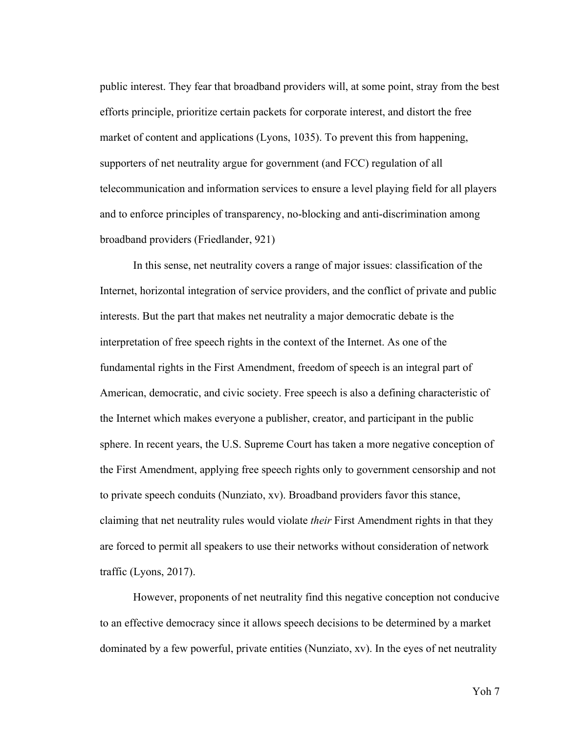public interest. They fear that broadband providers will, at some point, stray from the best efforts principle, prioritize certain packets for corporate interest, and distort the free market of content and applications (Lyons, 1035). To prevent this from happening, supporters of net neutrality argue for government (and FCC) regulation of all telecommunication and information services to ensure a level playing field for all players and to enforce principles of transparency, no-blocking and anti-discrimination among broadband providers (Friedlander, 921)

In this sense, net neutrality covers a range of major issues: classification of the Internet, horizontal integration of service providers, and the conflict of private and public interests. But the part that makes net neutrality a major democratic debate is the interpretation of free speech rights in the context of the Internet. As one of the fundamental rights in the First Amendment, freedom of speech is an integral part of American, democratic, and civic society. Free speech is also a defining characteristic of the Internet which makes everyone a publisher, creator, and participant in the public sphere. In recent years, the U.S. Supreme Court has taken a more negative conception of the First Amendment, applying free speech rights only to government censorship and not to private speech conduits (Nunziato, xv). Broadband providers favor this stance, claiming that net neutrality rules would violate *their* First Amendment rights in that they are forced to permit all speakers to use their networks without consideration of network traffic (Lyons, 2017).

However, proponents of net neutrality find this negative conception not conducive to an effective democracy since it allows speech decisions to be determined by a market dominated by a few powerful, private entities (Nunziato, xv). In the eyes of net neutrality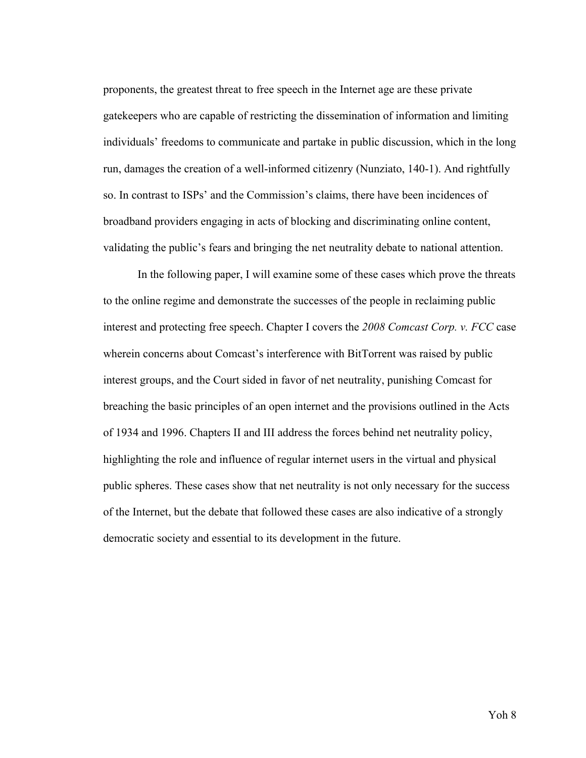proponents, the greatest threat to free speech in the Internet age are these private gatekeepers who are capable of restricting the dissemination of information and limiting individuals' freedoms to communicate and partake in public discussion, which in the long run, damages the creation of a well-informed citizenry (Nunziato, 140-1). And rightfully so. In contrast to ISPs' and the Commission's claims, there have been incidences of broadband providers engaging in acts of blocking and discriminating online content, validating the public's fears and bringing the net neutrality debate to national attention.

In the following paper, I will examine some of these cases which prove the threats to the online regime and demonstrate the successes of the people in reclaiming public interest and protecting free speech. Chapter I covers the *2008 Comcast Corp. v. FCC* case wherein concerns about Comcast's interference with BitTorrent was raised by public interest groups, and the Court sided in favor of net neutrality, punishing Comcast for breaching the basic principles of an open internet and the provisions outlined in the Acts of 1934 and 1996. Chapters II and III address the forces behind net neutrality policy, highlighting the role and influence of regular internet users in the virtual and physical public spheres. These cases show that net neutrality is not only necessary for the success of the Internet, but the debate that followed these cases are also indicative of a strongly democratic society and essential to its development in the future.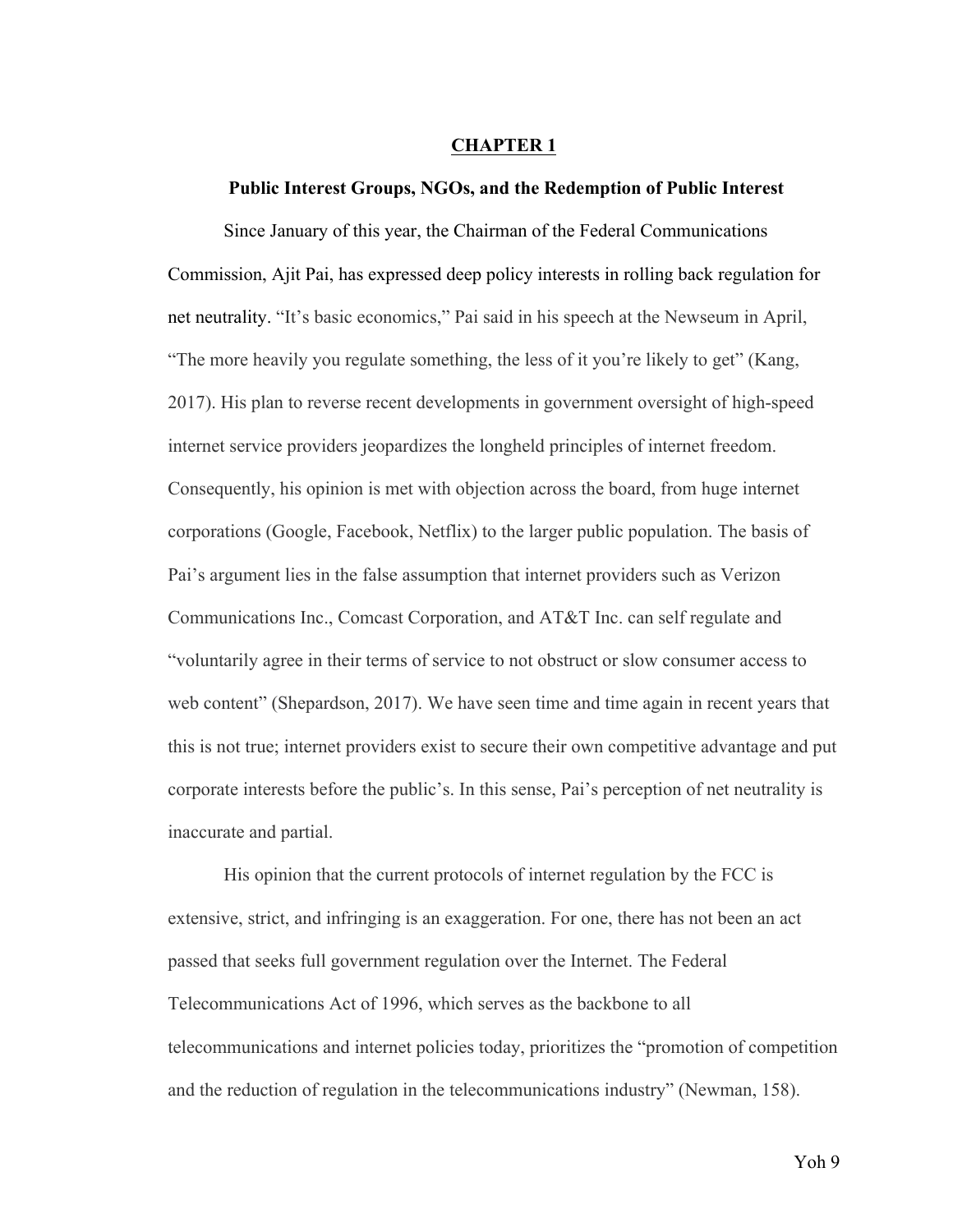# CHAPTER 1

## Public Interest Groups, NGOs, and the Redemption of Public Interest

Since January of this year, the Chairman of the Federal Communications Commission, Ajit Pai, has expressed deep policy interests in rolling back regulation for net neutrality. "It's basic economics," Pai said in his speech at the Newseum in April, "The more heavily you regulate something, the less of it you're likely to get" (Kang, 2017). His plan to reverse recent developments in government oversight of high-speed internet service providers jeopardizes the longheld principles of internet freedom. Consequently, his opinion is met with objection across the board, from huge internet corporations (Google, Facebook, Netflix) to the larger public population. The basis of Pai's argument lies in the false assumption that internet providers such as Verizon Communications Inc., Comcast Corporation, and AT&T Inc. can self regulate and "voluntarily agree in their terms of service to not obstruct or slow consumer access to web content" (Shepardson, 2017). We have seen time and time again in recent years that this is not true; internet providers exist to secure their own competitive advantage and put corporate interests before the public's. In this sense, Pai's perception of net neutrality is inaccurate and partial.

His opinion that the current protocols of internet regulation by the FCC is extensive, strict, and infringing is an exaggeration. For one, there has not been an act passed that seeks full government regulation over the Internet. The Federal Telecommunications Act of 1996, which serves as the backbone to all telecommunications and internet policies today, prioritizes the "promotion of competition and the reduction of regulation in the telecommunications industry" (Newman, 158).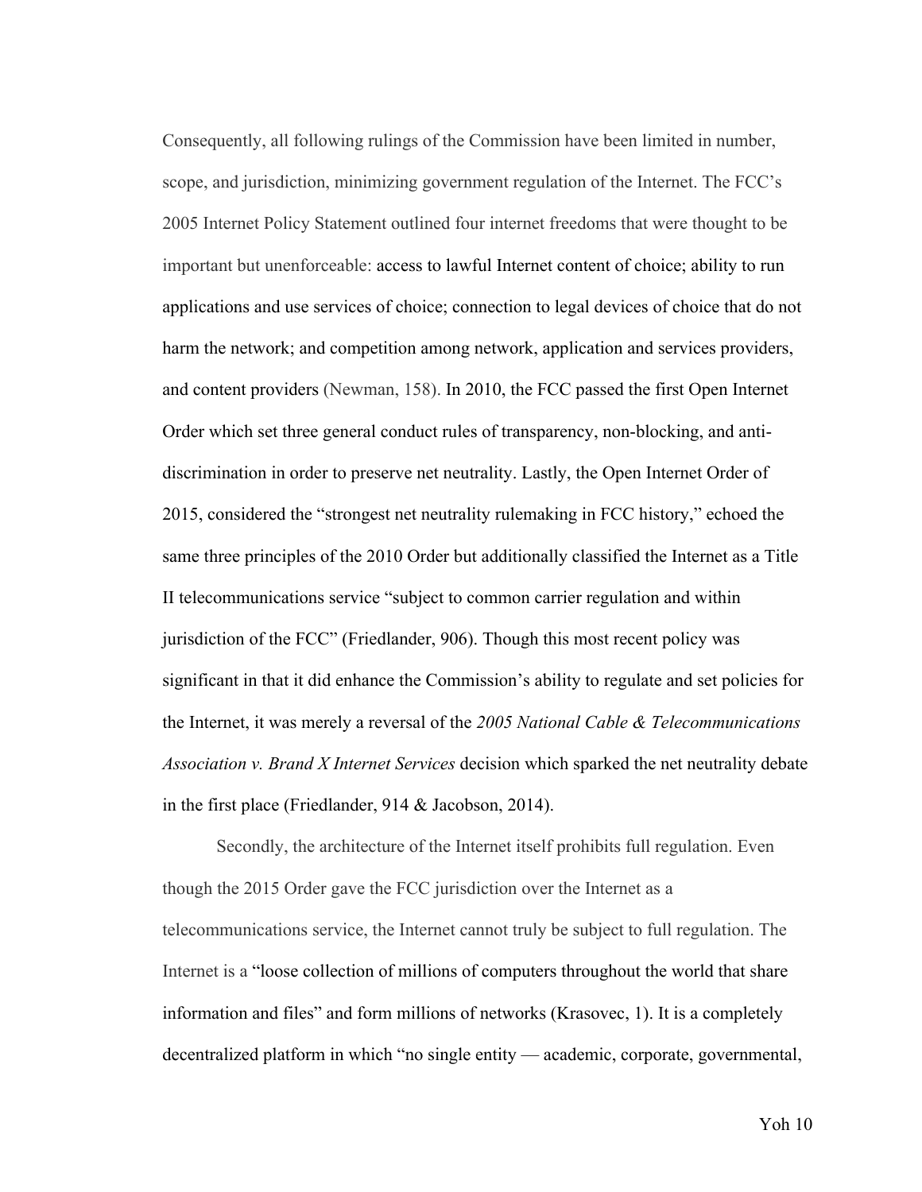Consequently, all following rulings of the Commission have been limited in number, scope, and jurisdiction, minimizing government regulation of the Internet. The FCC's 2005 Internet Policy Statement outlined four internet freedoms that were thought to be important but unenforceable: access to lawful Internet content of choice; ability to run applications and use services of choice; connection to legal devices of choice that do not harm the network; and competition among network, application and services providers, and content providers (Newman, 158). In 2010, the FCC passed the first Open Internet Order which set three general conduct rules of transparency, non-blocking, and anti-discrimination in order to preserve net neutrality. Lastly, the Open Internet Order of 2015, considered the "strongest net neutrality rulemaking in FCC history," echoed the same three principles of the 2010 Order but additionally classified the Internet as a Title II telecommunications service "subject to common carrier regulation and within jurisdiction of the FCC" (Friedlander, 906). Though this most recent policy was significant in that it did enhance the Commission's ability to regulate and set policies for the Internet, it was merely a reversal of the *2005 National Cable & Telecommunications Association v. Brand X Internet Services* decision which sparked the net neutrality debate in the first place (Friedlander, 914 & Jacobson, 2014).

Secondly, the architecture of the Internet itself prohibits full regulation. Even though the 2015 Order gave the FCC jurisdiction over the Internet as a telecommunications service, the Internet cannot truly be subject to full regulation. The Internet is a "loose collection of millions of computers throughout the world that share information and files" and form millions of networks (Krasovec, 1). It is a completely decentralized platform in which "no single entity — academic, corporate, governmental,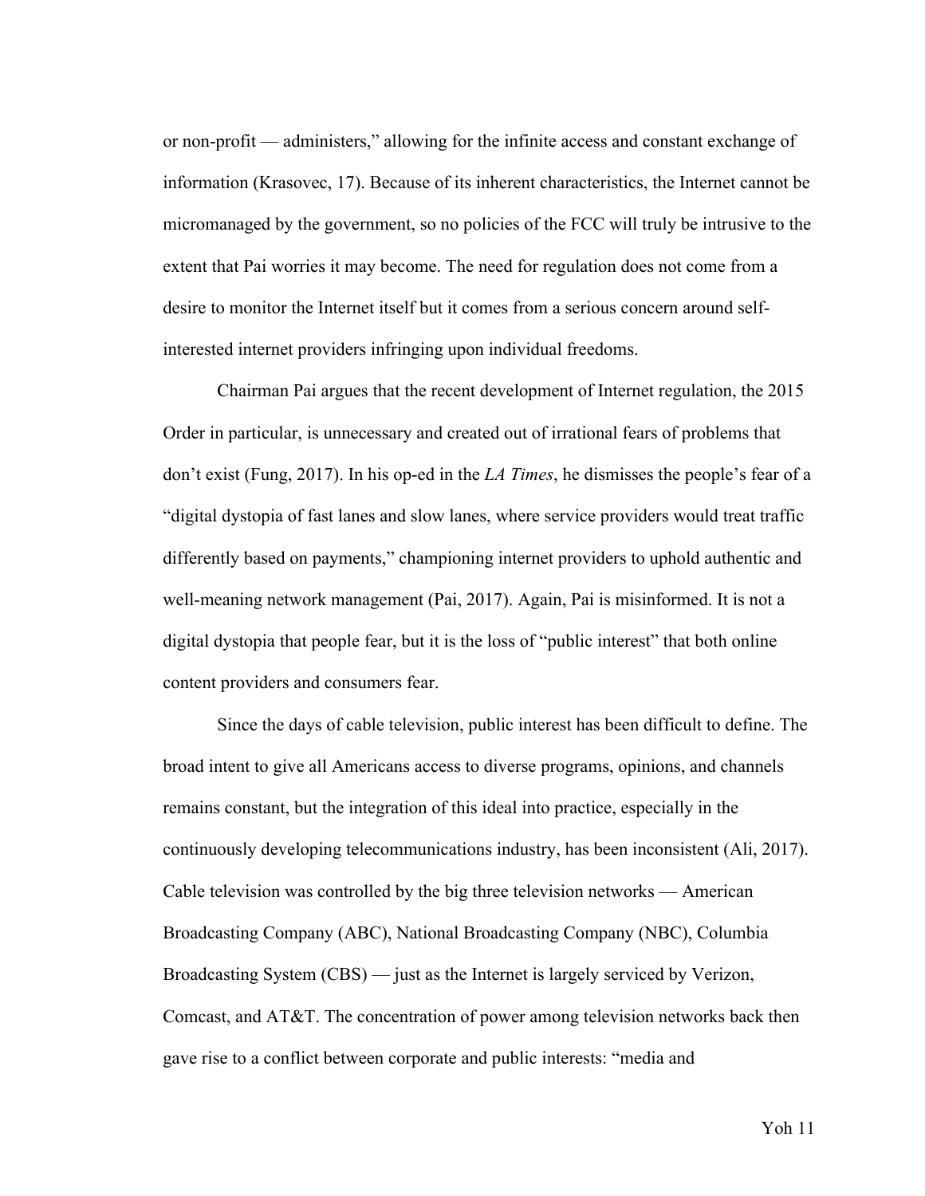or non-profit — administers," allowing for the infinite access and constant exchange of information (Krasovec, 17). Because of its inherent characteristics, the Internet cannot be micromanaged by the government, so no policies of the FCC will truly be intrusive to the extent that Pai worries it may become. The need for regulation does not come from a desire to monitor the Internet itself but it comes from a serious concern around self-interested internet providers infringing upon individual freedoms.

Chairman Pai argues that the recent development of Internet regulation, the 2015 Order in particular, is unnecessary and created out of irrational fears of problems that don't exist (Fung, 2017). In his op-ed in the *LA Times*, he dismisses the people's fear of a "digital dystopia of fast lanes and slow lanes, where service providers would treat traffic differently based on payments," championing internet providers to uphold authentic and well-meaning network management (Pai, 2017). Again, Pai is misinformed. It is not a digital dystopia that people fear, but it is the loss of "public interest" that both online content providers and consumers fear.

Since the days of cable television, public interest has been difficult to define. The broad intent to give all Americans access to diverse programs, opinions, and channels remains constant, but the integration of this ideal into practice, especially in the continuously developing telecommunications industry, has been inconsistent (Ali, 2017). Cable television was controlled by the big three television networks — American Broadcasting Company (ABC), National Broadcasting Company (NBC), Columbia Broadcasting System (CBS) — just as the Internet is largely serviced by Verizon, Comcast, and AT&T. The concentration of power among television networks back then gave rise to a conflict between corporate and public interests: "media and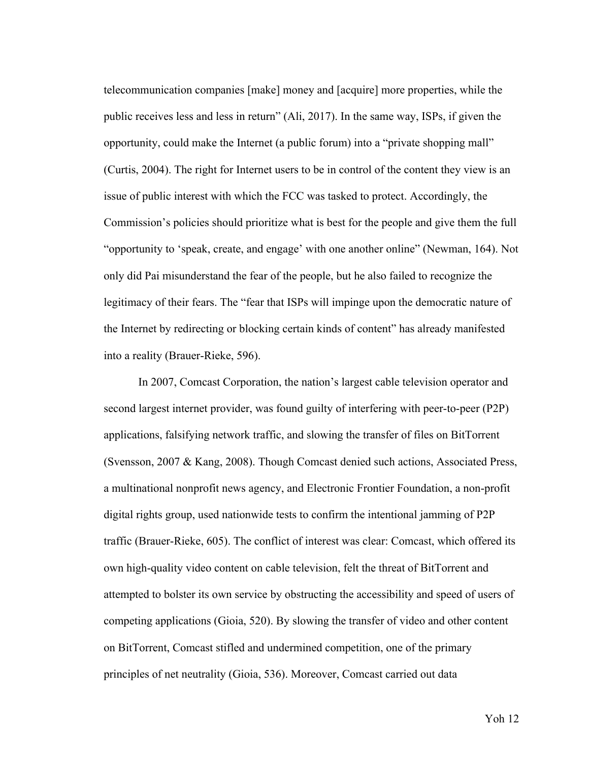telecommunication companies [make] money and [acquire] more properties, while the public receives less and less in return" (Ali, 2017). In the same way, ISPs, if given the opportunity, could make the Internet (a public forum) into a "private shopping mall" (Curtis, 2004). The right for Internet users to be in control of the content they view is an issue of public interest with which the FCC was tasked to protect. Accordingly, the Commission's policies should prioritize what is best for the people and give them the full "opportunity to 'speak, create, and engage' with one another online" (Newman, 164). Not only did Pai misunderstand the fear of the people, but he also failed to recognize the legitimacy of their fears. The "fear that ISPs will impinge upon the democratic nature of the Internet by redirecting or blocking certain kinds of content" has already manifested into a reality (Brauer-Rieke, 596).

In 2007, Comcast Corporation, the nation's largest cable television operator and second largest internet provider, was found guilty of interfering with peer-to-peer (P2P) applications, falsifying network traffic, and slowing the transfer of files on BitTorrent (Svensson, 2007 & Kang, 2008). Though Comcast denied such actions, Associated Press, a multinational nonprofit news agency, and Electronic Frontier Foundation, a non-profit digital rights group, used nationwide tests to confirm the intentional jamming of P2P traffic (Brauer-Rieke, 605). The conflict of interest was clear: Comcast, which offered its own high-quality video content on cable television, felt the threat of BitTorrent and attempted to bolster its own service by obstructing the accessibility and speed of users of competing applications (Gioia, 520). By slowing the transfer of video and other content on BitTorrent, Comcast stifled and undermined competition, one of the primary principles of net neutrality (Gioia, 536). Moreover, Comcast carried out data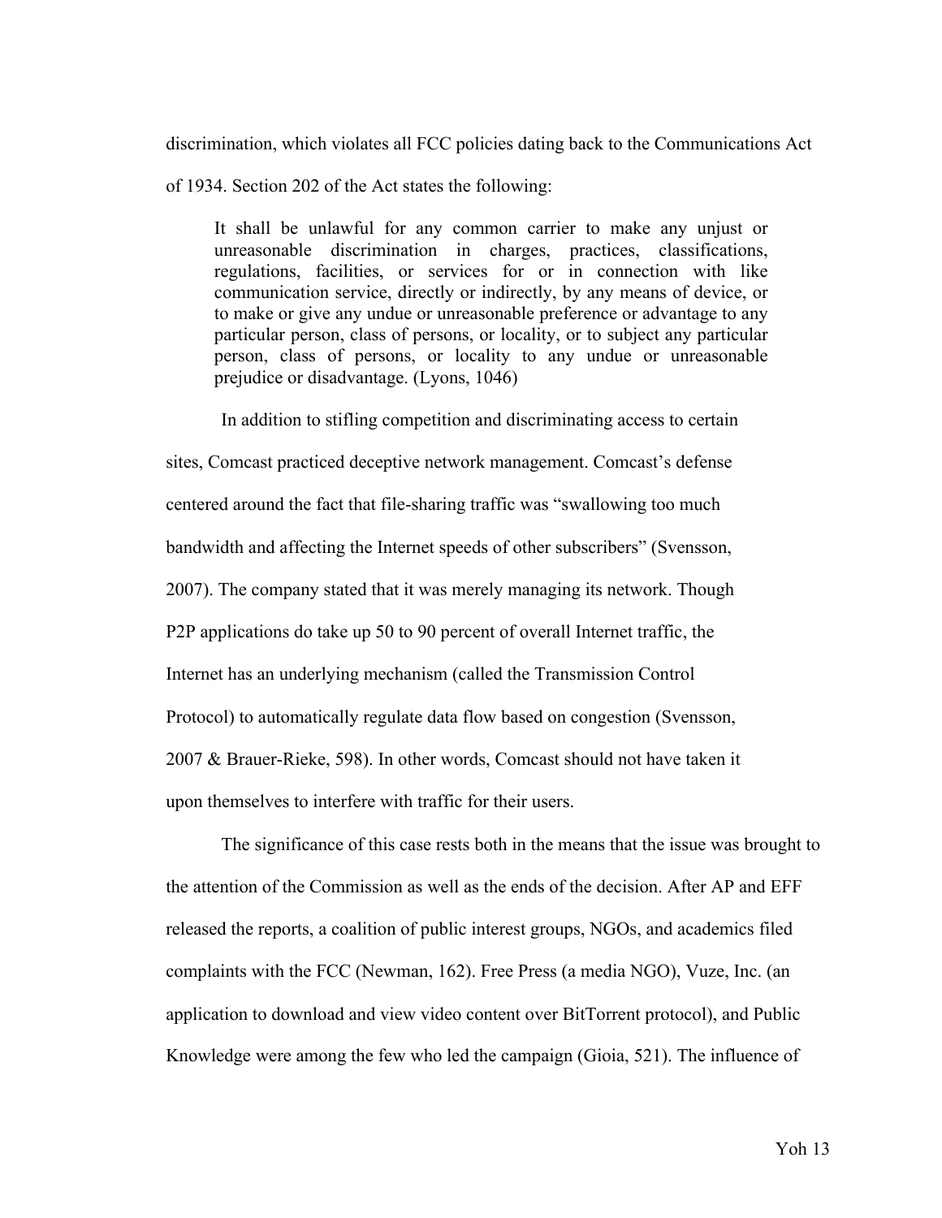discrimination, which violates all FCC policies dating back to the Communications Act of 1934. Section 202 of the Act states the following:

> It shall be unlawful for any common carrier to make any unjust or unreasonable discrimination in charges, practices, classifications, regulations, facilities, or services for or in connection with like communication service, directly or indirectly, by any means of device, or to make or give any undue or unreasonable preference or advantage to any particular person, class of persons, or locality, or to subject any particular person, class of persons, or locality to any undue or unreasonable prejudice or disadvantage. (Lyons, 1046)

In addition to stifling competition and discriminating access to certain sites, Comcast practiced deceptive network management. Comcast's defense centered around the fact that file-sharing traffic was "swallowing too much bandwidth and affecting the Internet speeds of other subscribers" (Svensson, 2007). The company stated that it was merely managing its network. Though P2P applications do take up 50 to 90 percent of overall Internet traffic, the Internet has an underlying mechanism (called the Transmission Control Protocol) to automatically regulate data flow based on congestion (Svensson, 2007 & Brauer-Rieke, 598). In other words, Comcast should not have taken it upon themselves to interfere with traffic for their users.

The significance of this case rests both in the means that the issue was brought to the attention of the Commission as well as the ends of the decision. After AP and EFF released the reports, a coalition of public interest groups, NGOs, and academics filed complaints with the FCC (Newman, 162). Free Press (a media NGO), Vuze, Inc. (an application to download and view video content over BitTorrent protocol), and Public Knowledge were among the few who led the campaign (Gioia, 521). The influence of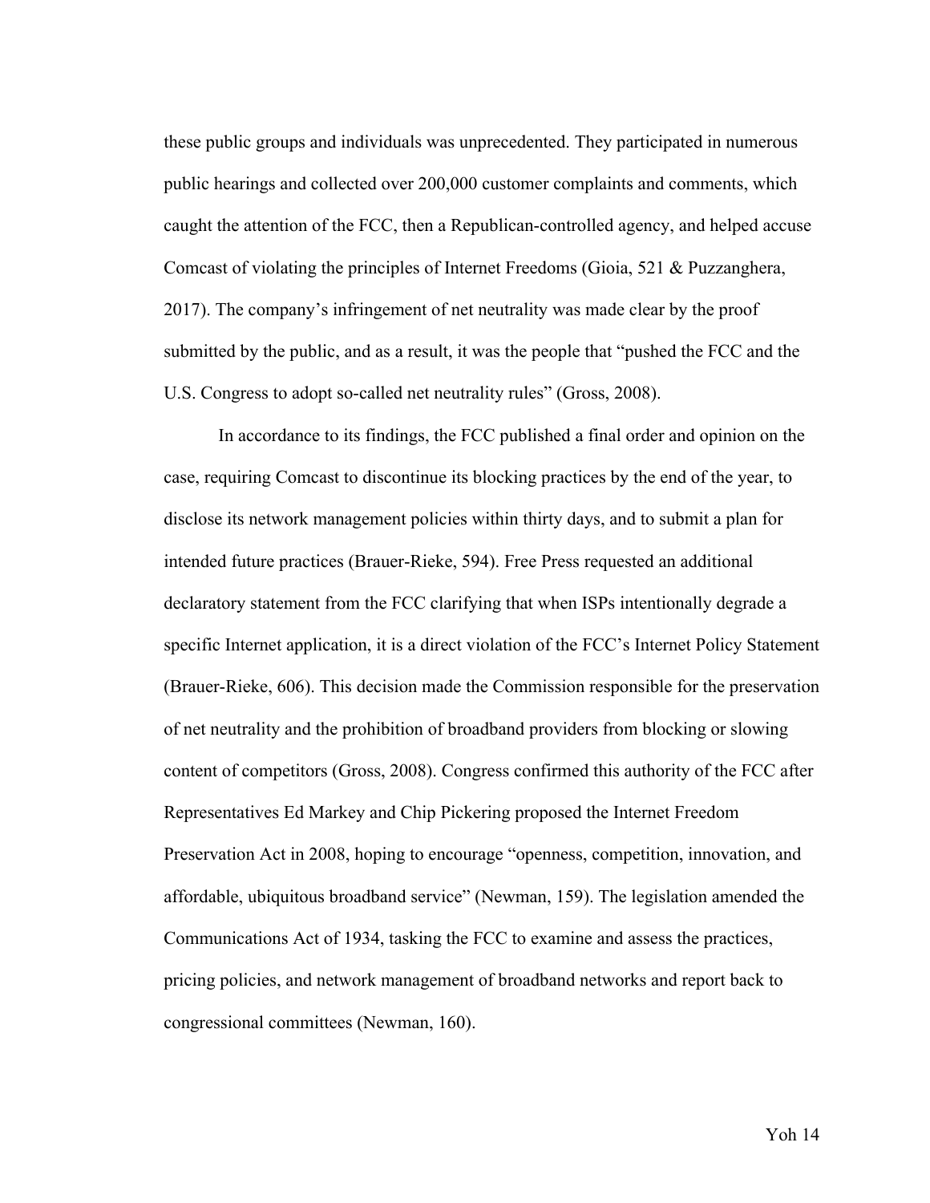these public groups and individuals was unprecedented. They participated in numerous public hearings and collected over 200,000 customer complaints and comments, which caught the attention of the FCC, then a Republican-controlled agency, and helped accuse Comcast of violating the principles of Internet Freedoms (Gioia, 521 & Puzzanghera, 2017). The company's infringement of net neutrality was made clear by the proof submitted by the public, and as a result, it was the people that "pushed the FCC and the U.S. Congress to adopt so-called net neutrality rules" (Gross, 2008).

In accordance to its findings, the FCC published a final order and opinion on the case, requiring Comcast to discontinue its blocking practices by the end of the year, to disclose its network management policies within thirty days, and to submit a plan for intended future practices (Brauer-Rieke, 594). Free Press requested an additional declaratory statement from the FCC clarifying that when ISPs intentionally degrade a specific Internet application, it is a direct violation of the FCC's Internet Policy Statement (Brauer-Rieke, 606). This decision made the Commission responsible for the preservation of net neutrality and the prohibition of broadband providers from blocking or slowing content of competitors (Gross, 2008). Congress confirmed this authority of the FCC after Representatives Ed Markey and Chip Pickering proposed the Internet Freedom Preservation Act in 2008, hoping to encourage "openness, competition, innovation, and affordable, ubiquitous broadband service" (Newman, 159). The legislation amended the Communications Act of 1934, tasking the FCC to examine and assess the practices, pricing policies, and network management of broadband networks and report back to congressional committees (Newman, 160).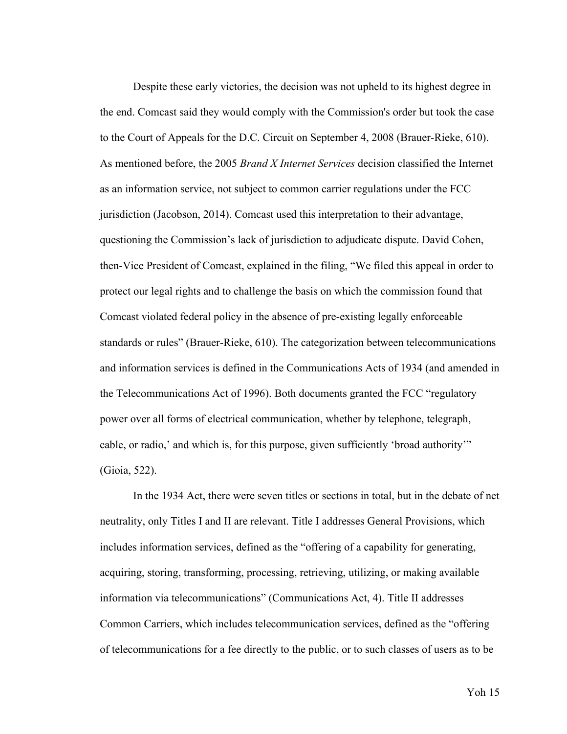Despite these early victories, the decision was not upheld to its highest degree in the end. Comcast said they would comply with the Commission's order but took the case to the Court of Appeals for the D.C. Circuit on September 4, 2008 (Brauer-Rieke, 610). As mentioned before, the 2005 *Brand X Internet Services* decision classified the Internet as an information service, not subject to common carrier regulations under the FCC jurisdiction (Jacobson, 2014). Comcast used this interpretation to their advantage, questioning the Commission's lack of jurisdiction to adjudicate dispute. David Cohen, then-Vice President of Comcast, explained in the filing, "We filed this appeal in order to protect our legal rights and to challenge the basis on which the commission found that Comcast violated federal policy in the absence of pre-existing legally enforceable standards or rules" (Brauer-Rieke, 610). The categorization between telecommunications and information services is defined in the Communications Acts of 1934 (and amended in the Telecommunications Act of 1996). Both documents granted the FCC "regulatory power over all forms of electrical communication, whether by telephone, telegraph, cable, or radio,' and which is, for this purpose, given sufficiently 'broad authority'" (Gioia, 522).

In the 1934 Act, there were seven titles or sections in total, but in the debate of net neutrality, only Titles I and II are relevant. Title I addresses General Provisions, which includes information services, defined as the "offering of a capability for generating, acquiring, storing, transforming, processing, retrieving, utilizing, or making available information via telecommunications" (Communications Act, 4). Title II addresses Common Carriers, which includes telecommunication services, defined as the "offering of telecommunications for a fee directly to the public, or to such classes of users as to be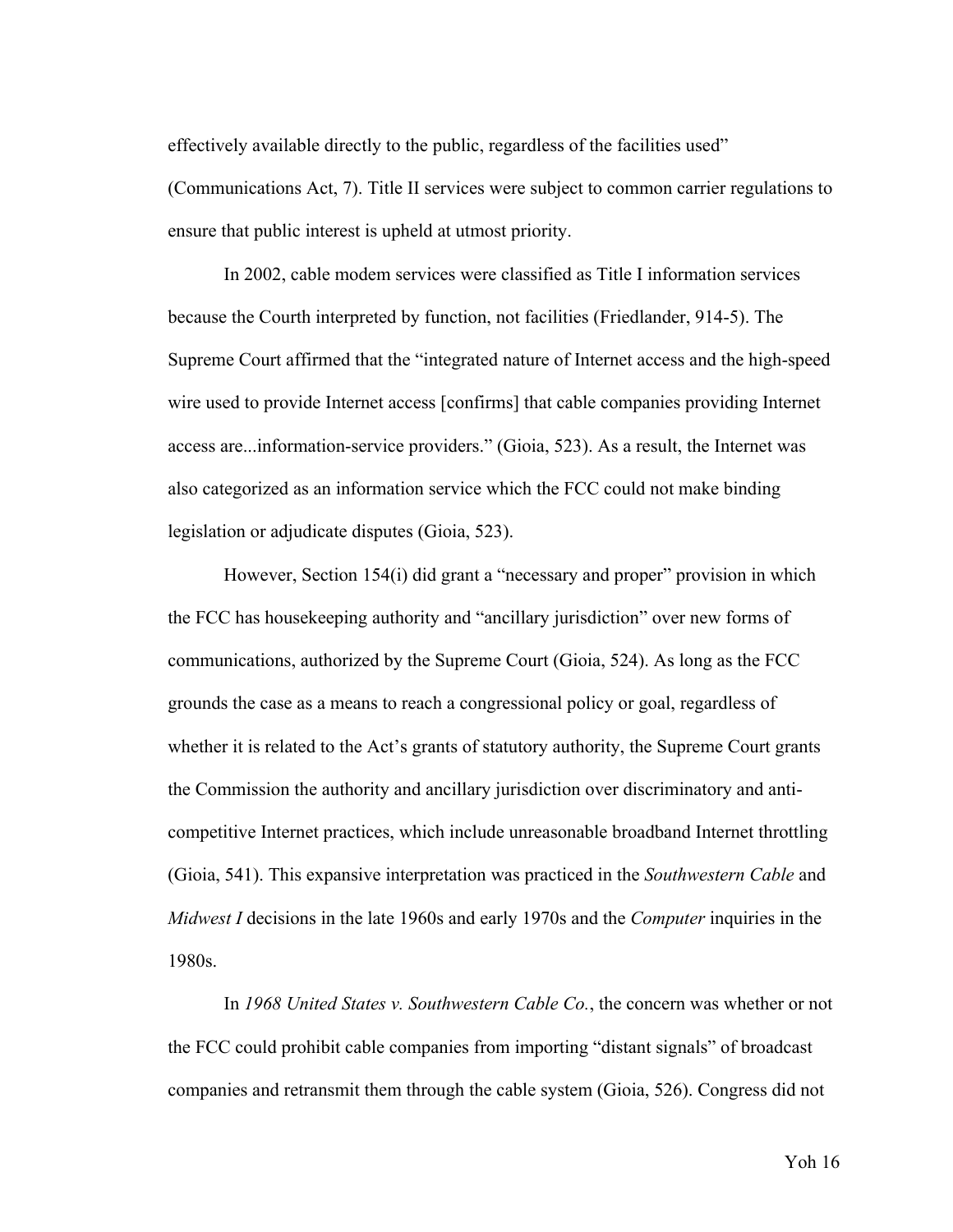effectively available directly to the public, regardless of the facilities used" (Communications Act, 7). Title II services were subject to common carrier regulations to ensure that public interest is upheld at utmost priority.

In 2002, cable modem services were classified as Title I information services because the Courth interpreted by function, not facilities (Friedlander, 914-5). The Supreme Court affirmed that the "integrated nature of Internet access and the high-speed wire used to provide Internet access [confirms] that cable companies providing Internet access are...information-service providers." (Gioia, 523). As a result, the Internet was also categorized as an information service which the FCC could not make binding legislation or adjudicate disputes (Gioia, 523).

However, Section 154(i) did grant a "necessary and proper" provision in which the FCC has housekeeping authority and "ancillary jurisdiction" over new forms of communications, authorized by the Supreme Court (Gioia, 524). As long as the FCC grounds the case as a means to reach a congressional policy or goal, regardless of whether it is related to the Act's grants of statutory authority, the Supreme Court grants the Commission the authority and ancillary jurisdiction over discriminatory and anti-competitive Internet practices, which include unreasonable broadband Internet throttling (Gioia, 541). This expansive interpretation was practiced in the *Southwestern Cable* and *Midwest I* decisions in the late 1960s and early 1970s and the *Computer* inquiries in the 1980s.

In *1968 United States v. Southwestern Cable Co.*, the concern was whether or not the FCC could prohibit cable companies from importing "distant signals" of broadcast companies and retransmit them through the cable system (Gioia, 526). Congress did not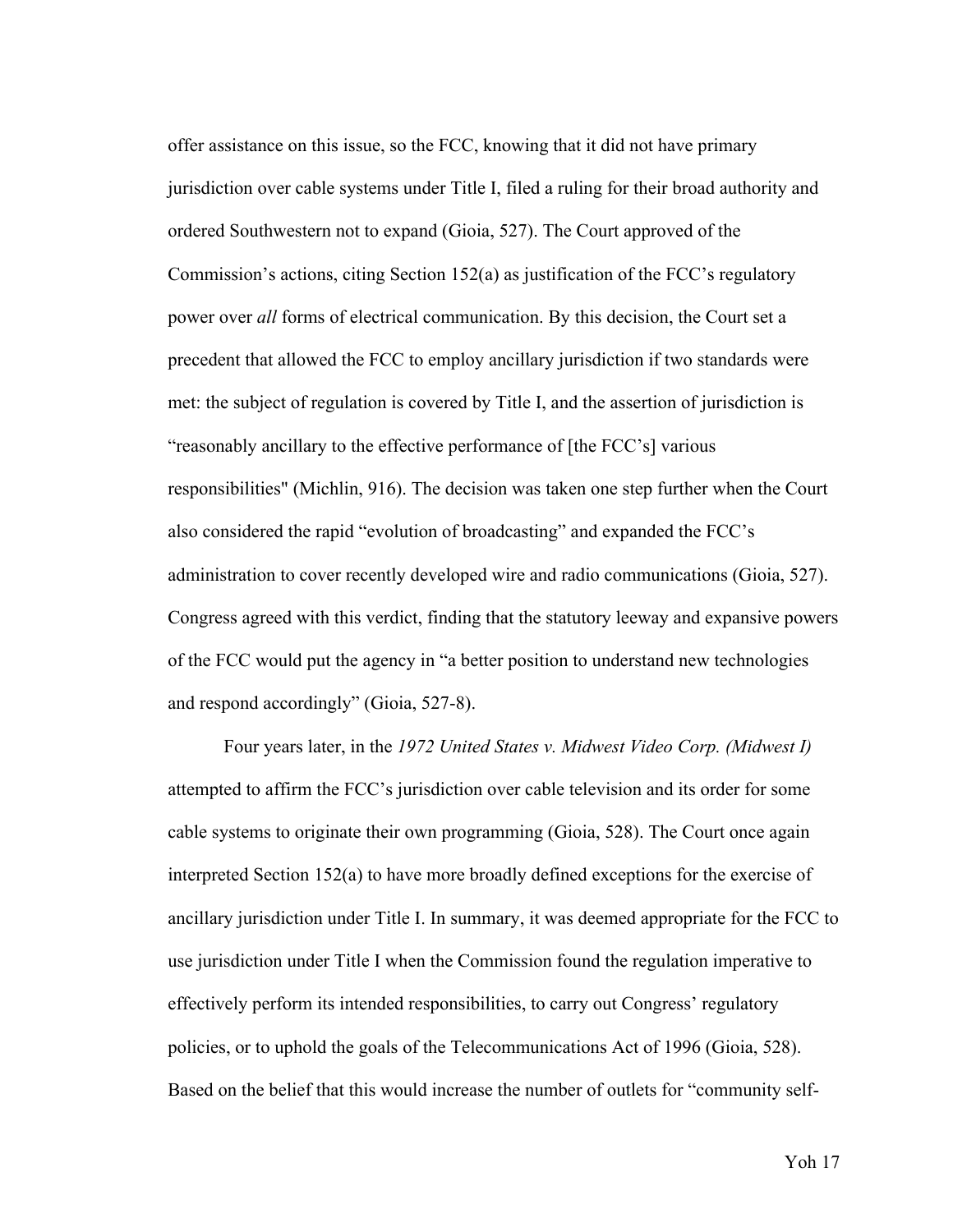offer assistance on this issue, so the FCC, knowing that it did not have primary jurisdiction over cable systems under Title I, filed a ruling for their broad authority and ordered Southwestern not to expand (Gioia, 527). The Court approved of the Commission's actions, citing Section 152(a) as justification of the FCC's regulatory power over *all* forms of electrical communication. By this decision, the Court set a precedent that allowed the FCC to employ ancillary jurisdiction if two standards were met: the subject of regulation is covered by Title I, and the assertion of jurisdiction is "reasonably ancillary to the effective performance of [the FCC's] various responsibilities" (Michlin, 916). The decision was taken one step further when the Court also considered the rapid "evolution of broadcasting" and expanded the FCC's administration to cover recently developed wire and radio communications (Gioia, 527). Congress agreed with this verdict, finding that the statutory leeway and expansive powers of the FCC would put the agency in "a better position to understand new technologies and respond accordingly" (Gioia, 527-8).

Four years later, in the *1972 United States v. Midwest Video Corp. (Midwest I)* attempted to affirm the FCC's jurisdiction over cable television and its order for some cable systems to originate their own programming (Gioia, 528). The Court once again interpreted Section 152(a) to have more broadly defined exceptions for the exercise of ancillary jurisdiction under Title I. In summary, it was deemed appropriate for the FCC to use jurisdiction under Title I when the Commission found the regulation imperative to effectively perform its intended responsibilities, to carry out Congress' regulatory policies, or to uphold the goals of the Telecommunications Act of 1996 (Gioia, 528). Based on the belief that this would increase the number of outlets for "community self-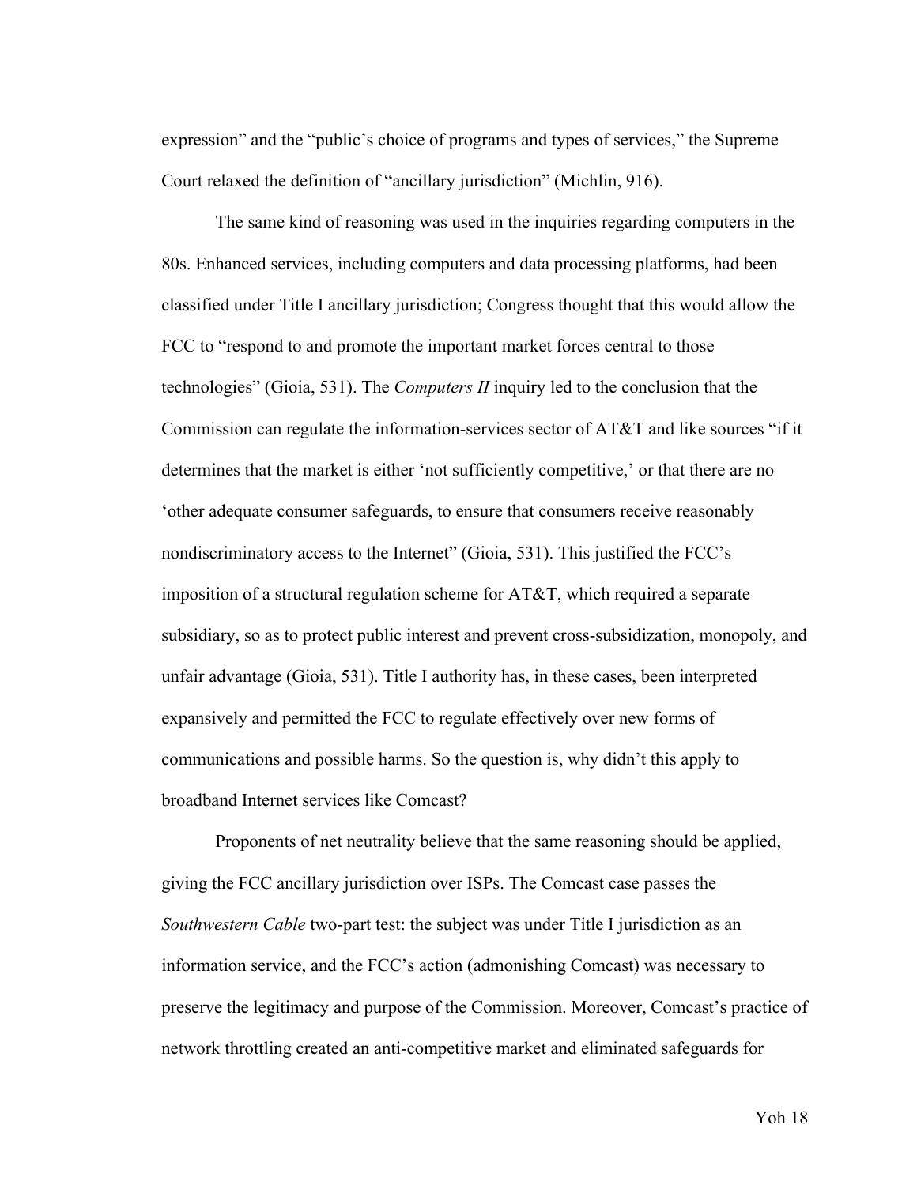expression" and the "public's choice of programs and types of services," the Supreme Court relaxed the definition of "ancillary jurisdiction" (Michlin, 916).

The same kind of reasoning was used in the inquiries regarding computers in the 80s. Enhanced services, including computers and data processing platforms, had been classified under Title I ancillary jurisdiction; Congress thought that this would allow the FCC to "respond to and promote the important market forces central to those technologies" (Gioia, 531). The *Computers II* inquiry led to the conclusion that the Commission can regulate the information-services sector of AT&T and like sources "if it determines that the market is either 'not sufficiently competitive,' or that there are no 'other adequate consumer safeguards, to ensure that consumers receive reasonably nondiscriminatory access to the Internet" (Gioia, 531). This justified the FCC's imposition of a structural regulation scheme for AT&T, which required a separate subsidiary, so as to protect public interest and prevent cross-subsidization, monopoly, and unfair advantage (Gioia, 531). Title I authority has, in these cases, been interpreted expansively and permitted the FCC to regulate effectively over new forms of communications and possible harms. So the question is, why didn't this apply to broadband Internet services like Comcast?

Proponents of net neutrality believe that the same reasoning should be applied, giving the FCC ancillary jurisdiction over ISPs. The Comcast case passes the *Southwestern Cable* two-part test: the subject was under Title I jurisdiction as an information service, and the FCC's action (admonishing Comcast) was necessary to preserve the legitimacy and purpose of the Commission. Moreover, Comcast's practice of network throttling created an anti-competitive market and eliminated safeguards for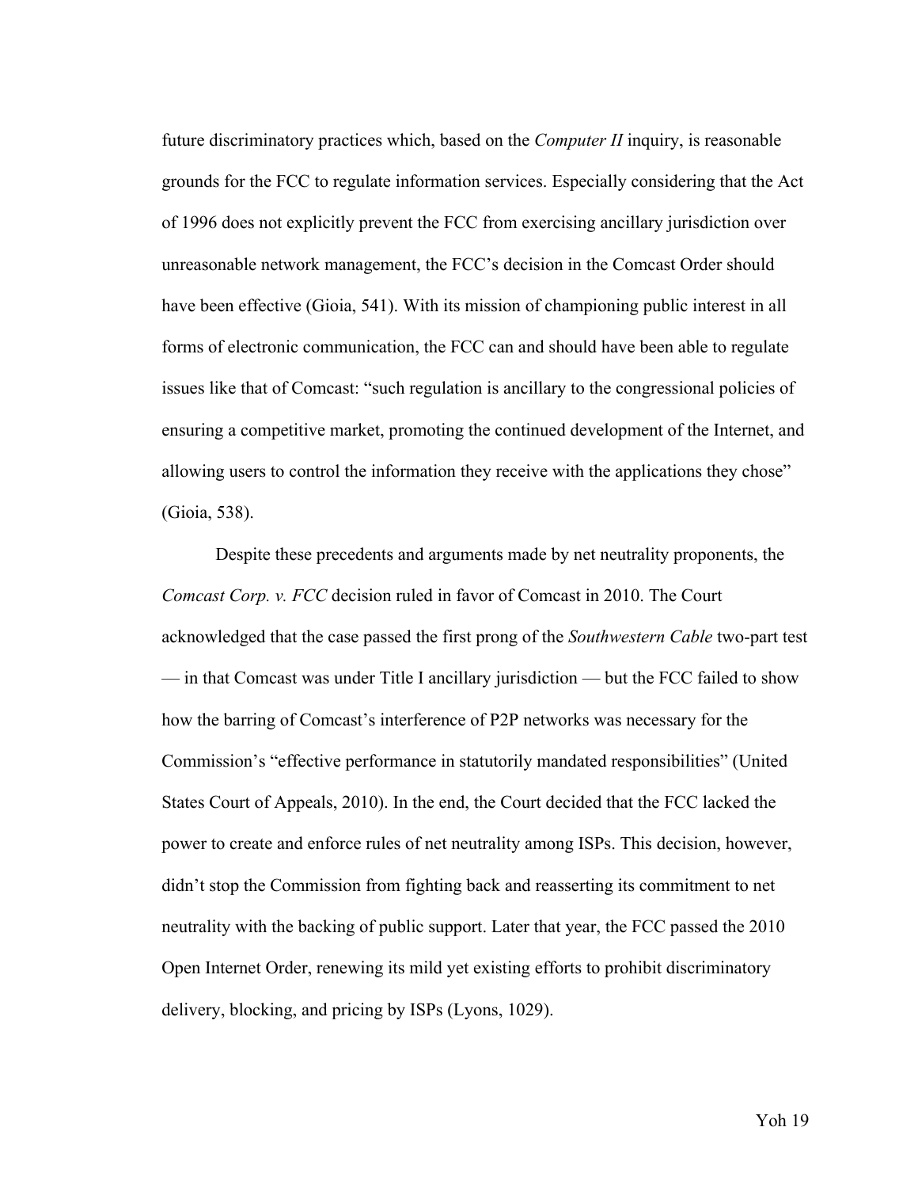future discriminatory practices which, based on the *Computer II* inquiry, is reasonable grounds for the FCC to regulate information services. Especially considering that the Act of 1996 does not explicitly prevent the FCC from exercising ancillary jurisdiction over unreasonable network management, the FCC's decision in the Comcast Order should have been effective (Gioia, 541). With its mission of championing public interest in all forms of electronic communication, the FCC can and should have been able to regulate issues like that of Comcast: "such regulation is ancillary to the congressional policies of ensuring a competitive market, promoting the continued development of the Internet, and allowing users to control the information they receive with the applications they chose" (Gioia, 538).

Despite these precedents and arguments made by net neutrality proponents, the *Comcast Corp. v. FCC* decision ruled in favor of Comcast in 2010. The Court acknowledged that the case passed the first prong of the *Southwestern Cable* two-part test — in that Comcast was under Title I ancillary jurisdiction — but the FCC failed to show how the barring of Comcast's interference of P2P networks was necessary for the Commission's "effective performance in statutorily mandated responsibilities" (United States Court of Appeals, 2010). In the end, the Court decided that the FCC lacked the power to create and enforce rules of net neutrality among ISPs. This decision, however, didn't stop the Commission from fighting back and reasserting its commitment to net neutrality with the backing of public support. Later that year, the FCC passed the 2010 Open Internet Order, renewing its mild yet existing efforts to prohibit discriminatory delivery, blocking, and pricing by ISPs (Lyons, 1029).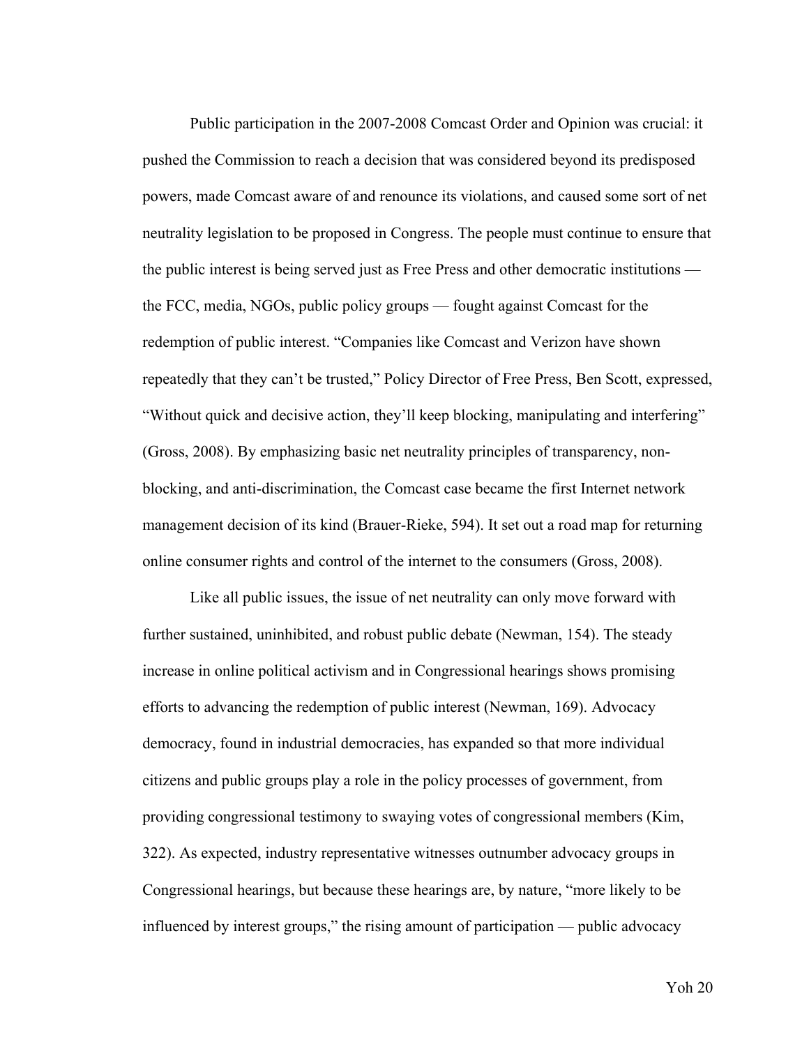Public participation in the 2007-2008 Comcast Order and Opinion was crucial: it pushed the Commission to reach a decision that was considered beyond its predisposed powers, made Comcast aware of and renounce its violations, and caused some sort of net neutrality legislation to be proposed in Congress. The people must continue to ensure that the public interest is being served just as Free Press and other democratic institutions — the FCC, media, NGOs, public policy groups — fought against Comcast for the redemption of public interest. "Companies like Comcast and Verizon have shown repeatedly that they can't be trusted," Policy Director of Free Press, Ben Scott, expressed, "Without quick and decisive action, they'll keep blocking, manipulating and interfering" (Gross, 2008). By emphasizing basic net neutrality principles of transparency, non-blocking, and anti-discrimination, the Comcast case became the first Internet network management decision of its kind (Brauer-Rieke, 594). It set out a road map for returning online consumer rights and control of the internet to the consumers (Gross, 2008).

Like all public issues, the issue of net neutrality can only move forward with further sustained, uninhibited, and robust public debate (Newman, 154). The steady increase in online political activism and in Congressional hearings shows promising efforts to advancing the redemption of public interest (Newman, 169). Advocacy democracy, found in industrial democracies, has expanded so that more individual citizens and public groups play a role in the policy processes of government, from providing congressional testimony to swaying votes of congressional members (Kim, 322). As expected, industry representative witnesses outnumber advocacy groups in Congressional hearings, but because these hearings are, by nature, "more likely to be influenced by interest groups," the rising amount of participation — public advocacy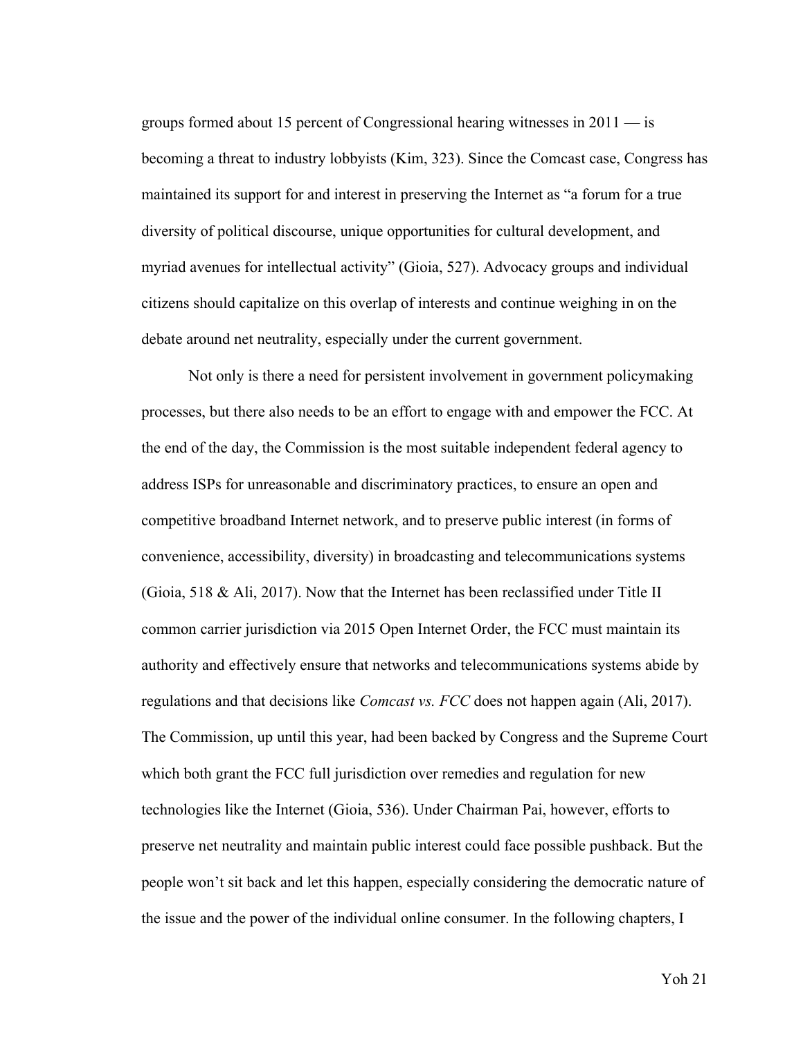groups formed about 15 percent of Congressional hearing witnesses in 2011 — is becoming a threat to industry lobbyists (Kim, 323). Since the Comcast case, Congress has maintained its support for and interest in preserving the Internet as "a forum for a true diversity of political discourse, unique opportunities for cultural development, and myriad avenues for intellectual activity" (Gioia, 527). Advocacy groups and individual citizens should capitalize on this overlap of interests and continue weighing in on the debate around net neutrality, especially under the current government.

Not only is there a need for persistent involvement in government policymaking processes, but there also needs to be an effort to engage with and empower the FCC. At the end of the day, the Commission is the most suitable independent federal agency to address ISPs for unreasonable and discriminatory practices, to ensure an open and competitive broadband Internet network, and to preserve public interest (in forms of convenience, accessibility, diversity) in broadcasting and telecommunications systems (Gioia, 518 & Ali, 2017). Now that the Internet has been reclassified under Title II common carrier jurisdiction via 2015 Open Internet Order, the FCC must maintain its authority and effectively ensure that networks and telecommunications systems abide by regulations and that decisions like *Comcast vs. FCC* does not happen again (Ali, 2017). The Commission, up until this year, had been backed by Congress and the Supreme Court which both grant the FCC full jurisdiction over remedies and regulation for new technologies like the Internet (Gioia, 536). Under Chairman Pai, however, efforts to preserve net neutrality and maintain public interest could face possible pushback. But the people won't sit back and let this happen, especially considering the democratic nature of the issue and the power of the individual online consumer. In the following chapters, I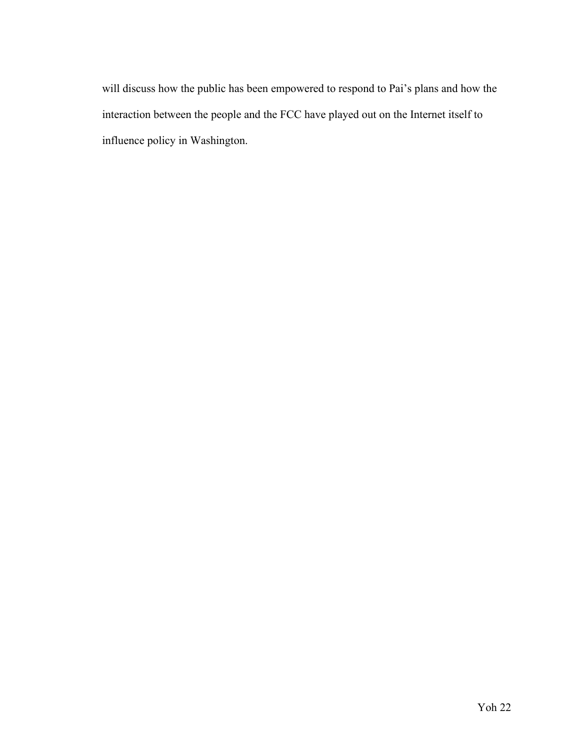will discuss how the public has been empowered to respond to Pai's plans and how the interaction between the people and the FCC have played out on the Internet itself to influence policy in Washington.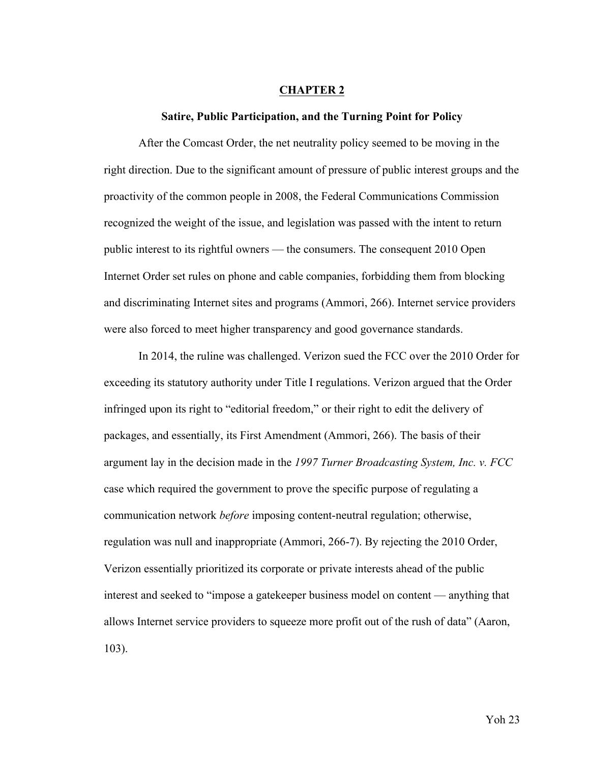## CHAPTER 2

### Satire, Public Participation, and the Turning Point for Policy

After the Comcast Order, the net neutrality policy seemed to be moving in the right direction. Due to the significant amount of pressure of public interest groups and the proactivity of the common people in 2008, the Federal Communications Commission recognized the weight of the issue, and legislation was passed with the intent to return public interest to its rightful owners — the consumers. The consequent 2010 Open Internet Order set rules on phone and cable companies, forbidding them from blocking and discriminating Internet sites and programs (Ammori, 266). Internet service providers were also forced to meet higher transparency and good governance standards.

In 2014, the ruline was challenged. Verizon sued the FCC over the 2010 Order for exceeding its statutory authority under Title I regulations. Verizon argued that the Order infringed upon its right to "editorial freedom," or their right to edit the delivery of packages, and essentially, its First Amendment (Ammori, 266). The basis of their argument lay in the decision made in the *1997 Turner Broadcasting System, Inc. v. FCC* case which required the government to prove the specific purpose of regulating a communication network *before* imposing content-neutral regulation; otherwise, regulation was null and inappropriate (Ammori, 266-7). By rejecting the 2010 Order, Verizon essentially prioritized its corporate or private interests ahead of the public interest and seeked to "impose a gatekeeper business model on content — anything that allows Internet service providers to squeeze more profit out of the rush of data" (Aaron, 103).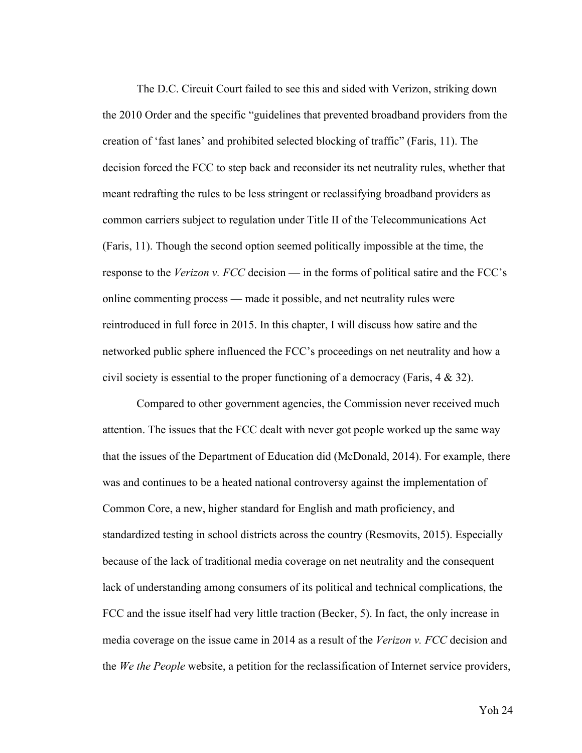The D.C. Circuit Court failed to see this and sided with Verizon, striking down the 2010 Order and the specific "guidelines that prevented broadband providers from the creation of 'fast lanes' and prohibited selected blocking of traffic" (Faris, 11). The decision forced the FCC to step back and reconsider its net neutrality rules, whether that meant redrafting the rules to be less stringent or reclassifying broadband providers as common carriers subject to regulation under Title II of the Telecommunications Act (Faris, 11). Though the second option seemed politically impossible at the time, the response to the *Verizon v. FCC* decision — in the forms of political satire and the FCC's online commenting process — made it possible, and net neutrality rules were reintroduced in full force in 2015. In this chapter, I will discuss how satire and the networked public sphere influenced the FCC's proceedings on net neutrality and how a civil society is essential to the proper functioning of a democracy (Faris, 4 & 32).

Compared to other government agencies, the Commission never received much attention. The issues that the FCC dealt with never got people worked up the same way that the issues of the Department of Education did (McDonald, 2014). For example, there was and continues to be a heated national controversy against the implementation of Common Core, a new, higher standard for English and math proficiency, and standardized testing in school districts across the country (Resmovits, 2015). Especially because of the lack of traditional media coverage on net neutrality and the consequent lack of understanding among consumers of its political and technical complications, the FCC and the issue itself had very little traction (Becker, 5). In fact, the only increase in media coverage on the issue came in 2014 as a result of the *Verizon v. FCC* decision and the *We the People* website, a petition for the reclassification of Internet service providers,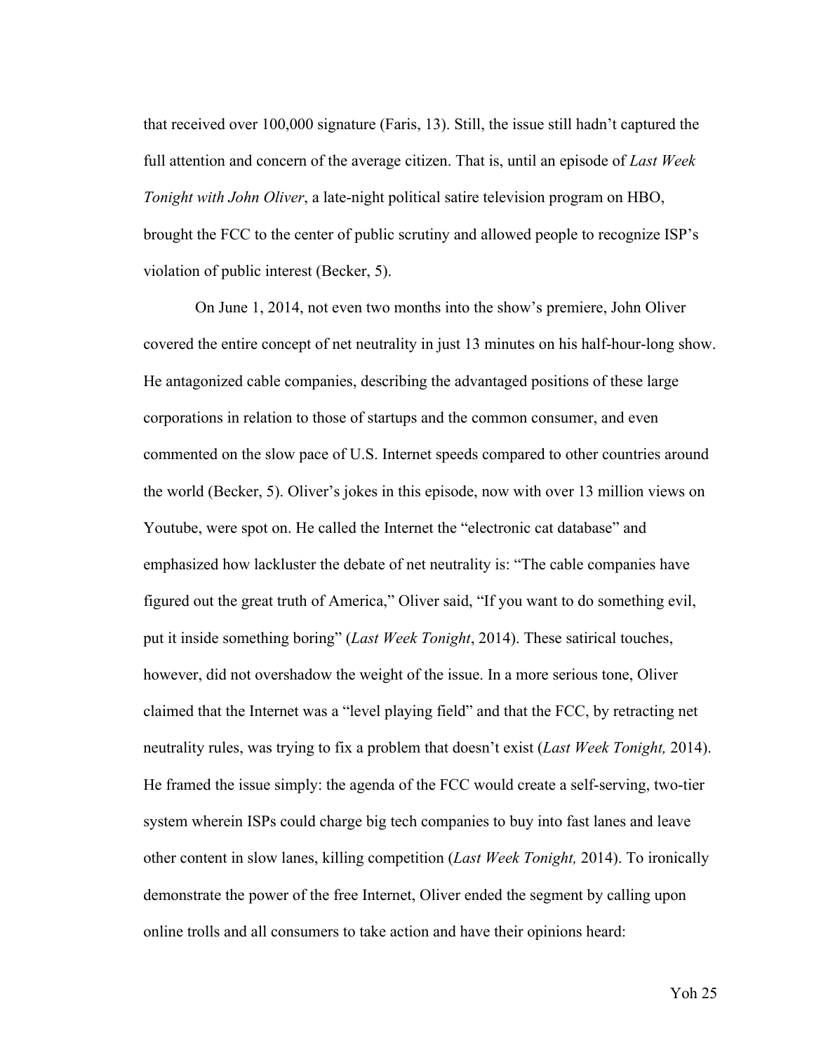that received over 100,000 signature (Faris, 13). Still, the issue still hadn't captured the full attention and concern of the average citizen. That is, until an episode of *Last Week Tonight with John Oliver*, a late-night political satire television program on HBO, brought the FCC to the center of public scrutiny and allowed people to recognize ISP's violation of public interest (Becker, 5).

On June 1, 2014, not even two months into the show's premiere, John Oliver covered the entire concept of net neutrality in just 13 minutes on his half-hour-long show. He antagonized cable companies, describing the advantaged positions of these large corporations in relation to those of startups and the common consumer, and even commented on the slow pace of U.S. Internet speeds compared to other countries around the world (Becker, 5). Oliver's jokes in this episode, now with over 13 million views on Youtube, were spot on. He called the Internet the "electronic cat database" and emphasized how lackluster the debate of net neutrality is: "The cable companies have figured out the great truth of America," Oliver said, "If you want to do something evil, put it inside something boring" (*Last Week Tonight*, 2014). These satirical touches, however, did not overshadow the weight of the issue. In a more serious tone, Oliver claimed that the Internet was a "level playing field" and that the FCC, by retracting net neutrality rules, was trying to fix a problem that doesn't exist (*Last Week Tonight,* 2014). He framed the issue simply: the agenda of the FCC would create a self-serving, two-tier system wherein ISPs could charge big tech companies to buy into fast lanes and leave other content in slow lanes, killing competition (*Last Week Tonight,* 2014). To ironically demonstrate the power of the free Internet, Oliver ended the segment by calling upon online trolls and all consumers to take action and have their opinions heard: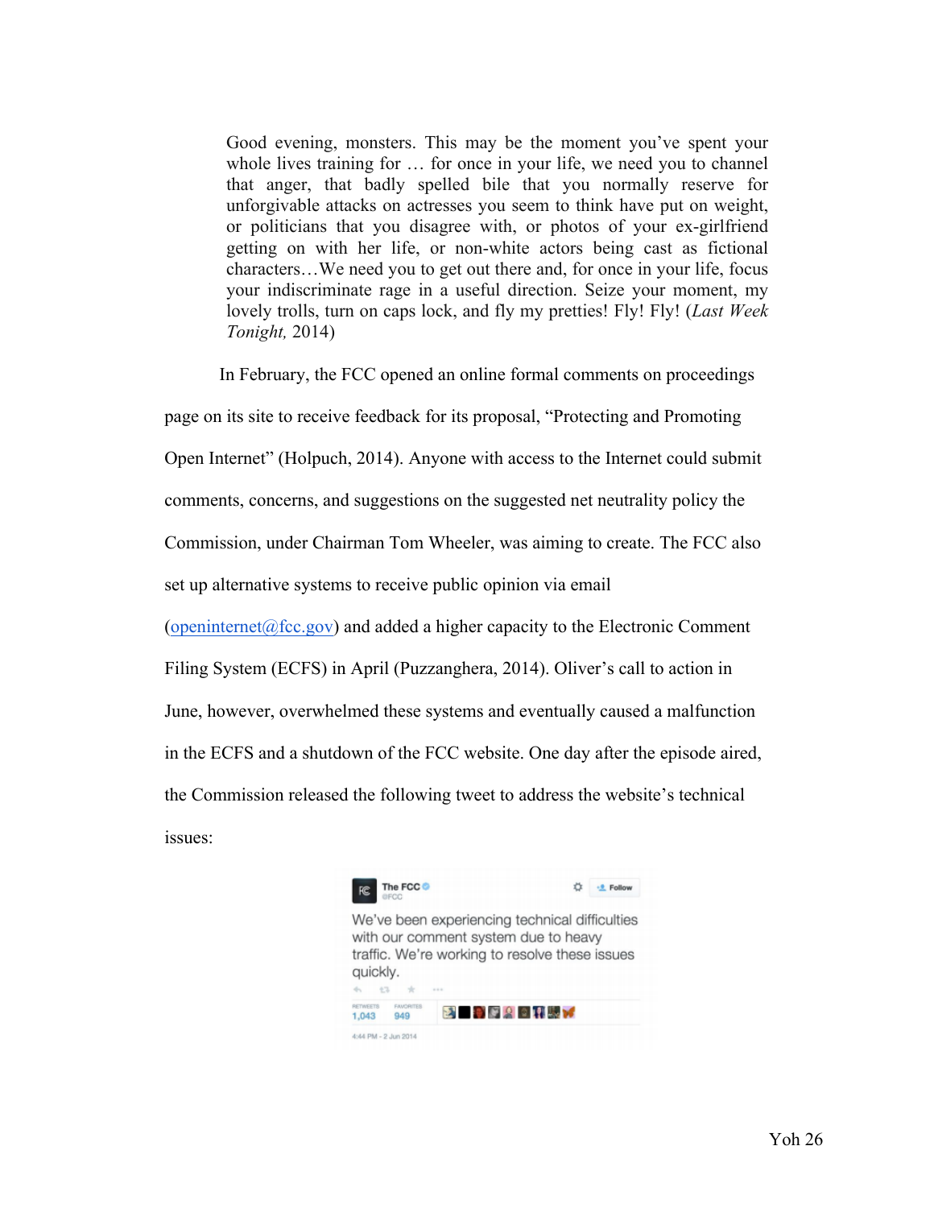> Good evening, monsters. This may be the moment you've spent your whole lives training for … for once in your life, we need you to channel that anger, that badly spelled bile that you normally reserve for unforgivable attacks on actresses you seem to think have put on weight, or politicians that you disagree with, or photos of your ex-girlfriend getting on with her life, or non-white actors being cast as fictional characters…We need you to get out there and, for once in your life, focus your indiscriminate rage in a useful direction. Seize your moment, my lovely trolls, turn on caps lock, and fly my pretties! Fly! Fly! (*Last Week Tonight,* 2014)

In February, the FCC opened an online formal comments on proceedings page on its site to receive feedback for its proposal, "Protecting and Promoting Open Internet" (Holpuch, 2014). Anyone with access to the Internet could submit comments, concerns, and suggestions on the suggested net neutrality policy the Commission, under Chairman Tom Wheeler, was aiming to create. The FCC also set up alternative systems to receive public opinion via email (openinternet@fcc.gov) and added a higher capacity to the Electronic Comment Filing System (ECFS) in April (Puzzanghera, 2014). Oliver's call to action in June, however, overwhelmed these systems and eventually caused a malfunction in the ECFS and a shutdown of the FCC website. One day after the episode aired, the Commission released the following tweet to address the website's technical issues:

> **The FCC** @FCC
>
> We've been experiencing technical difficulties with our comment system due to heavy traffic. We're working to resolve these issues quickly.
>
> RETWEETS 1,043 FAVORITES 949
>
> 4:44 PM - 2 Jun 2014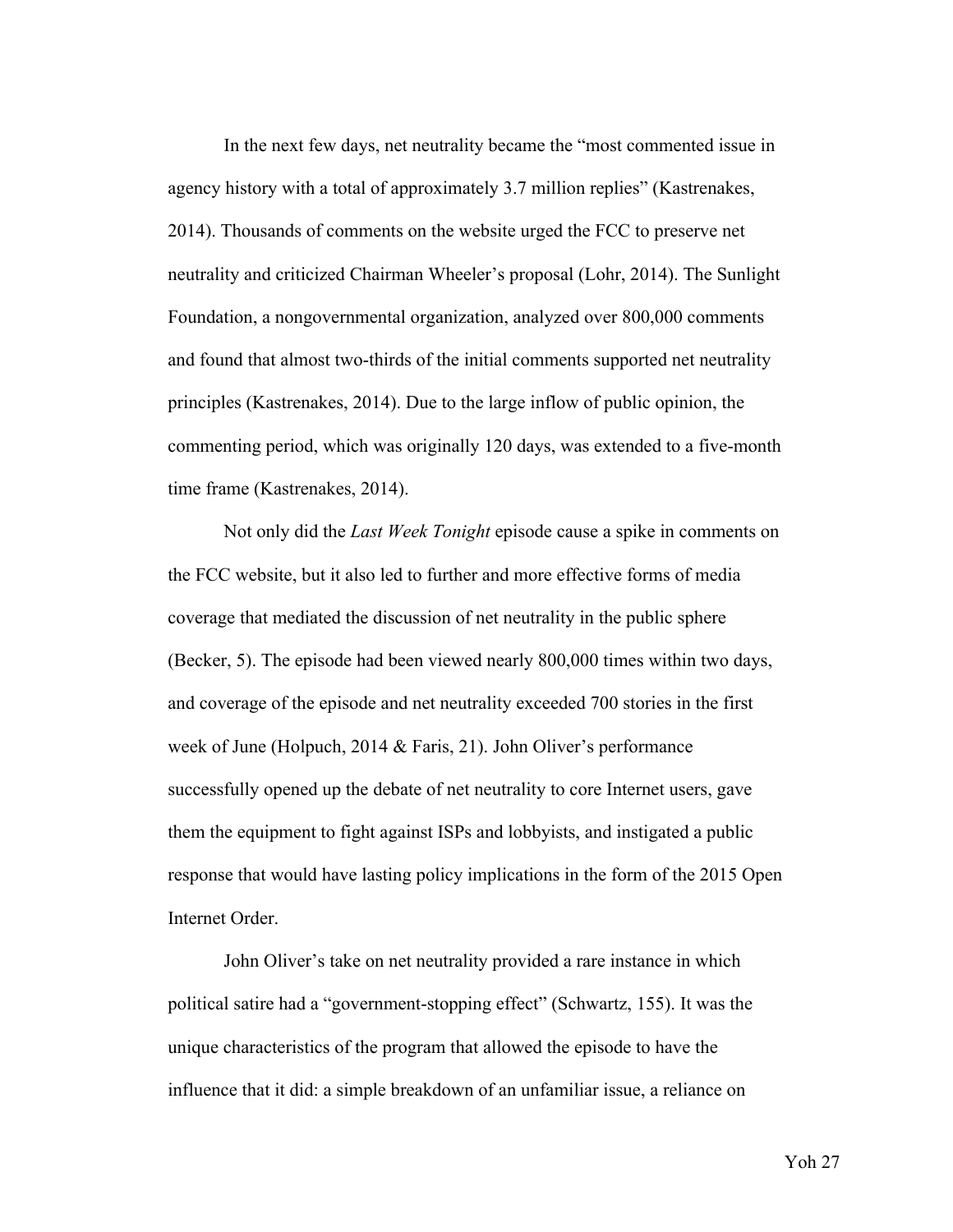In the next few days, net neutrality became the "most commented issue in agency history with a total of approximately 3.7 million replies" (Kastrenakes, 2014). Thousands of comments on the website urged the FCC to preserve net neutrality and criticized Chairman Wheeler's proposal (Lohr, 2014). The Sunlight Foundation, a nongovernmental organization, analyzed over 800,000 comments and found that almost two-thirds of the initial comments supported net neutrality principles (Kastrenakes, 2014). Due to the large inflow of public opinion, the commenting period, which was originally 120 days, was extended to a five-month time frame (Kastrenakes, 2014).

Not only did the *Last Week Tonight* episode cause a spike in comments on the FCC website, but it also led to further and more effective forms of media coverage that mediated the discussion of net neutrality in the public sphere (Becker, 5). The episode had been viewed nearly 800,000 times within two days, and coverage of the episode and net neutrality exceeded 700 stories in the first week of June (Holpuch, 2014 & Faris, 21). John Oliver's performance successfully opened up the debate of net neutrality to core Internet users, gave them the equipment to fight against ISPs and lobbyists, and instigated a public response that would have lasting policy implications in the form of the 2015 Open Internet Order.

John Oliver's take on net neutrality provided a rare instance in which political satire had a "government-stopping effect" (Schwartz, 155). It was the unique characteristics of the program that allowed the episode to have the influence that it did: a simple breakdown of an unfamiliar issue, a reliance on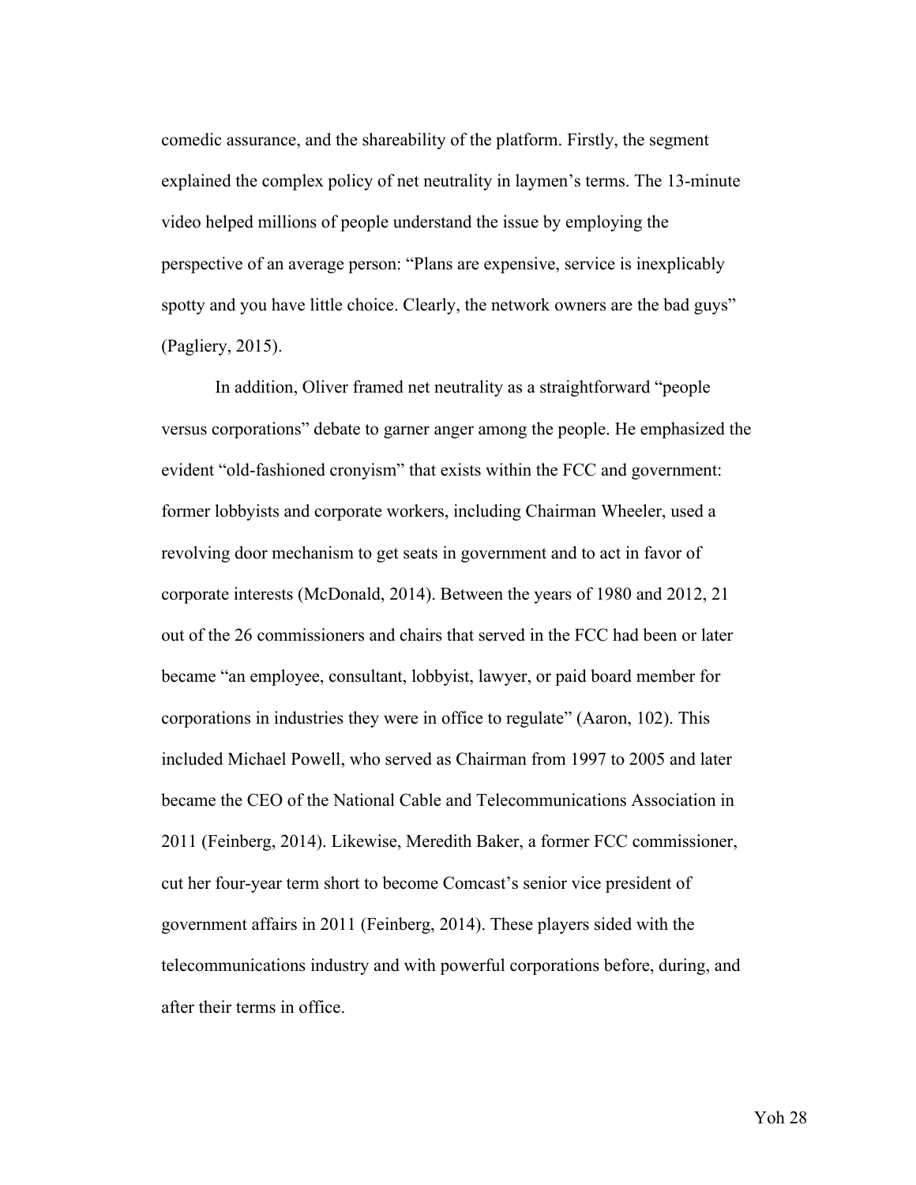comedic assurance, and the shareability of the platform. Firstly, the segment explained the complex policy of net neutrality in laymen's terms. The 13-minute video helped millions of people understand the issue by employing the perspective of an average person: "Plans are expensive, service is inexplicably spotty and you have little choice. Clearly, the network owners are the bad guys" (Pagliery, 2015).

In addition, Oliver framed net neutrality as a straightforward "people versus corporations" debate to garner anger among the people. He emphasized the evident "old-fashioned cronyism" that exists within the FCC and government: former lobbyists and corporate workers, including Chairman Wheeler, used a revolving door mechanism to get seats in government and to act in favor of corporate interests (McDonald, 2014). Between the years of 1980 and 2012, 21 out of the 26 commissioners and chairs that served in the FCC had been or later became "an employee, consultant, lobbyist, lawyer, or paid board member for corporations in industries they were in office to regulate" (Aaron, 102). This included Michael Powell, who served as Chairman from 1997 to 2005 and later became the CEO of the National Cable and Telecommunications Association in 2011 (Feinberg, 2014). Likewise, Meredith Baker, a former FCC commissioner, cut her four-year term short to become Comcast's senior vice president of government affairs in 2011 (Feinberg, 2014). These players sided with the telecommunications industry and with powerful corporations before, during, and after their terms in office.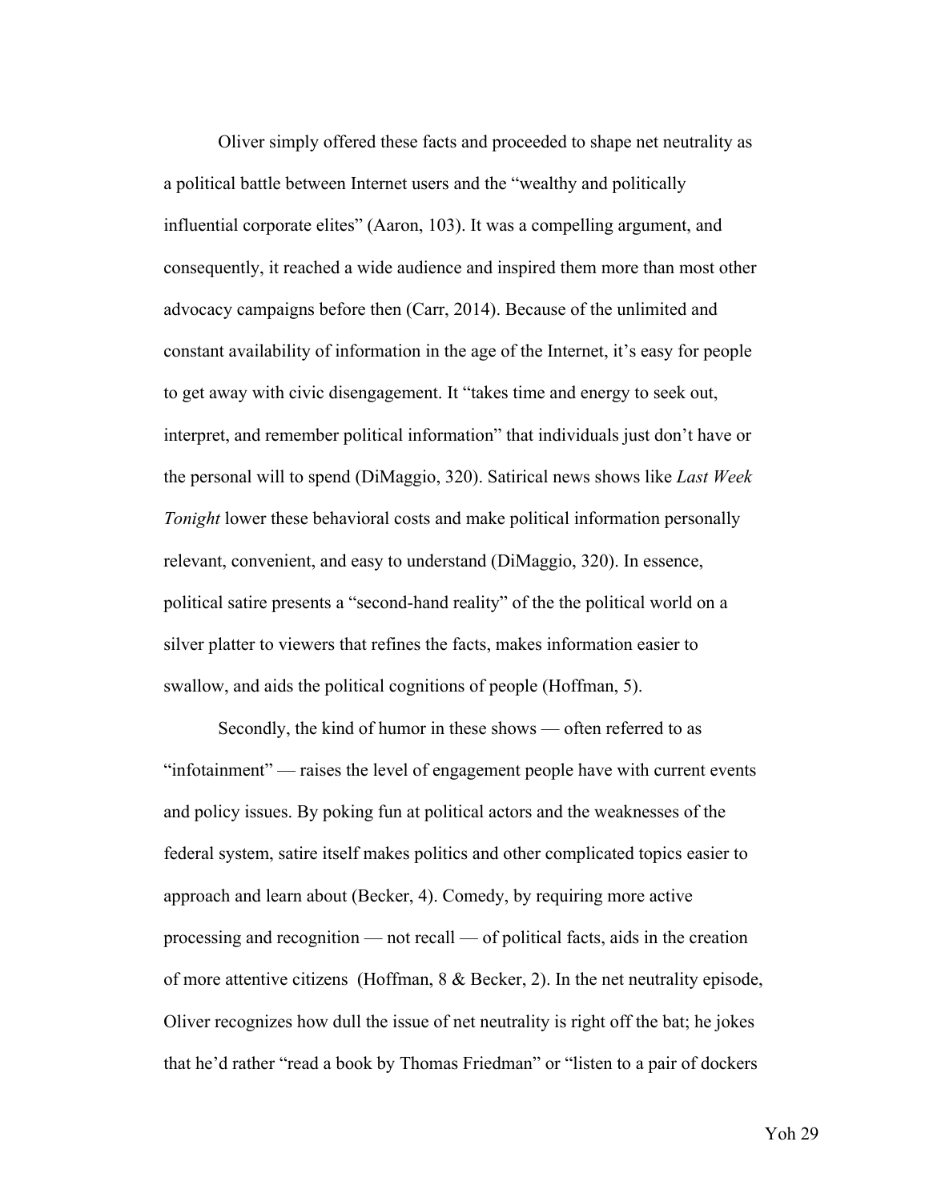Oliver simply offered these facts and proceeded to shape net neutrality as a political battle between Internet users and the "wealthy and politically influential corporate elites" (Aaron, 103). It was a compelling argument, and consequently, it reached a wide audience and inspired them more than most other advocacy campaigns before then (Carr, 2014). Because of the unlimited and constant availability of information in the age of the Internet, it's easy for people to get away with civic disengagement. It "takes time and energy to seek out, interpret, and remember political information" that individuals just don't have or the personal will to spend (DiMaggio, 320). Satirical news shows like *Last Week Tonight* lower these behavioral costs and make political information personally relevant, convenient, and easy to understand (DiMaggio, 320). In essence, political satire presents a "second-hand reality" of the the political world on a silver platter to viewers that refines the facts, makes information easier to swallow, and aids the political cognitions of people (Hoffman, 5).

Secondly, the kind of humor in these shows — often referred to as "infotainment" — raises the level of engagement people have with current events and policy issues. By poking fun at political actors and the weaknesses of the federal system, satire itself makes politics and other complicated topics easier to approach and learn about (Becker, 4). Comedy, by requiring more active processing and recognition — not recall — of political facts, aids in the creation of more attentive citizens (Hoffman, 8 & Becker, 2). In the net neutrality episode, Oliver recognizes how dull the issue of net neutrality is right off the bat; he jokes that he'd rather "read a book by Thomas Friedman" or "listen to a pair of dockers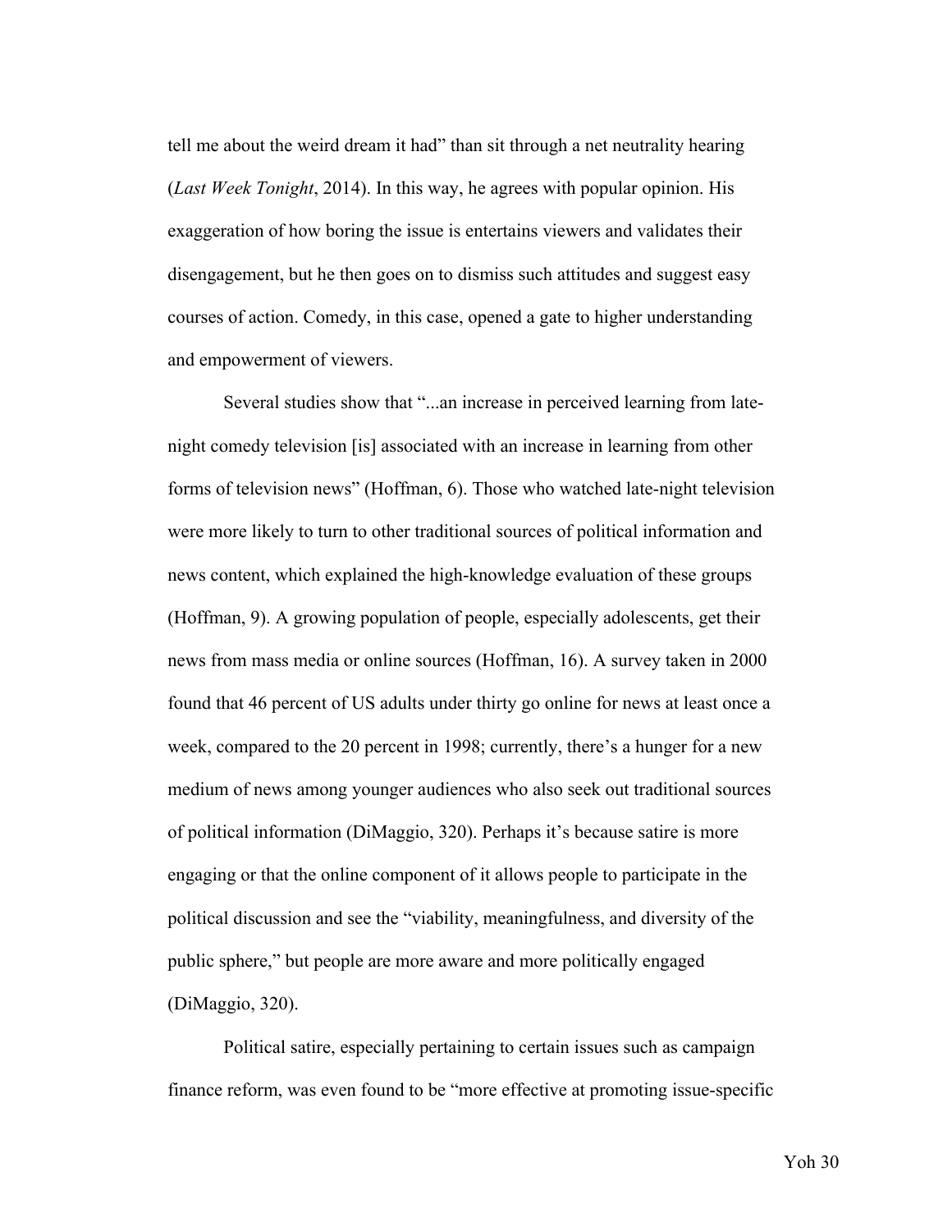tell me about the weird dream it had" than sit through a net neutrality hearing (*Last Week Tonight*, 2014). In this way, he agrees with popular opinion. His exaggeration of how boring the issue is entertains viewers and validates their disengagement, but he then goes on to dismiss such attitudes and suggest easy courses of action. Comedy, in this case, opened a gate to higher understanding and empowerment of viewers.

Several studies show that "...an increase in perceived learning from late-night comedy television [is] associated with an increase in learning from other forms of television news" (Hoffman, 6). Those who watched late-night television were more likely to turn to other traditional sources of political information and news content, which explained the high-knowledge evaluation of these groups (Hoffman, 9). A growing population of people, especially adolescents, get their news from mass media or online sources (Hoffman, 16). A survey taken in 2000 found that 46 percent of US adults under thirty go online for news at least once a week, compared to the 20 percent in 1998; currently, there's a hunger for a new medium of news among younger audiences who also seek out traditional sources of political information (DiMaggio, 320). Perhaps it's because satire is more engaging or that the online component of it allows people to participate in the political discussion and see the "viability, meaningfulness, and diversity of the public sphere," but people are more aware and more politically engaged (DiMaggio, 320).

Political satire, especially pertaining to certain issues such as campaign finance reform, was even found to be "more effective at promoting issue-specific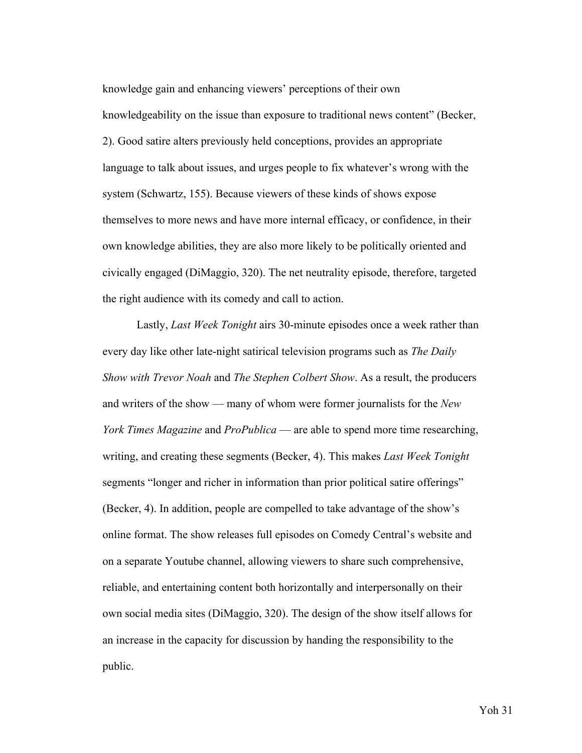knowledge gain and enhancing viewers' perceptions of their own knowledgeability on the issue than exposure to traditional news content" (Becker, 2). Good satire alters previously held conceptions, provides an appropriate language to talk about issues, and urges people to fix whatever's wrong with the system (Schwartz, 155). Because viewers of these kinds of shows expose themselves to more news and have more internal efficacy, or confidence, in their own knowledge abilities, they are also more likely to be politically oriented and civically engaged (DiMaggio, 320). The net neutrality episode, therefore, targeted the right audience with its comedy and call to action.

Lastly, *Last Week Tonight* airs 30-minute episodes once a week rather than every day like other late-night satirical television programs such as *The Daily Show with Trevor Noah* and *The Stephen Colbert Show*. As a result, the producers and writers of the show — many of whom were former journalists for the *New York Times Magazine* and *ProPublica* — are able to spend more time researching, writing, and creating these segments (Becker, 4). This makes *Last Week Tonight* segments "longer and richer in information than prior political satire offerings" (Becker, 4). In addition, people are compelled to take advantage of the show's online format. The show releases full episodes on Comedy Central's website and on a separate Youtube channel, allowing viewers to share such comprehensive, reliable, and entertaining content both horizontally and interpersonally on their own social media sites (DiMaggio, 320). The design of the show itself allows for an increase in the capacity for discussion by handing the responsibility to the public.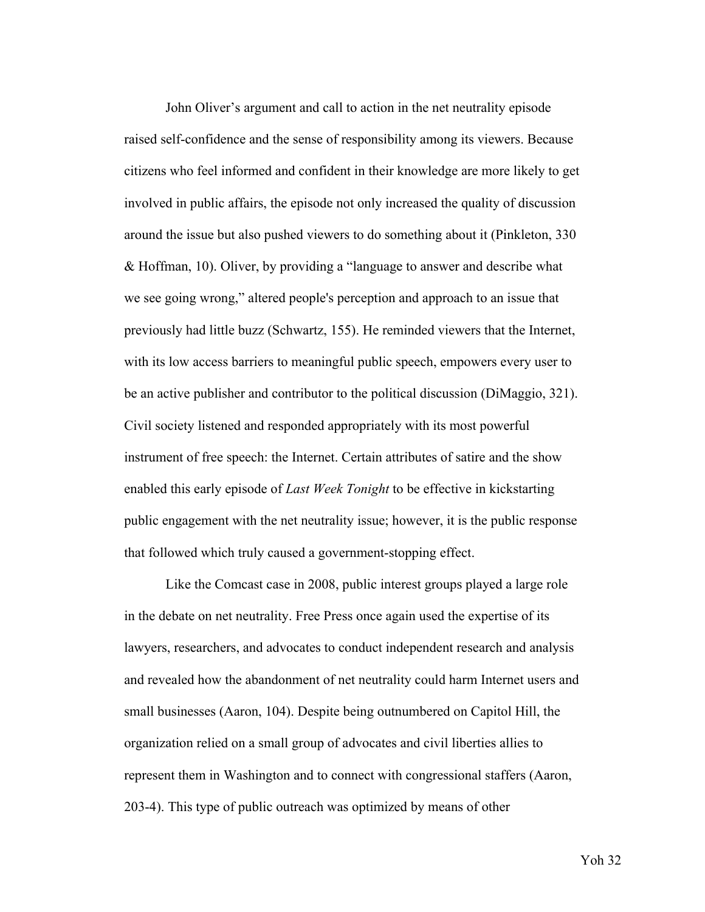John Oliver's argument and call to action in the net neutrality episode raised self-confidence and the sense of responsibility among its viewers. Because citizens who feel informed and confident in their knowledge are more likely to get involved in public affairs, the episode not only increased the quality of discussion around the issue but also pushed viewers to do something about it (Pinkleton, 330 & Hoffman, 10). Oliver, by providing a "language to answer and describe what we see going wrong," altered people's perception and approach to an issue that previously had little buzz (Schwartz, 155). He reminded viewers that the Internet, with its low access barriers to meaningful public speech, empowers every user to be an active publisher and contributor to the political discussion (DiMaggio, 321). Civil society listened and responded appropriately with its most powerful instrument of free speech: the Internet. Certain attributes of satire and the show enabled this early episode of *Last Week Tonight* to be effective in kickstarting public engagement with the net neutrality issue; however, it is the public response that followed which truly caused a government-stopping effect.

Like the Comcast case in 2008, public interest groups played a large role in the debate on net neutrality. Free Press once again used the expertise of its lawyers, researchers, and advocates to conduct independent research and analysis and revealed how the abandonment of net neutrality could harm Internet users and small businesses (Aaron, 104). Despite being outnumbered on Capitol Hill, the organization relied on a small group of advocates and civil liberties allies to represent them in Washington and to connect with congressional staffers (Aaron, 203-4). This type of public outreach was optimized by means of other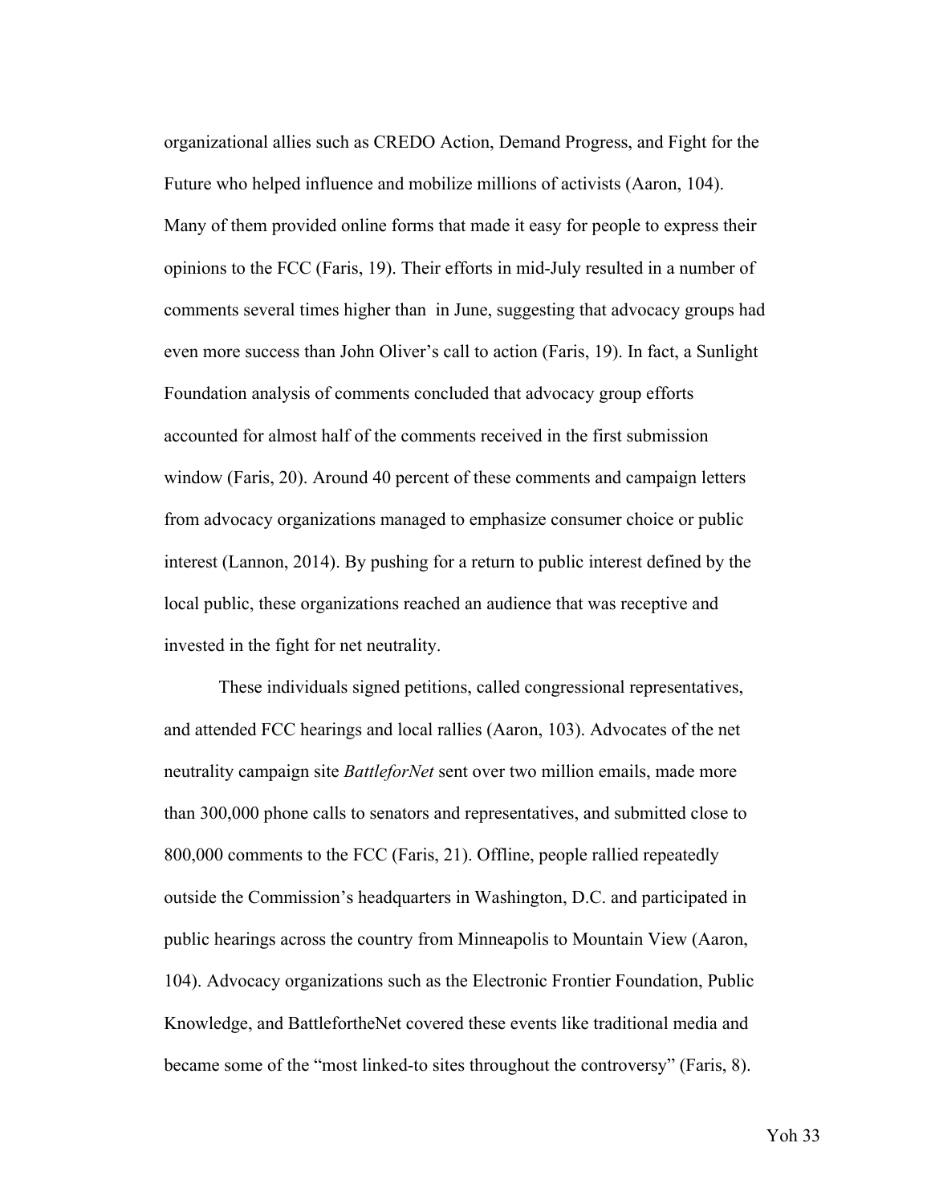organizational allies such as CREDO Action, Demand Progress, and Fight for the Future who helped influence and mobilize millions of activists (Aaron, 104). Many of them provided online forms that made it easy for people to express their opinions to the FCC (Faris, 19). Their efforts in mid-July resulted in a number of comments several times higher than in June, suggesting that advocacy groups had even more success than John Oliver's call to action (Faris, 19). In fact, a Sunlight Foundation analysis of comments concluded that advocacy group efforts accounted for almost half of the comments received in the first submission window (Faris, 20). Around 40 percent of these comments and campaign letters from advocacy organizations managed to emphasize consumer choice or public interest (Lannon, 2014). By pushing for a return to public interest defined by the local public, these organizations reached an audience that was receptive and invested in the fight for net neutrality.

These individuals signed petitions, called congressional representatives, and attended FCC hearings and local rallies (Aaron, 103). Advocates of the net neutrality campaign site *BattleforNet* sent over two million emails, made more than 300,000 phone calls to senators and representatives, and submitted close to 800,000 comments to the FCC (Faris, 21). Offline, people rallied repeatedly outside the Commission's headquarters in Washington, D.C. and participated in public hearings across the country from Minneapolis to Mountain View (Aaron, 104). Advocacy organizations such as the Electronic Frontier Foundation, Public Knowledge, and BattlefortheNet covered these events like traditional media and became some of the "most linked-to sites throughout the controversy" (Faris, 8).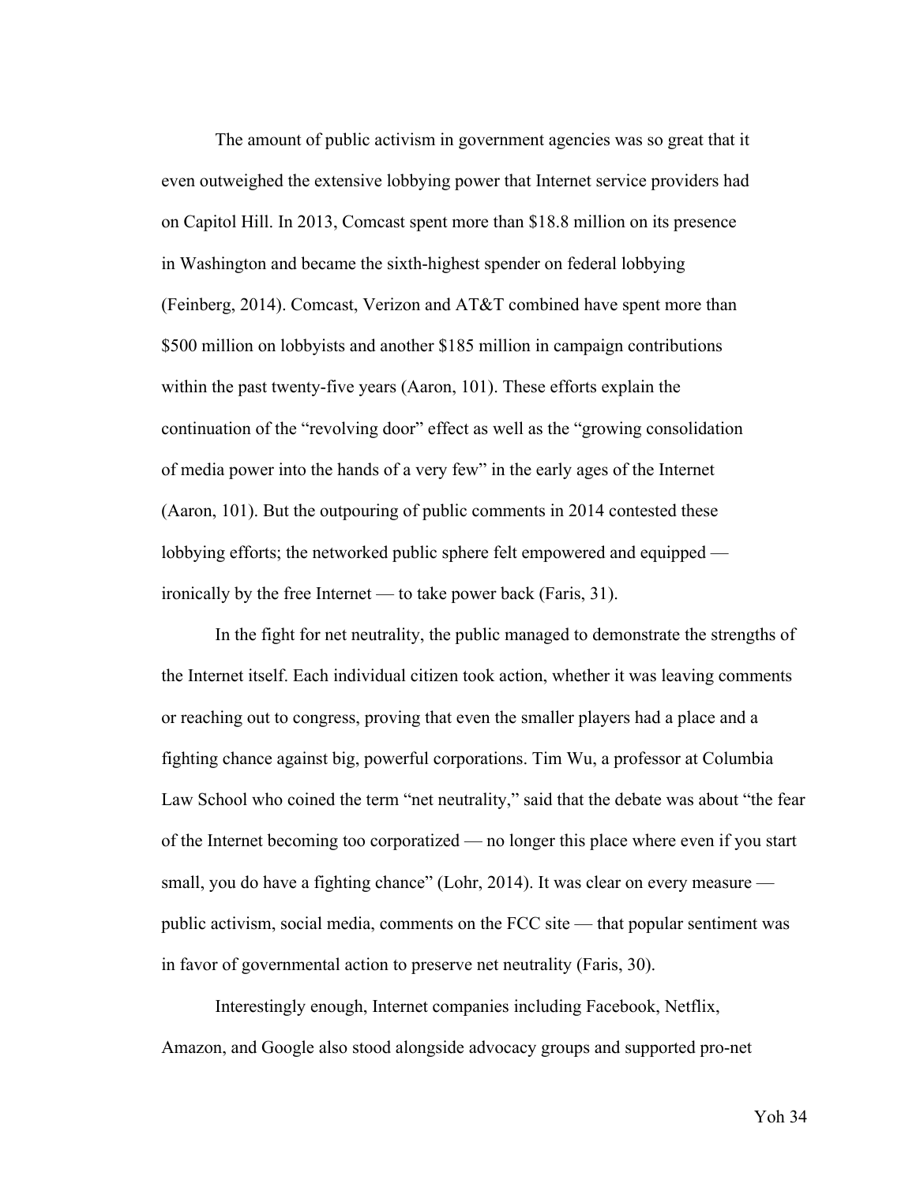The amount of public activism in government agencies was so great that it even outweighed the extensive lobbying power that Internet service providers had on Capitol Hill. In 2013, Comcast spent more than $18.8 million on its presence in Washington and became the sixth-highest spender on federal lobbying (Feinberg, 2014). Comcast, Verizon and AT&T combined have spent more than $500 million on lobbyists and another $185 million in campaign contributions within the past twenty-five years (Aaron, 101). These efforts explain the continuation of the "revolving door" effect as well as the "growing consolidation of media power into the hands of a very few" in the early ages of the Internet (Aaron, 101). But the outpouring of public comments in 2014 contested these lobbying efforts; the networked public sphere felt empowered and equipped — ironically by the free Internet — to take power back (Faris, 31).

In the fight for net neutrality, the public managed to demonstrate the strengths of the Internet itself. Each individual citizen took action, whether it was leaving comments or reaching out to congress, proving that even the smaller players had a place and a fighting chance against big, powerful corporations. Tim Wu, a professor at Columbia Law School who coined the term "net neutrality," said that the debate was about "the fear of the Internet becoming too corporatized — no longer this place where even if you start small, you do have a fighting chance" (Lohr, 2014). It was clear on every measure — public activism, social media, comments on the FCC site — that popular sentiment was in favor of governmental action to preserve net neutrality (Faris, 30).

Interestingly enough, Internet companies including Facebook, Netflix, Amazon, and Google also stood alongside advocacy groups and supported pro-net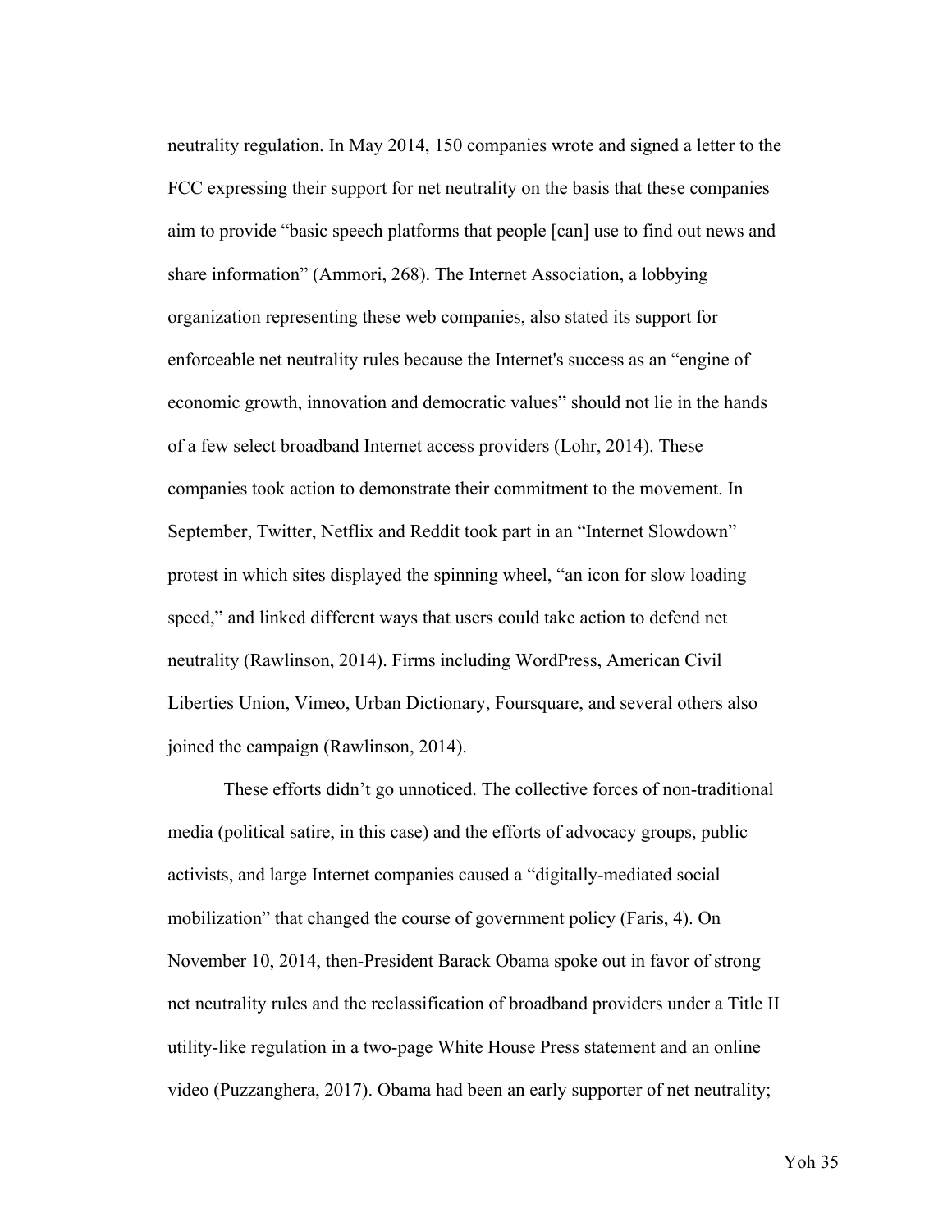neutrality regulation. In May 2014, 150 companies wrote and signed a letter to the FCC expressing their support for net neutrality on the basis that these companies aim to provide "basic speech platforms that people [can] use to find out news and share information" (Ammori, 268). The Internet Association, a lobbying organization representing these web companies, also stated its support for enforceable net neutrality rules because the Internet's success as an "engine of economic growth, innovation and democratic values" should not lie in the hands of a few select broadband Internet access providers (Lohr, 2014). These companies took action to demonstrate their commitment to the movement. In September, Twitter, Netflix and Reddit took part in an "Internet Slowdown" protest in which sites displayed the spinning wheel, "an icon for slow loading speed," and linked different ways that users could take action to defend net neutrality (Rawlinson, 2014). Firms including WordPress, American Civil Liberties Union, Vimeo, Urban Dictionary, Foursquare, and several others also joined the campaign (Rawlinson, 2014).

These efforts didn't go unnoticed. The collective forces of non-traditional media (political satire, in this case) and the efforts of advocacy groups, public activists, and large Internet companies caused a "digitally-mediated social mobilization" that changed the course of government policy (Faris, 4). On November 10, 2014, then-President Barack Obama spoke out in favor of strong net neutrality rules and the reclassification of broadband providers under a Title II utility-like regulation in a two-page White House Press statement and an online video (Puzzanghera, 2017). Obama had been an early supporter of net neutrality;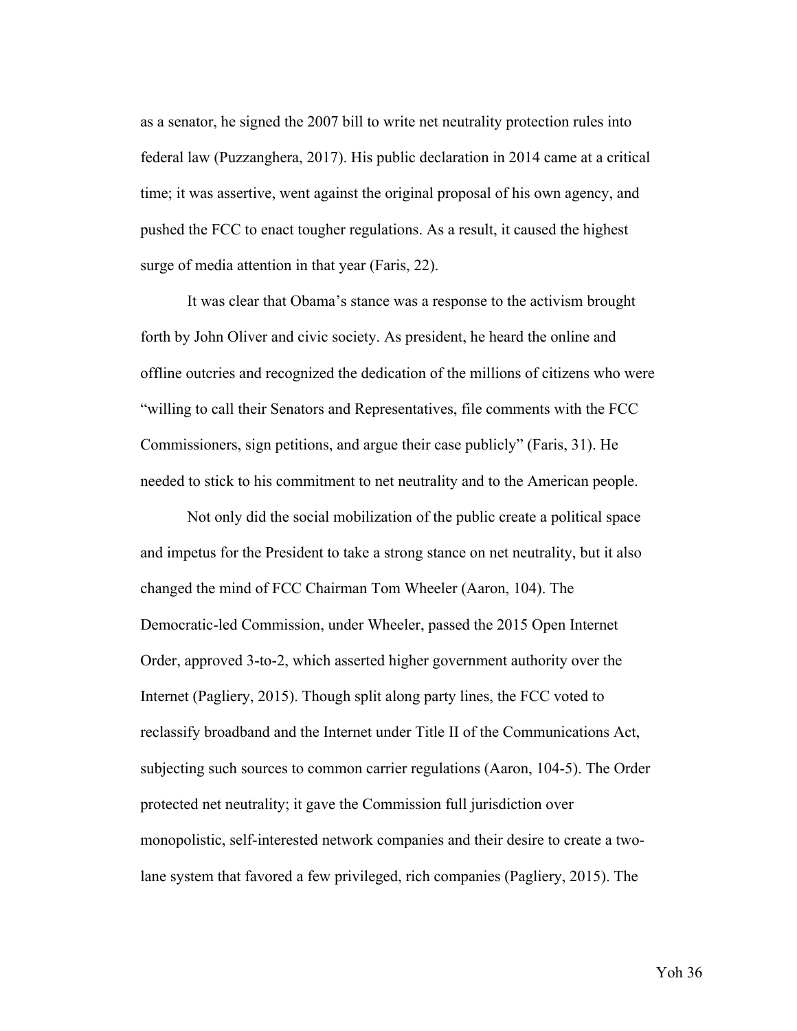as a senator, he signed the 2007 bill to write net neutrality protection rules into federal law (Puzzanghera, 2017). His public declaration in 2014 came at a critical time; it was assertive, went against the original proposal of his own agency, and pushed the FCC to enact tougher regulations. As a result, it caused the highest surge of media attention in that year (Faris, 22).

It was clear that Obama's stance was a response to the activism brought forth by John Oliver and civic society. As president, he heard the online and offline outcries and recognized the dedication of the millions of citizens who were "willing to call their Senators and Representatives, file comments with the FCC Commissioners, sign petitions, and argue their case publicly" (Faris, 31). He needed to stick to his commitment to net neutrality and to the American people.

Not only did the social mobilization of the public create a political space and impetus for the President to take a strong stance on net neutrality, but it also changed the mind of FCC Chairman Tom Wheeler (Aaron, 104). The Democratic-led Commission, under Wheeler, passed the 2015 Open Internet Order, approved 3-to-2, which asserted higher government authority over the Internet (Pagliery, 2015). Though split along party lines, the FCC voted to reclassify broadband and the Internet under Title II of the Communications Act, subjecting such sources to common carrier regulations (Aaron, 104-5). The Order protected net neutrality; it gave the Commission full jurisdiction over monopolistic, self-interested network companies and their desire to create a two-lane system that favored a few privileged, rich companies (Pagliery, 2015). The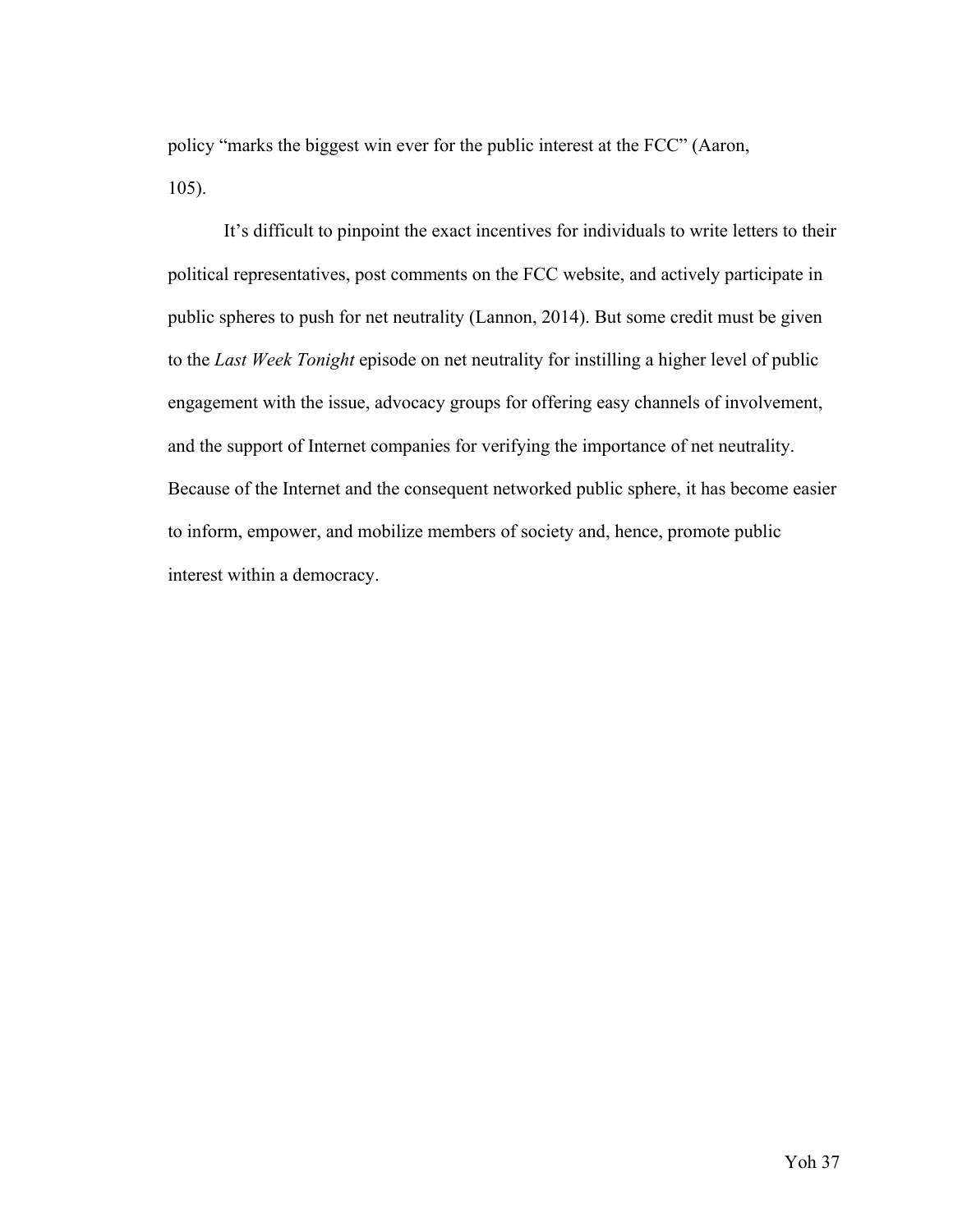policy "marks the biggest win ever for the public interest at the FCC" (Aaron, 105).

It's difficult to pinpoint the exact incentives for individuals to write letters to their political representatives, post comments on the FCC website, and actively participate in public spheres to push for net neutrality (Lannon, 2014). But some credit must be given to the *Last Week Tonight* episode on net neutrality for instilling a higher level of public engagement with the issue, advocacy groups for offering easy channels of involvement, and the support of Internet companies for verifying the importance of net neutrality. Because of the Internet and the consequent networked public sphere, it has become easier to inform, empower, and mobilize members of society and, hence, promote public interest within a democracy.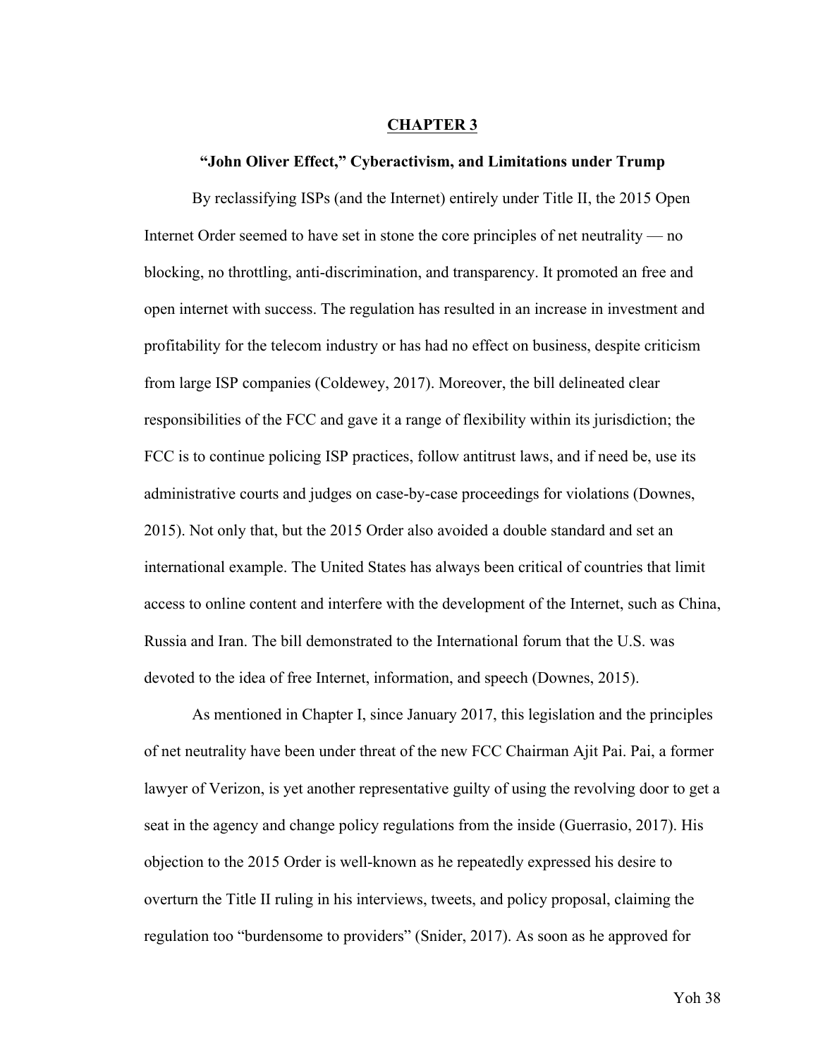# CHAPTER 3

## "John Oliver Effect," Cyberactivism, and Limitations under Trump

By reclassifying ISPs (and the Internet) entirely under Title II, the 2015 Open Internet Order seemed to have set in stone the core principles of net neutrality — no blocking, no throttling, anti-discrimination, and transparency. It promoted an free and open internet with success. The regulation has resulted in an increase in investment and profitability for the telecom industry or has had no effect on business, despite criticism from large ISP companies (Coldewey, 2017). Moreover, the bill delineated clear responsibilities of the FCC and gave it a range of flexibility within its jurisdiction; the FCC is to continue policing ISP practices, follow antitrust laws, and if need be, use its administrative courts and judges on case-by-case proceedings for violations (Downes, 2015). Not only that, but the 2015 Order also avoided a double standard and set an international example. The United States has always been critical of countries that limit access to online content and interfere with the development of the Internet, such as China, Russia and Iran. The bill demonstrated to the International forum that the U.S. was devoted to the idea of free Internet, information, and speech (Downes, 2015).

As mentioned in Chapter I, since January 2017, this legislation and the principles of net neutrality have been under threat of the new FCC Chairman Ajit Pai. Pai, a former lawyer of Verizon, is yet another representative guilty of using the revolving door to get a seat in the agency and change policy regulations from the inside (Guerrasio, 2017). His objection to the 2015 Order is well-known as he repeatedly expressed his desire to overturn the Title II ruling in his interviews, tweets, and policy proposal, claiming the regulation too "burdensome to providers" (Snider, 2017). As soon as he approved for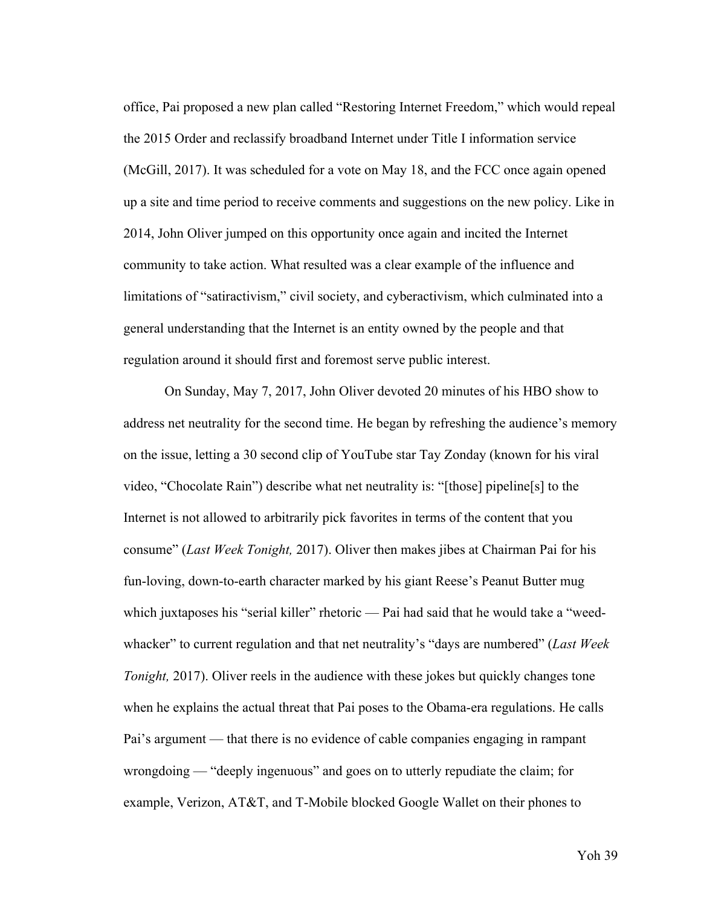office, Pai proposed a new plan called "Restoring Internet Freedom," which would repeal the 2015 Order and reclassify broadband Internet under Title I information service (McGill, 2017). It was scheduled for a vote on May 18, and the FCC once again opened up a site and time period to receive comments and suggestions on the new policy. Like in 2014, John Oliver jumped on this opportunity once again and incited the Internet community to take action. What resulted was a clear example of the influence and limitations of "satiractivism," civil society, and cyberactivism, which culminated into a general understanding that the Internet is an entity owned by the people and that regulation around it should first and foremost serve public interest.

On Sunday, May 7, 2017, John Oliver devoted 20 minutes of his HBO show to address net neutrality for the second time. He began by refreshing the audience's memory on the issue, letting a 30 second clip of YouTube star Tay Zonday (known for his viral video, "Chocolate Rain") describe what net neutrality is: "[those] pipeline[s] to the Internet is not allowed to arbitrarily pick favorites in terms of the content that you consume" (*Last Week Tonight,* 2017). Oliver then makes jibes at Chairman Pai for his fun-loving, down-to-earth character marked by his giant Reese's Peanut Butter mug which juxtaposes his "serial killer" rhetoric — Pai had said that he would take a "weed-whacker" to current regulation and that net neutrality's "days are numbered" (*Last Week Tonight,* 2017). Oliver reels in the audience with these jokes but quickly changes tone when he explains the actual threat that Pai poses to the Obama-era regulations. He calls Pai's argument — that there is no evidence of cable companies engaging in rampant wrongdoing — "deeply ingenuous" and goes on to utterly repudiate the claim; for example, Verizon, AT&T, and T-Mobile blocked Google Wallet on their phones to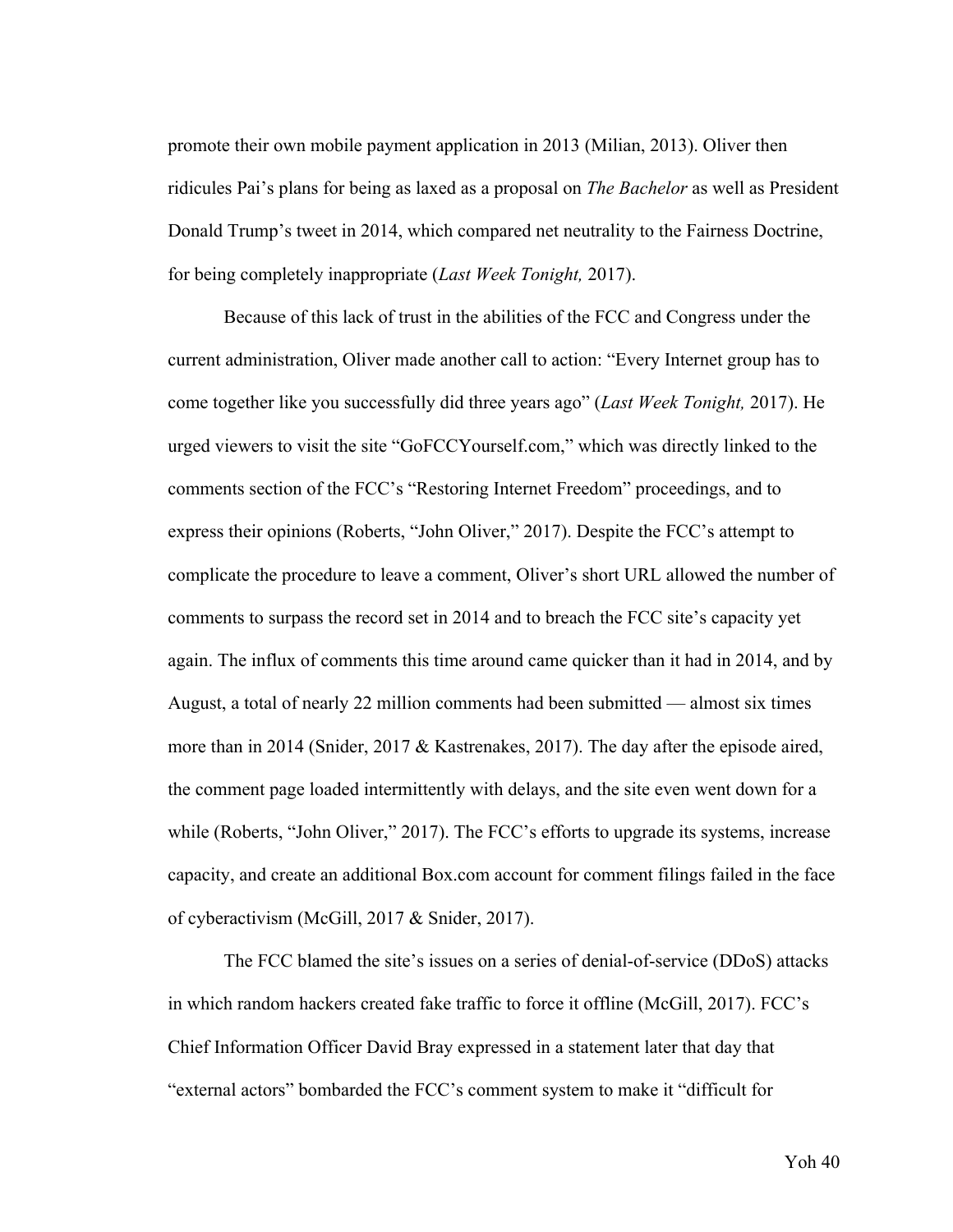promote their own mobile payment application in 2013 (Milian, 2013). Oliver then ridicules Pai's plans for being as laxed as a proposal on *The Bachelor* as well as President Donald Trump's tweet in 2014, which compared net neutrality to the Fairness Doctrine, for being completely inappropriate (*Last Week Tonight,* 2017).

Because of this lack of trust in the abilities of the FCC and Congress under the current administration, Oliver made another call to action: "Every Internet group has to come together like you successfully did three years ago" (*Last Week Tonight,* 2017). He urged viewers to visit the site "GoFCCYourself.com," which was directly linked to the comments section of the FCC's "Restoring Internet Freedom" proceedings, and to express their opinions (Roberts, "John Oliver," 2017). Despite the FCC's attempt to complicate the procedure to leave a comment, Oliver's short URL allowed the number of comments to surpass the record set in 2014 and to breach the FCC site's capacity yet again. The influx of comments this time around came quicker than it had in 2014, and by August, a total of nearly 22 million comments had been submitted — almost six times more than in 2014 (Snider, 2017 & Kastrenakes, 2017). The day after the episode aired, the comment page loaded intermittently with delays, and the site even went down for a while (Roberts, "John Oliver," 2017). The FCC's efforts to upgrade its systems, increase capacity, and create an additional Box.com account for comment filings failed in the face of cyberactivism (McGill, 2017 & Snider, 2017).

The FCC blamed the site's issues on a series of denial-of-service (DDoS) attacks in which random hackers created fake traffic to force it offline (McGill, 2017). FCC's Chief Information Officer David Bray expressed in a statement later that day that "external actors" bombarded the FCC's comment system to make it "difficult for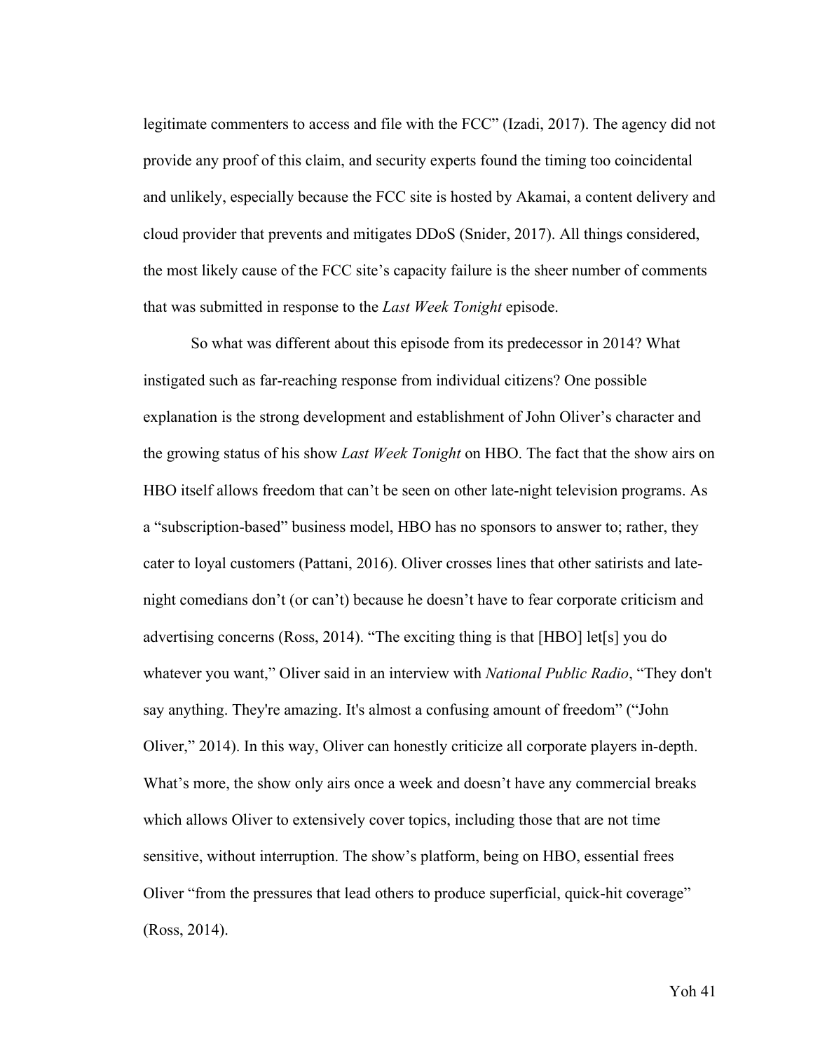legitimate commenters to access and file with the FCC" (Izadi, 2017). The agency did not provide any proof of this claim, and security experts found the timing too coincidental and unlikely, especially because the FCC site is hosted by Akamai, a content delivery and cloud provider that prevents and mitigates DDoS (Snider, 2017). All things considered, the most likely cause of the FCC site's capacity failure is the sheer number of comments that was submitted in response to the *Last Week Tonight* episode.

So what was different about this episode from its predecessor in 2014? What instigated such as far-reaching response from individual citizens? One possible explanation is the strong development and establishment of John Oliver's character and the growing status of his show *Last Week Tonight* on HBO. The fact that the show airs on HBO itself allows freedom that can't be seen on other late-night television programs. As a "subscription-based" business model, HBO has no sponsors to answer to; rather, they cater to loyal customers (Pattani, 2016). Oliver crosses lines that other satirists and late-night comedians don't (or can't) because he doesn't have to fear corporate criticism and advertising concerns (Ross, 2014). "The exciting thing is that [HBO] let[s] you do whatever you want," Oliver said in an interview with *National Public Radio*, "They don't say anything. They're amazing. It's almost a confusing amount of freedom" ("John Oliver," 2014). In this way, Oliver can honestly criticize all corporate players in-depth. What's more, the show only airs once a week and doesn't have any commercial breaks which allows Oliver to extensively cover topics, including those that are not time sensitive, without interruption. The show's platform, being on HBO, essential frees Oliver "from the pressures that lead others to produce superficial, quick-hit coverage" (Ross, 2014).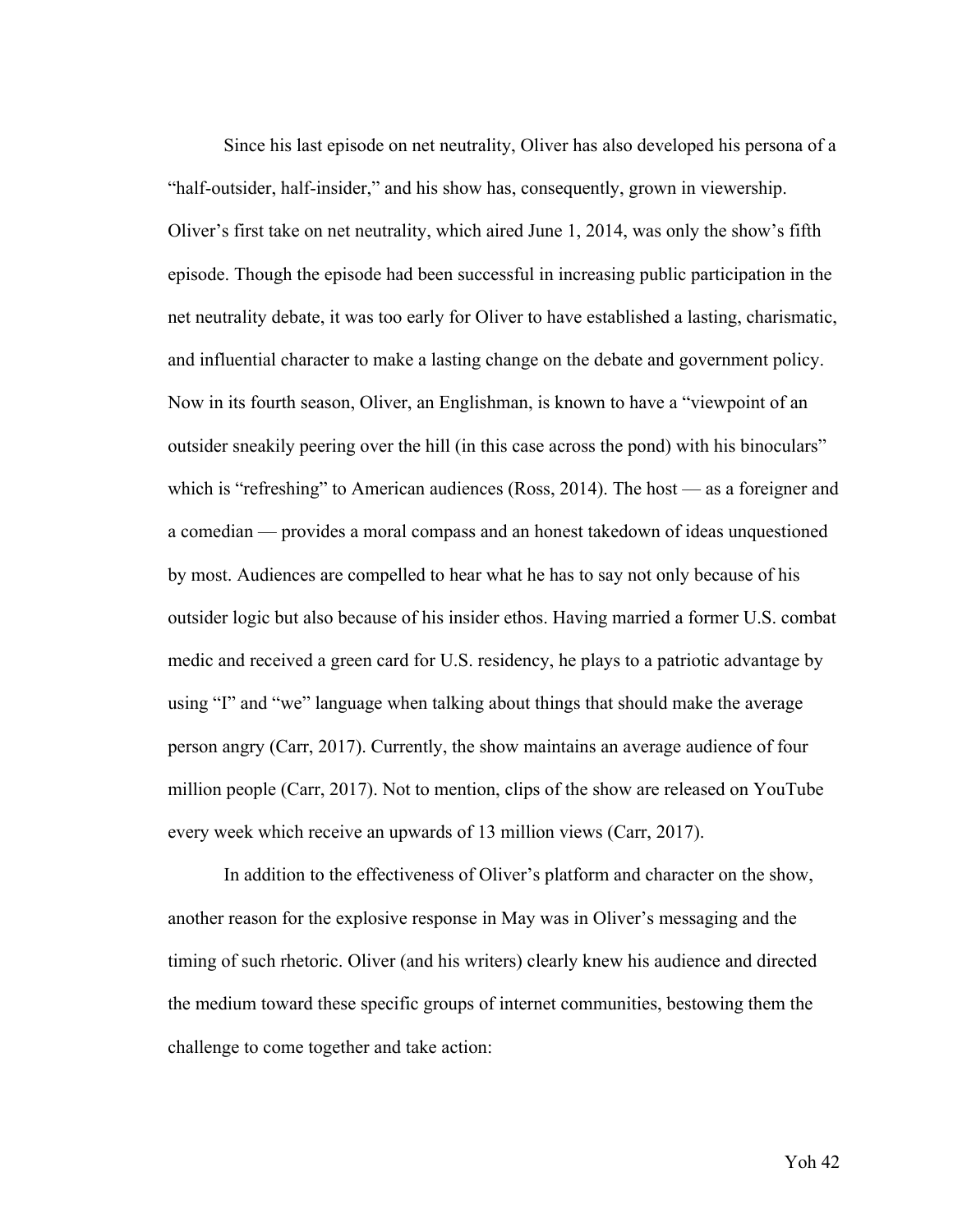Since his last episode on net neutrality, Oliver has also developed his persona of a "half-outsider, half-insider," and his show has, consequently, grown in viewership. Oliver's first take on net neutrality, which aired June 1, 2014, was only the show's fifth episode. Though the episode had been successful in increasing public participation in the net neutrality debate, it was too early for Oliver to have established a lasting, charismatic, and influential character to make a lasting change on the debate and government policy. Now in its fourth season, Oliver, an Englishman, is known to have a "viewpoint of an outsider sneakily peering over the hill (in this case across the pond) with his binoculars" which is "refreshing" to American audiences (Ross, 2014). The host — as a foreigner and a comedian — provides a moral compass and an honest takedown of ideas unquestioned by most. Audiences are compelled to hear what he has to say not only because of his outsider logic but also because of his insider ethos. Having married a former U.S. combat medic and received a green card for U.S. residency, he plays to a patriotic advantage by using "I" and "we" language when talking about things that should make the average person angry (Carr, 2017). Currently, the show maintains an average audience of four million people (Carr, 2017). Not to mention, clips of the show are released on YouTube every week which receive an upwards of 13 million views (Carr, 2017).

In addition to the effectiveness of Oliver's platform and character on the show, another reason for the explosive response in May was in Oliver's messaging and the timing of such rhetoric. Oliver (and his writers) clearly knew his audience and directed the medium toward these specific groups of internet communities, bestowing them the challenge to come together and take action: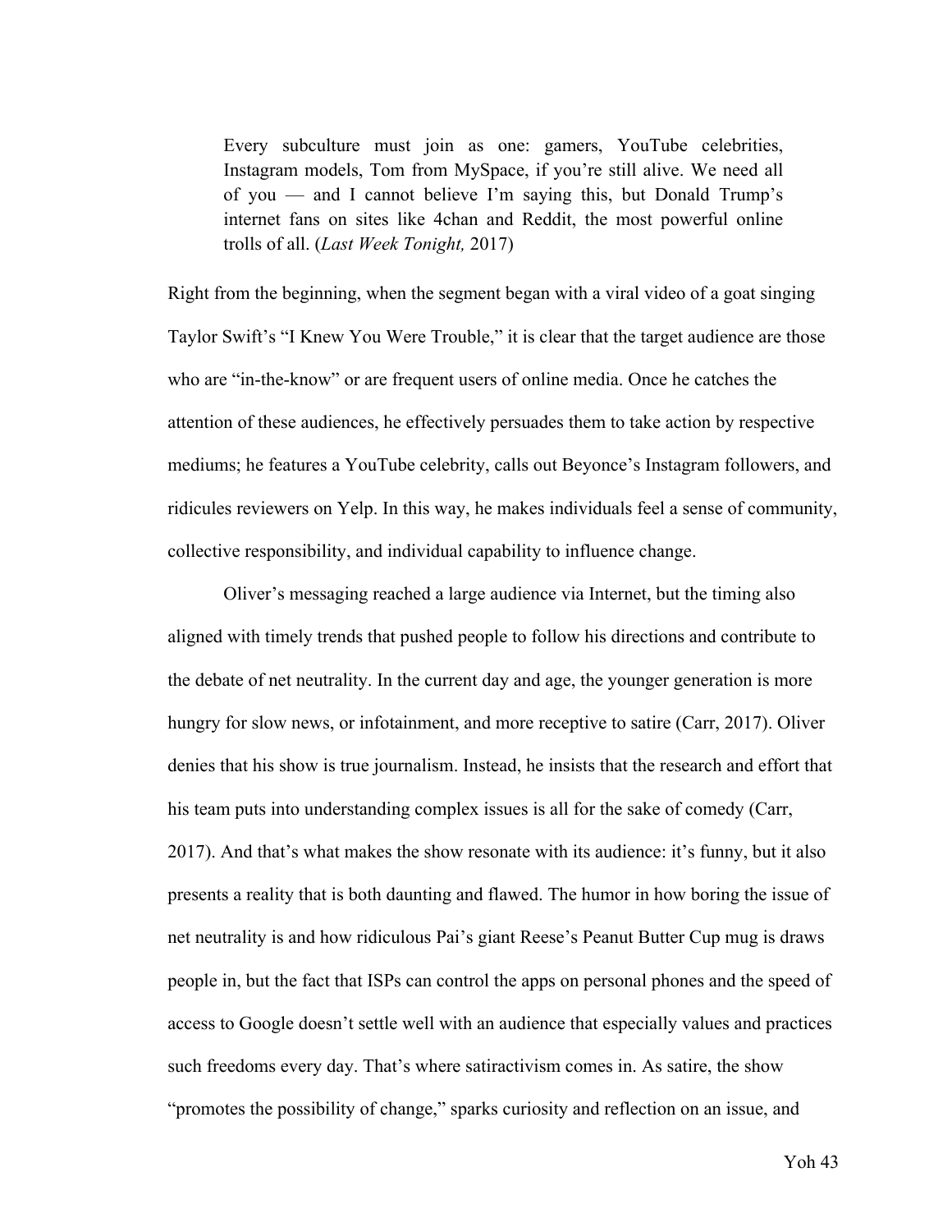> Every subculture must join as one: gamers, YouTube celebrities, Instagram models, Tom from MySpace, if you're still alive. We need all of you — and I cannot believe I'm saying this, but Donald Trump's internet fans on sites like 4chan and Reddit, the most powerful online trolls of all. (*Last Week Tonight,* 2017)

Right from the beginning, when the segment began with a viral video of a goat singing Taylor Swift's "I Knew You Were Trouble," it is clear that the target audience are those who are "in-the-know" or are frequent users of online media. Once he catches the attention of these audiences, he effectively persuades them to take action by respective mediums; he features a YouTube celebrity, calls out Beyonce's Instagram followers, and ridicules reviewers on Yelp. In this way, he makes individuals feel a sense of community, collective responsibility, and individual capability to influence change.

Oliver's messaging reached a large audience via Internet, but the timing also aligned with timely trends that pushed people to follow his directions and contribute to the debate of net neutrality. In the current day and age, the younger generation is more hungry for slow news, or infotainment, and more receptive to satire (Carr, 2017). Oliver denies that his show is true journalism. Instead, he insists that the research and effort that his team puts into understanding complex issues is all for the sake of comedy (Carr, 2017). And that's what makes the show resonate with its audience: it's funny, but it also presents a reality that is both daunting and flawed. The humor in how boring the issue of net neutrality is and how ridiculous Pai's giant Reese's Peanut Butter Cup mug is draws people in, but the fact that ISPs can control the apps on personal phones and the speed of access to Google doesn't settle well with an audience that especially values and practices such freedoms every day. That's where satiractivism comes in. As satire, the show "promotes the possibility of change," sparks curiosity and reflection on an issue, and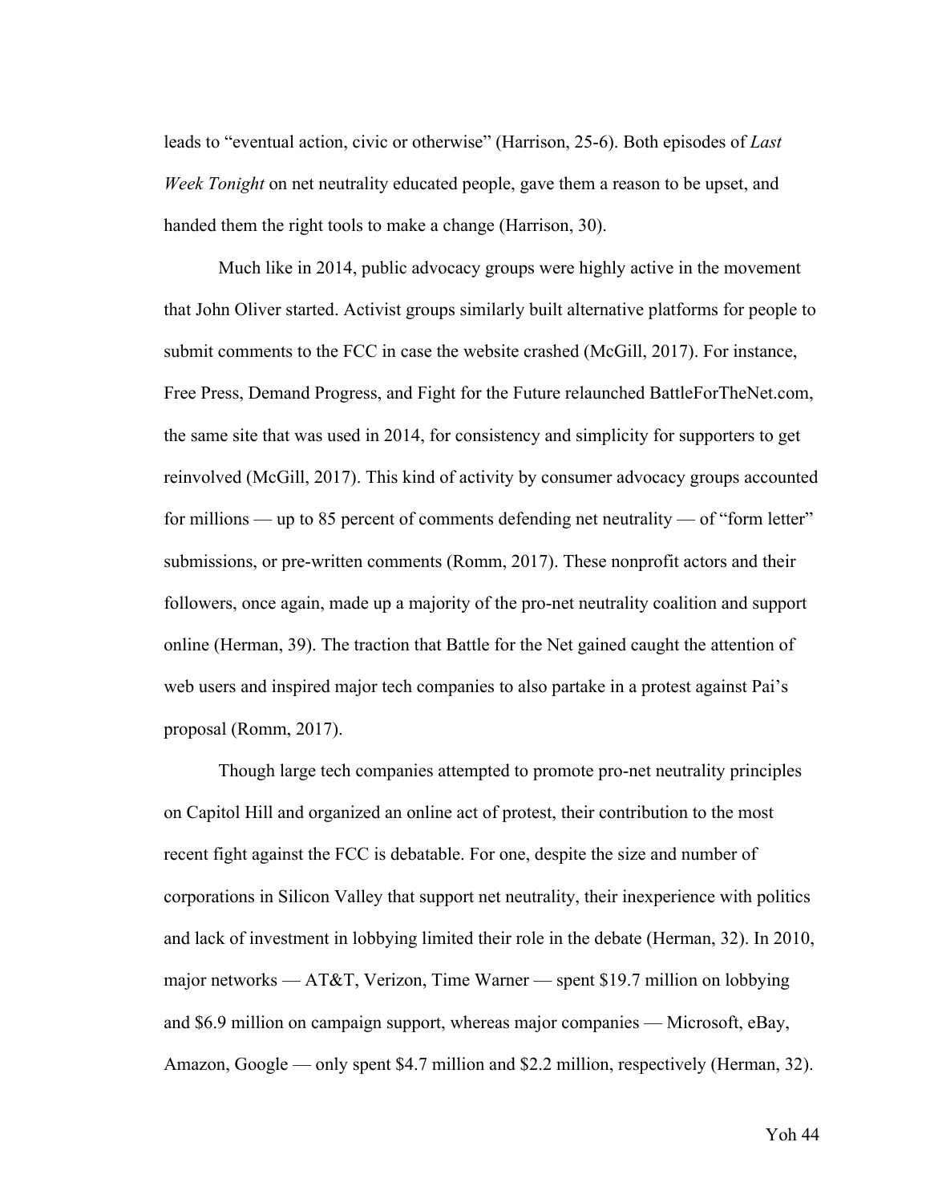leads to "eventual action, civic or otherwise" (Harrison, 25-6). Both episodes of *Last Week Tonight* on net neutrality educated people, gave them a reason to be upset, and handed them the right tools to make a change (Harrison, 30).

Much like in 2014, public advocacy groups were highly active in the movement that John Oliver started. Activist groups similarly built alternative platforms for people to submit comments to the FCC in case the website crashed (McGill, 2017). For instance, Free Press, Demand Progress, and Fight for the Future relaunched BattleForTheNet.com, the same site that was used in 2014, for consistency and simplicity for supporters to get reinvolved (McGill, 2017). This kind of activity by consumer advocacy groups accounted for millions — up to 85 percent of comments defending net neutrality — of "form letter" submissions, or pre-written comments (Romm, 2017). These nonprofit actors and their followers, once again, made up a majority of the pro-net neutrality coalition and support online (Herman, 39). The traction that Battle for the Net gained caught the attention of web users and inspired major tech companies to also partake in a protest against Pai's proposal (Romm, 2017).

Though large tech companies attempted to promote pro-net neutrality principles on Capitol Hill and organized an online act of protest, their contribution to the most recent fight against the FCC is debatable. For one, despite the size and number of corporations in Silicon Valley that support net neutrality, their inexperience with politics and lack of investment in lobbying limited their role in the debate (Herman, 32). In 2010, major networks — AT&T, Verizon, Time Warner — spent \$19.7 million on lobbying and \$6.9 million on campaign support, whereas major companies — Microsoft, eBay, Amazon, Google — only spent \$4.7 million and \$2.2 million, respectively (Herman, 32).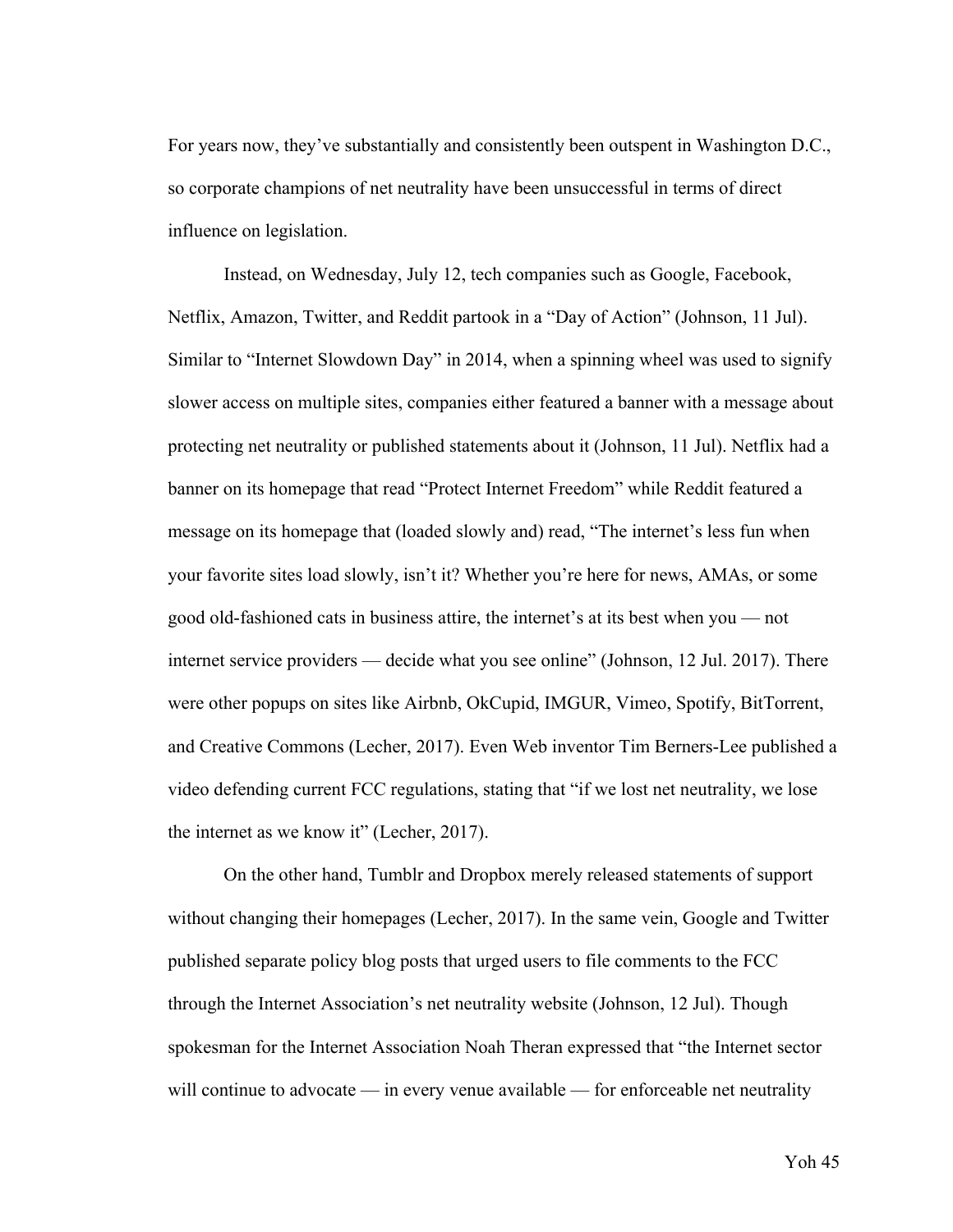For years now, they've substantially and consistently been outspent in Washington D.C., so corporate champions of net neutrality have been unsuccessful in terms of direct influence on legislation.

Instead, on Wednesday, July 12, tech companies such as Google, Facebook, Netflix, Amazon, Twitter, and Reddit partook in a "Day of Action" (Johnson, 11 Jul). Similar to "Internet Slowdown Day" in 2014, when a spinning wheel was used to signify slower access on multiple sites, companies either featured a banner with a message about protecting net neutrality or published statements about it (Johnson, 11 Jul). Netflix had a banner on its homepage that read "Protect Internet Freedom" while Reddit featured a message on its homepage that (loaded slowly and) read, "The internet's less fun when your favorite sites load slowly, isn't it? Whether you're here for news, AMAs, or some good old-fashioned cats in business attire, the internet's at its best when you — not internet service providers — decide what you see online" (Johnson, 12 Jul. 2017). There were other popups on sites like Airbnb, OkCupid, IMGUR, Vimeo, Spotify, BitTorrent, and Creative Commons (Lecher, 2017). Even Web inventor Tim Berners-Lee published a video defending current FCC regulations, stating that "if we lost net neutrality, we lose the internet as we know it" (Lecher, 2017).

On the other hand, Tumblr and Dropbox merely released statements of support without changing their homepages (Lecher, 2017). In the same vein, Google and Twitter published separate policy blog posts that urged users to file comments to the FCC through the Internet Association's net neutrality website (Johnson, 12 Jul). Though spokesman for the Internet Association Noah Theran expressed that "the Internet sector will continue to advocate — in every venue available — for enforceable net neutrality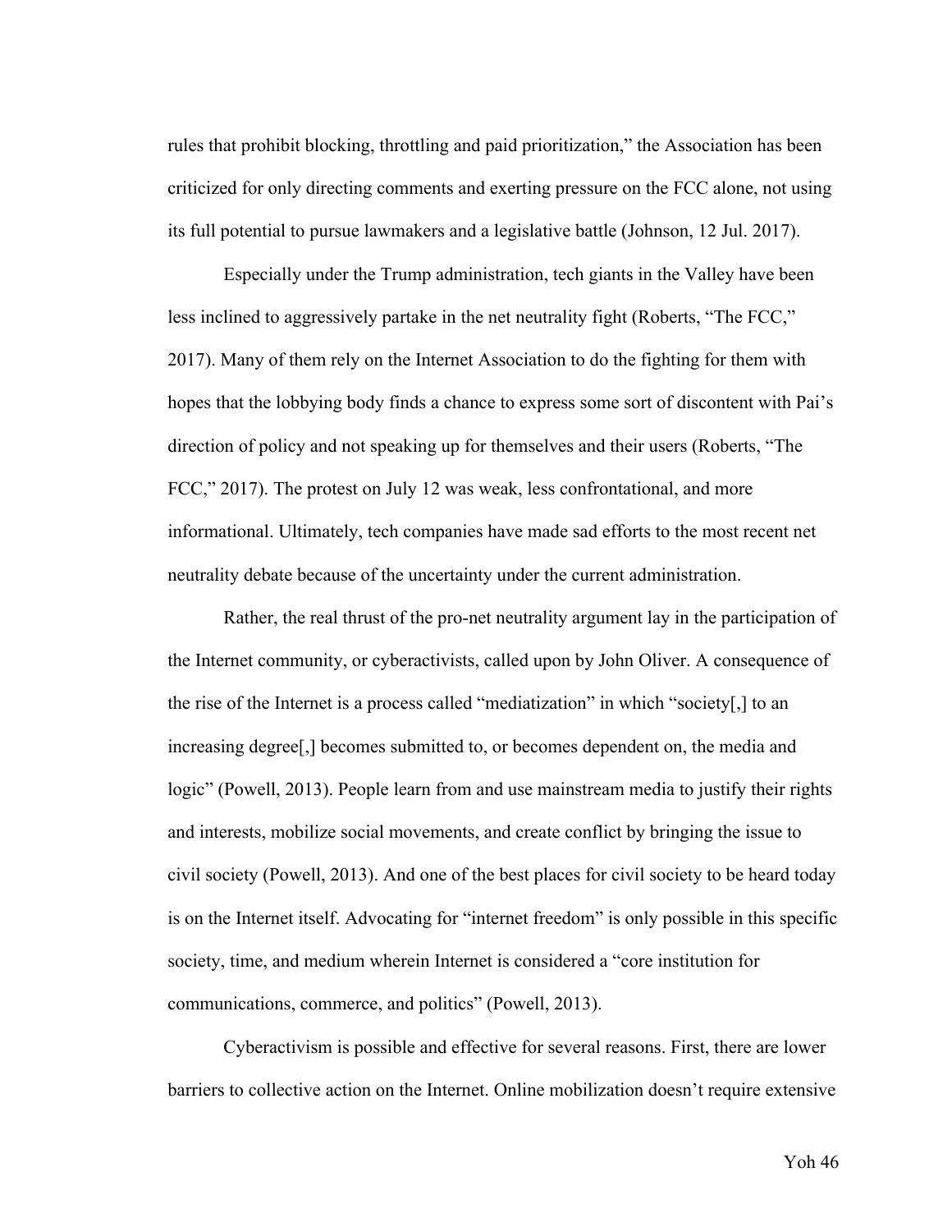rules that prohibit blocking, throttling and paid prioritization," the Association has been criticized for only directing comments and exerting pressure on the FCC alone, not using its full potential to pursue lawmakers and a legislative battle (Johnson, 12 Jul. 2017).

Especially under the Trump administration, tech giants in the Valley have been less inclined to aggressively partake in the net neutrality fight (Roberts, "The FCC," 2017). Many of them rely on the Internet Association to do the fighting for them with hopes that the lobbying body finds a chance to express some sort of discontent with Pai's direction of policy and not speaking up for themselves and their users (Roberts, "The FCC," 2017). The protest on July 12 was weak, less confrontational, and more informational. Ultimately, tech companies have made sad efforts to the most recent net neutrality debate because of the uncertainty under the current administration.

Rather, the real thrust of the pro-net neutrality argument lay in the participation of the Internet community, or cyberactivists, called upon by John Oliver. A consequence of the rise of the Internet is a process called "mediatization" in which "society[,] to an increasing degree[,] becomes submitted to, or becomes dependent on, the media and logic" (Powell, 2013). People learn from and use mainstream media to justify their rights and interests, mobilize social movements, and create conflict by bringing the issue to civil society (Powell, 2013). And one of the best places for civil society to be heard today is on the Internet itself. Advocating for "internet freedom" is only possible in this specific society, time, and medium wherein Internet is considered a "core institution for communications, commerce, and politics" (Powell, 2013).

Cyberactivism is possible and effective for several reasons. First, there are lower barriers to collective action on the Internet. Online mobilization doesn't require extensive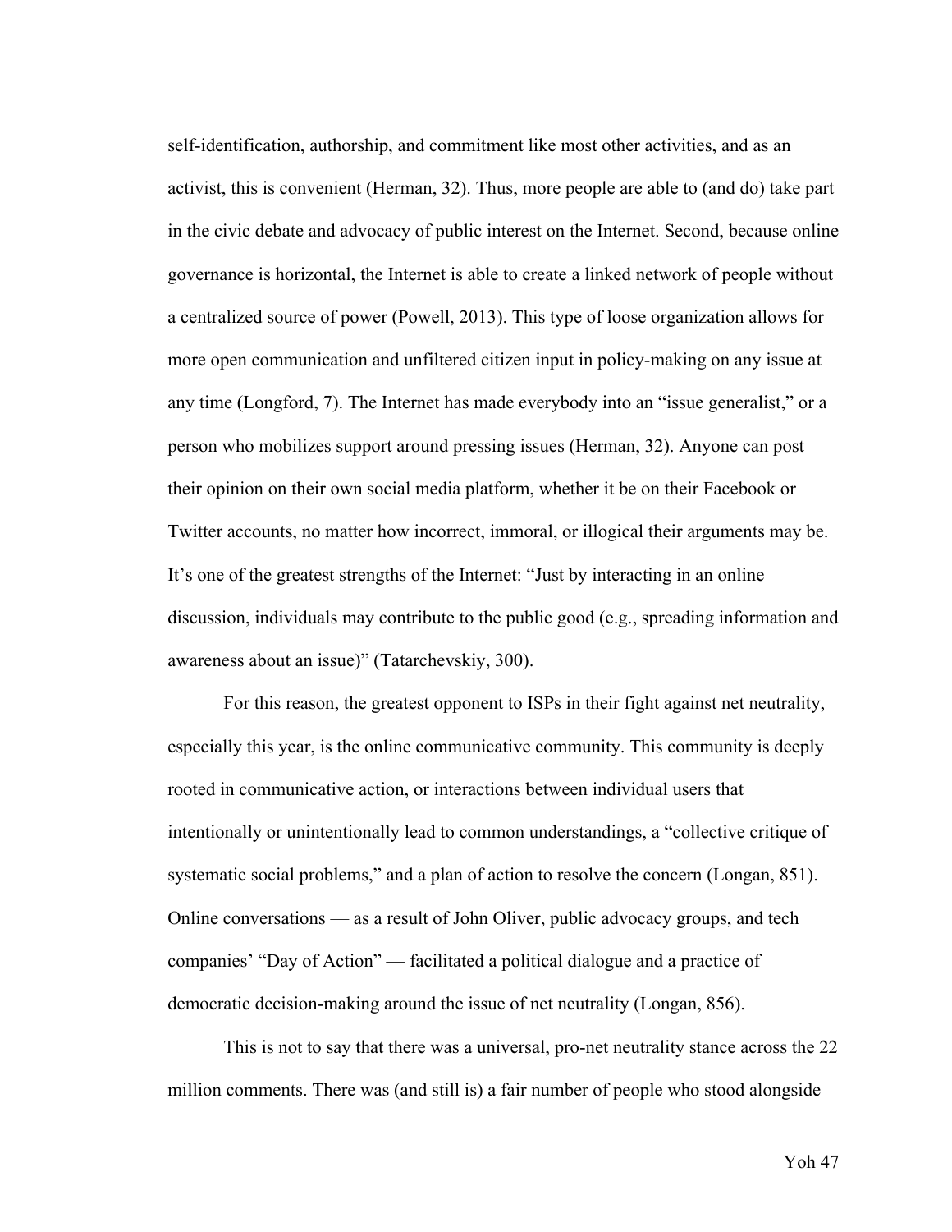self-identification, authorship, and commitment like most other activities, and as an activist, this is convenient (Herman, 32). Thus, more people are able to (and do) take part in the civic debate and advocacy of public interest on the Internet. Second, because online governance is horizontal, the Internet is able to create a linked network of people without a centralized source of power (Powell, 2013). This type of loose organization allows for more open communication and unfiltered citizen input in policy-making on any issue at any time (Longford, 7). The Internet has made everybody into an "issue generalist," or a person who mobilizes support around pressing issues (Herman, 32). Anyone can post their opinion on their own social media platform, whether it be on their Facebook or Twitter accounts, no matter how incorrect, immoral, or illogical their arguments may be. It's one of the greatest strengths of the Internet: "Just by interacting in an online discussion, individuals may contribute to the public good (e.g., spreading information and awareness about an issue)" (Tatarchevskiy, 300).

For this reason, the greatest opponent to ISPs in their fight against net neutrality, especially this year, is the online communicative community. This community is deeply rooted in communicative action, or interactions between individual users that intentionally or unintentionally lead to common understandings, a "collective critique of systematic social problems," and a plan of action to resolve the concern (Longan, 851). Online conversations — as a result of John Oliver, public advocacy groups, and tech companies' "Day of Action" — facilitated a political dialogue and a practice of democratic decision-making around the issue of net neutrality (Longan, 856).

This is not to say that there was a universal, pro-net neutrality stance across the 22 million comments. There was (and still is) a fair number of people who stood alongside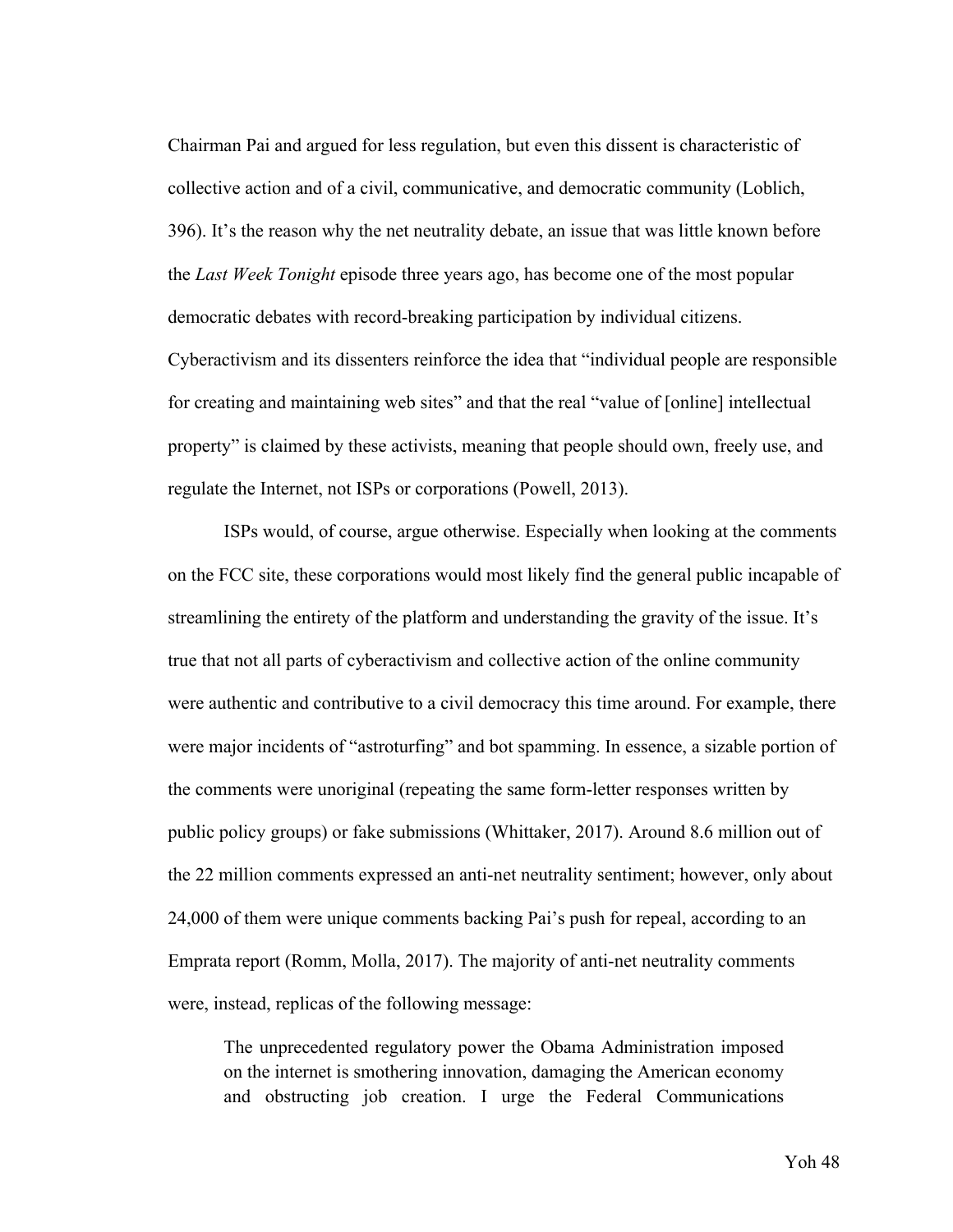Chairman Pai and argued for less regulation, but even this dissent is characteristic of collective action and of a civil, communicative, and democratic community (Loblich, 396). It's the reason why the net neutrality debate, an issue that was little known before the *Last Week Tonight* episode three years ago, has become one of the most popular democratic debates with record-breaking participation by individual citizens. Cyberactivism and its dissenters reinforce the idea that "individual people are responsible for creating and maintaining web sites" and that the real "value of [online] intellectual property" is claimed by these activists, meaning that people should own, freely use, and regulate the Internet, not ISPs or corporations (Powell, 2013).

ISPs would, of course, argue otherwise. Especially when looking at the comments on the FCC site, these corporations would most likely find the general public incapable of streamlining the entirety of the platform and understanding the gravity of the issue. It's true that not all parts of cyberactivism and collective action of the online community were authentic and contributive to a civil democracy this time around. For example, there were major incidents of "astroturfing" and bot spamming. In essence, a sizable portion of the comments were unoriginal (repeating the same form-letter responses written by public policy groups) or fake submissions (Whittaker, 2017). Around 8.6 million out of the 22 million comments expressed an anti-net neutrality sentiment; however, only about 24,000 of them were unique comments backing Pai's push for repeal, according to an Emprata report (Romm, Molla, 2017). The majority of anti-net neutrality comments were, instead, replicas of the following message:

> The unprecedented regulatory power the Obama Administration imposed on the internet is smothering innovation, damaging the American economy and obstructing job creation. I urge the Federal Communications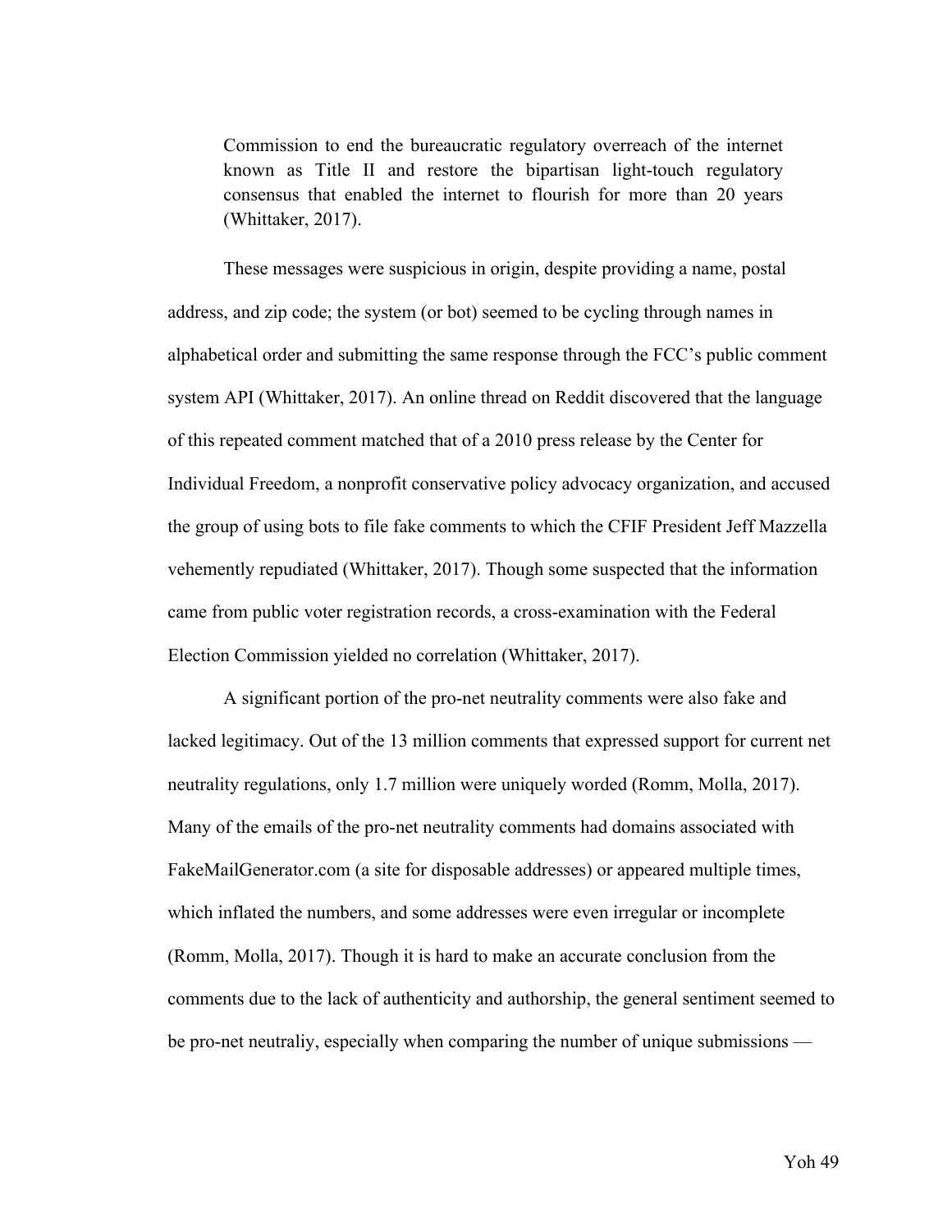> Commission to end the bureaucratic regulatory overreach of the internet known as Title II and restore the bipartisan light-touch regulatory consensus that enabled the internet to flourish for more than 20 years (Whittaker, 2017).

These messages were suspicious in origin, despite providing a name, postal address, and zip code; the system (or bot) seemed to be cycling through names in alphabetical order and submitting the same response through the FCC's public comment system API (Whittaker, 2017). An online thread on Reddit discovered that the language of this repeated comment matched that of a 2010 press release by the Center for Individual Freedom, a nonprofit conservative policy advocacy organization, and accused the group of using bots to file fake comments to which the CFIF President Jeff Mazzella vehemently repudiated (Whittaker, 2017). Though some suspected that the information came from public voter registration records, a cross-examination with the Federal Election Commission yielded no correlation (Whittaker, 2017).

A significant portion of the pro-net neutrality comments were also fake and lacked legitimacy. Out of the 13 million comments that expressed support for current net neutrality regulations, only 1.7 million were uniquely worded (Romm, Molla, 2017). Many of the emails of the pro-net neutrality comments had domains associated with FakeMailGenerator.com (a site for disposable addresses) or appeared multiple times, which inflated the numbers, and some addresses were even irregular or incomplete (Romm, Molla, 2017). Though it is hard to make an accurate conclusion from the comments due to the lack of authenticity and authorship, the general sentiment seemed to be pro-net neutraliy, especially when comparing the number of unique submissions —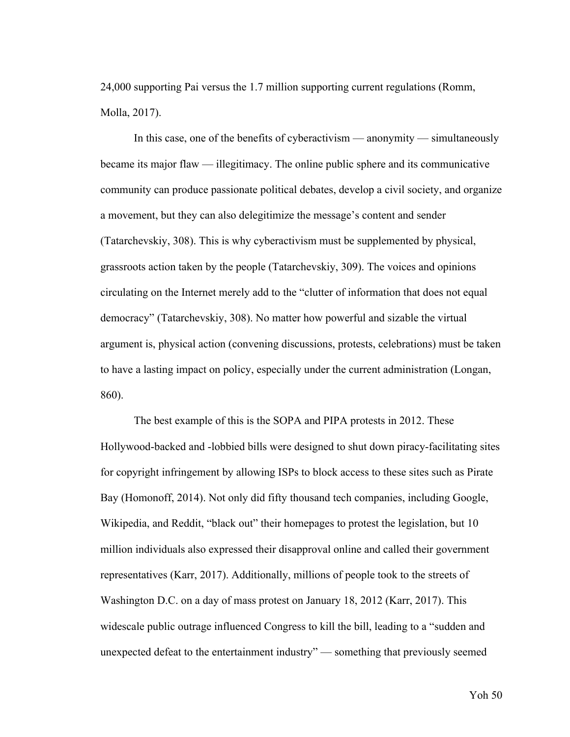24,000 supporting Pai versus the 1.7 million supporting current regulations (Romm, Molla, 2017).

In this case, one of the benefits of cyberactivism — anonymity — simultaneously became its major flaw — illegitimacy. The online public sphere and its communicative community can produce passionate political debates, develop a civil society, and organize a movement, but they can also delegitimize the message's content and sender (Tatarchevskiy, 308). This is why cyberactivism must be supplemented by physical, grassroots action taken by the people (Tatarchevskiy, 309). The voices and opinions circulating on the Internet merely add to the "clutter of information that does not equal democracy" (Tatarchevskiy, 308). No matter how powerful and sizable the virtual argument is, physical action (convening discussions, protests, celebrations) must be taken to have a lasting impact on policy, especially under the current administration (Longan, 860).

The best example of this is the SOPA and PIPA protests in 2012. These Hollywood-backed and -lobbied bills were designed to shut down piracy-facilitating sites for copyright infringement by allowing ISPs to block access to these sites such as Pirate Bay (Homonoff, 2014). Not only did fifty thousand tech companies, including Google, Wikipedia, and Reddit, "black out" their homepages to protest the legislation, but 10 million individuals also expressed their disapproval online and called their government representatives (Karr, 2017). Additionally, millions of people took to the streets of Washington D.C. on a day of mass protest on January 18, 2012 (Karr, 2017). This widescale public outrage influenced Congress to kill the bill, leading to a "sudden and unexpected defeat to the entertainment industry" — something that previously seemed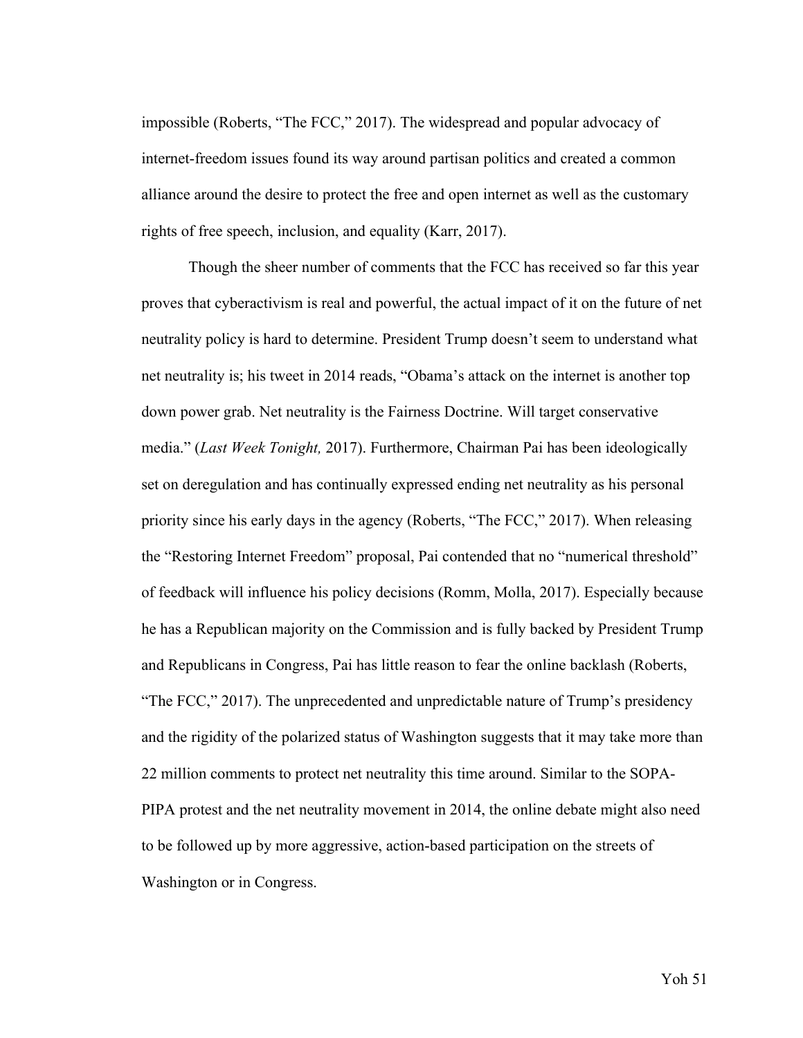impossible (Roberts, "The FCC," 2017). The widespread and popular advocacy of internet-freedom issues found its way around partisan politics and created a common alliance around the desire to protect the free and open internet as well as the customary rights of free speech, inclusion, and equality (Karr, 2017).

Though the sheer number of comments that the FCC has received so far this year proves that cyberactivism is real and powerful, the actual impact of it on the future of net neutrality policy is hard to determine. President Trump doesn't seem to understand what net neutrality is; his tweet in 2014 reads, "Obama's attack on the internet is another top down power grab. Net neutrality is the Fairness Doctrine. Will target conservative media." (*Last Week Tonight,* 2017). Furthermore, Chairman Pai has been ideologically set on deregulation and has continually expressed ending net neutrality as his personal priority since his early days in the agency (Roberts, "The FCC," 2017). When releasing the "Restoring Internet Freedom" proposal, Pai contended that no "numerical threshold" of feedback will influence his policy decisions (Romm, Molla, 2017). Especially because he has a Republican majority on the Commission and is fully backed by President Trump and Republicans in Congress, Pai has little reason to fear the online backlash (Roberts, "The FCC," 2017). The unprecedented and unpredictable nature of Trump's presidency and the rigidity of the polarized status of Washington suggests that it may take more than 22 million comments to protect net neutrality this time around. Similar to the SOPA-PIPA protest and the net neutrality movement in 2014, the online debate might also need to be followed up by more aggressive, action-based participation on the streets of Washington or in Congress.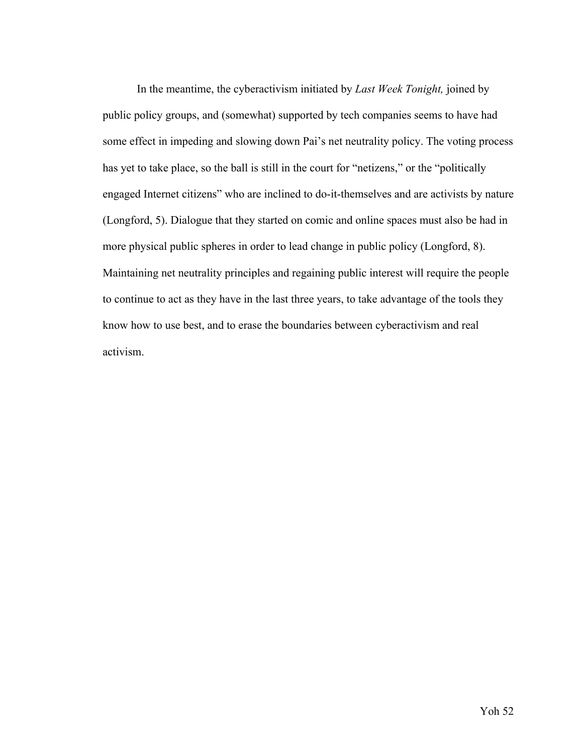In the meantime, the cyberactivism initiated by *Last Week Tonight,* joined by public policy groups, and (somewhat) supported by tech companies seems to have had some effect in impeding and slowing down Pai's net neutrality policy. The voting process has yet to take place, so the ball is still in the court for "netizens," or the "politically engaged Internet citizens" who are inclined to do-it-themselves and are activists by nature (Longford, 5). Dialogue that they started on comic and online spaces must also be had in more physical public spheres in order to lead change in public policy (Longford, 8). Maintaining net neutrality principles and regaining public interest will require the people to continue to act as they have in the last three years, to take advantage of the tools they know how to use best, and to erase the boundaries between cyberactivism and real activism.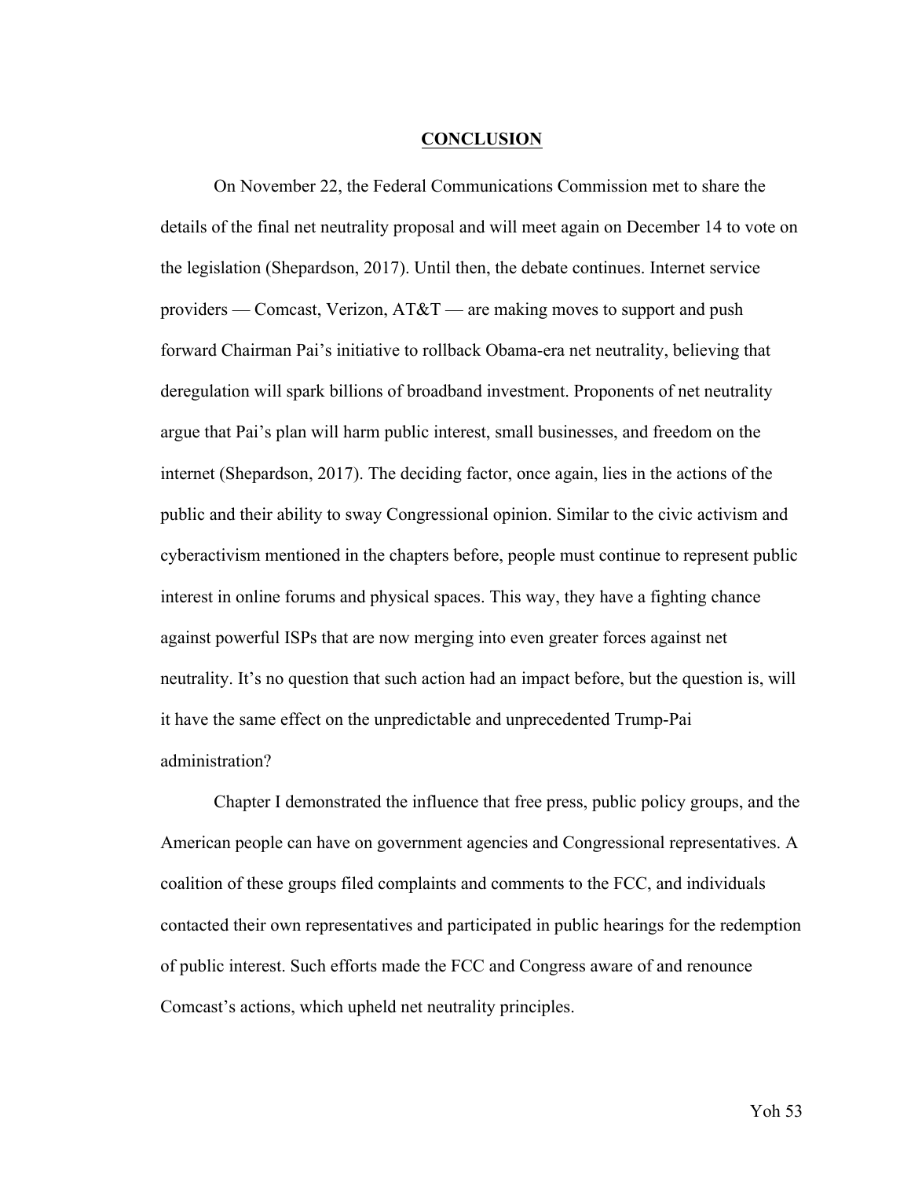# **CONCLUSION**

On November 22, the Federal Communications Commission met to share the details of the final net neutrality proposal and will meet again on December 14 to vote on the legislation (Shepardson, 2017). Until then, the debate continues. Internet service providers — Comcast, Verizon, AT&T — are making moves to support and push forward Chairman Pai's initiative to rollback Obama-era net neutrality, believing that deregulation will spark billions of broadband investment. Proponents of net neutrality argue that Pai's plan will harm public interest, small businesses, and freedom on the internet (Shepardson, 2017). The deciding factor, once again, lies in the actions of the public and their ability to sway Congressional opinion. Similar to the civic activism and cyberactivism mentioned in the chapters before, people must continue to represent public interest in online forums and physical spaces. This way, they have a fighting chance against powerful ISPs that are now merging into even greater forces against net neutrality. It's no question that such action had an impact before, but the question is, will it have the same effect on the unpredictable and unprecedented Trump-Pai administration?

Chapter I demonstrated the influence that free press, public policy groups, and the American people can have on government agencies and Congressional representatives. A coalition of these groups filed complaints and comments to the FCC, and individuals contacted their own representatives and participated in public hearings for the redemption of public interest. Such efforts made the FCC and Congress aware of and renounce Comcast's actions, which upheld net neutrality principles.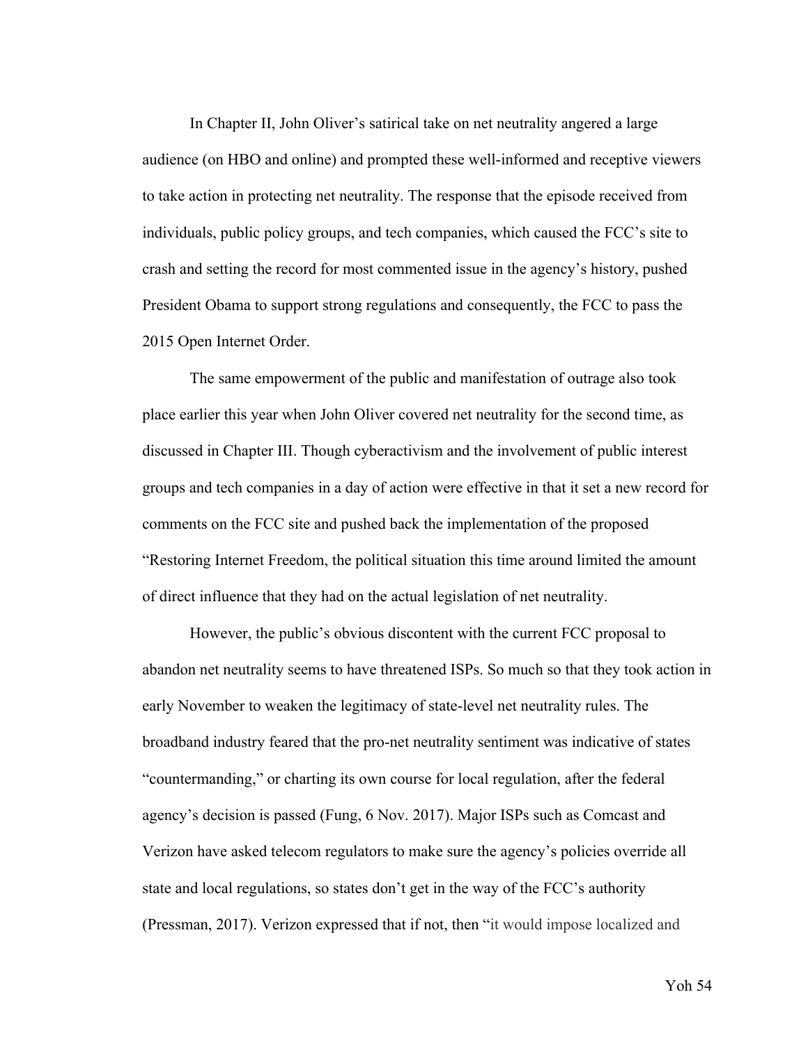In Chapter II, John Oliver's satirical take on net neutrality angered a large audience (on HBO and online) and prompted these well-informed and receptive viewers to take action in protecting net neutrality. The response that the episode received from individuals, public policy groups, and tech companies, which caused the FCC's site to crash and setting the record for most commented issue in the agency's history, pushed President Obama to support strong regulations and consequently, the FCC to pass the 2015 Open Internet Order.

The same empowerment of the public and manifestation of outrage also took place earlier this year when John Oliver covered net neutrality for the second time, as discussed in Chapter III. Though cyberactivism and the involvement of public interest groups and tech companies in a day of action were effective in that it set a new record for comments on the FCC site and pushed back the implementation of the proposed "Restoring Internet Freedom, the political situation this time around limited the amount of direct influence that they had on the actual legislation of net neutrality.

However, the public's obvious discontent with the current FCC proposal to abandon net neutrality seems to have threatened ISPs. So much so that they took action in early November to weaken the legitimacy of state-level net neutrality rules. The broadband industry feared that the pro-net neutrality sentiment was indicative of states "countermanding," or charting its own course for local regulation, after the federal agency's decision is passed (Fung, 6 Nov. 2017). Major ISPs such as Comcast and Verizon have asked telecom regulators to make sure the agency's policies override all state and local regulations, so states don't get in the way of the FCC's authority (Pressman, 2017). Verizon expressed that if not, then "it would impose localized and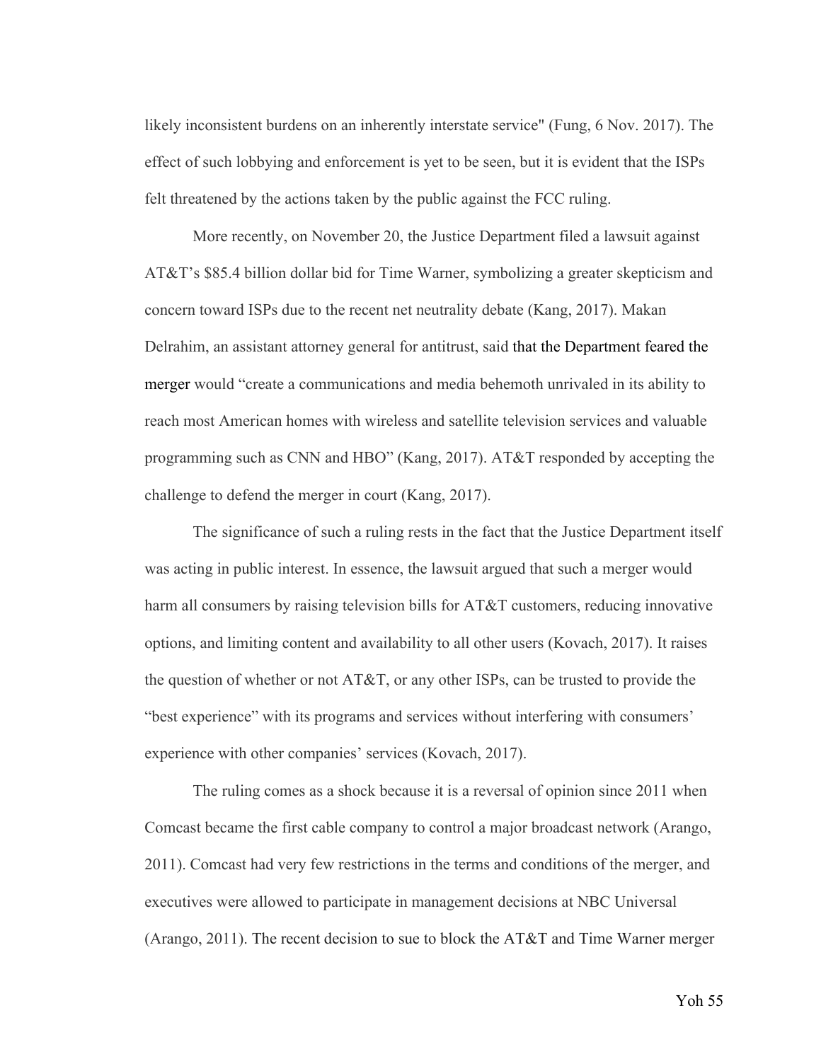likely inconsistent burdens on an inherently interstate service" (Fung, 6 Nov. 2017). The effect of such lobbying and enforcement is yet to be seen, but it is evident that the ISPs felt threatened by the actions taken by the public against the FCC ruling.

More recently, on November 20, the Justice Department filed a lawsuit against AT&T's $85.4 billion dollar bid for Time Warner, symbolizing a greater skepticism and concern toward ISPs due to the recent net neutrality debate (Kang, 2017). Makan Delrahim, an assistant attorney general for antitrust, said that the Department feared the merger would "create a communications and media behemoth unrivaled in its ability to reach most American homes with wireless and satellite television services and valuable programming such as CNN and HBO" (Kang, 2017). AT&T responded by accepting the challenge to defend the merger in court (Kang, 2017).

The significance of such a ruling rests in the fact that the Justice Department itself was acting in public interest. In essence, the lawsuit argued that such a merger would harm all consumers by raising television bills for AT&T customers, reducing innovative options, and limiting content and availability to all other users (Kovach, 2017). It raises the question of whether or not AT&T, or any other ISPs, can be trusted to provide the "best experience" with its programs and services without interfering with consumers' experience with other companies' services (Kovach, 2017).

The ruling comes as a shock because it is a reversal of opinion since 2011 when Comcast became the first cable company to control a major broadcast network (Arango, 2011). Comcast had very few restrictions in the terms and conditions of the merger, and executives were allowed to participate in management decisions at NBC Universal (Arango, 2011). The recent decision to sue to block the AT&T and Time Warner merger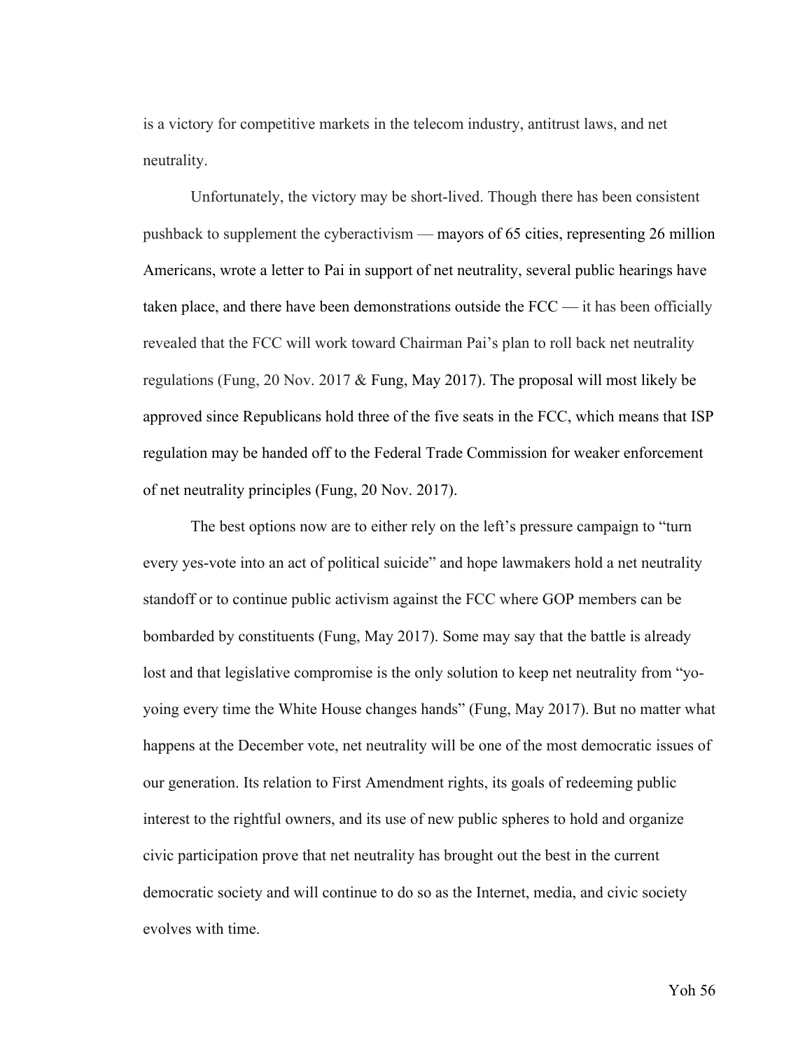is a victory for competitive markets in the telecom industry, antitrust laws, and net neutrality.

Unfortunately, the victory may be short-lived. Though there has been consistent pushback to supplement the cyberactivism — mayors of 65 cities, representing 26 million Americans, wrote a letter to Pai in support of net neutrality, several public hearings have taken place, and there have been demonstrations outside the FCC — it has been officially revealed that the FCC will work toward Chairman Pai's plan to roll back net neutrality regulations (Fung, 20 Nov. 2017 & Fung, May 2017). The proposal will most likely be approved since Republicans hold three of the five seats in the FCC, which means that ISP regulation may be handed off to the Federal Trade Commission for weaker enforcement of net neutrality principles (Fung, 20 Nov. 2017).

The best options now are to either rely on the left's pressure campaign to "turn every yes-vote into an act of political suicide" and hope lawmakers hold a net neutrality standoff or to continue public activism against the FCC where GOP members can be bombarded by constituents (Fung, May 2017). Some may say that the battle is already lost and that legislative compromise is the only solution to keep net neutrality from "yo-yoing every time the White House changes hands" (Fung, May 2017). But no matter what happens at the December vote, net neutrality will be one of the most democratic issues of our generation. Its relation to First Amendment rights, its goals of redeeming public interest to the rightful owners, and its use of new public spheres to hold and organize civic participation prove that net neutrality has brought out the best in the current democratic society and will continue to do so as the Internet, media, and civic society evolves with time.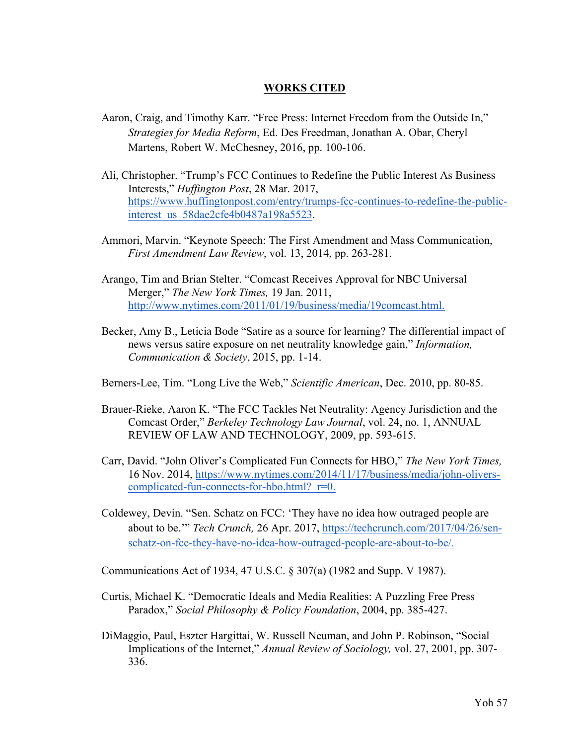# WORKS CITED

Aaron, Craig, and Timothy Karr. "Free Press: Internet Freedom from the Outside In," *Strategies for Media Reform*, Ed. Des Freedman, Jonathan A. Obar, Cheryl Martens, Robert W. McChesney, 2016, pp. 100-106.

Ali, Christopher. "Trump's FCC Continues to Redefine the Public Interest As Business Interests," *Huffington Post*, 28 Mar. 2017, https://www.huffingtonpost.com/entry/trumps-fcc-continues-to-redefine-the-public-interest_us_58dae2cfe4b0487a198a5523.

Ammori, Marvin. "Keynote Speech: The First Amendment and Mass Communication, *First Amendment Law Review*, vol. 13, 2014, pp. 263-281.

Arango, Tim and Brian Stelter. "Comcast Receives Approval for NBC Universal Merger," *The New York Times,* 19 Jan. 2011, http://www.nytimes.com/2011/01/19/business/media/19comcast.html.

Becker, Amy B., Leticia Bode "Satire as a source for learning? The differential impact of news versus satire exposure on net neutrality knowledge gain," *Information, Communication & Society*, 2015, pp. 1-14.

Berners-Lee, Tim. "Long Live the Web," *Scientific American*, Dec. 2010, pp. 80-85.

Brauer-Rieke, Aaron K. "The FCC Tackles Net Neutrality: Agency Jurisdiction and the Comcast Order," *Berkeley Technology Law Journal*, vol. 24, no. 1, ANNUAL REVIEW OF LAW AND TECHNOLOGY, 2009, pp. 593-615.

Carr, David. "John Oliver's Complicated Fun Connects for HBO," *The New York Times,* 16 Nov. 2014, https://www.nytimes.com/2014/11/17/business/media/john-olivers-complicated-fun-connects-for-hbo.html?_r=0.

Coldewey, Devin. "Sen. Schatz on FCC: 'They have no idea how outraged people are about to be.'" *Tech Crunch,* 26 Apr. 2017, https://techcrunch.com/2017/04/26/sen-schatz-on-fcc-they-have-no-idea-how-outraged-people-are-about-to-be/.

Communications Act of 1934, 47 U.S.C. § 307(a) (1982 and Supp. V 1987).

Curtis, Michael K. "Democratic Ideals and Media Realities: A Puzzling Free Press Paradox," *Social Philosophy & Policy Foundation*, 2004, pp. 385-427.

DiMaggio, Paul, Eszter Hargittai, W. Russell Neuman, and John P. Robinson, "Social Implications of the Internet," *Annual Review of Sociology,* vol. 27, 2001, pp. 307-336.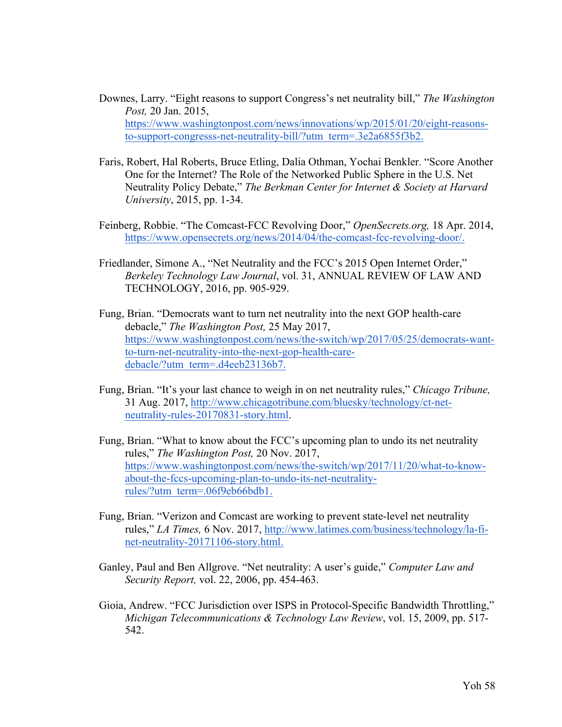Downes, Larry. "Eight reasons to support Congress's net neutrality bill," *The Washington Post,* 20 Jan. 2015, https://www.washingtonpost.com/news/innovations/wp/2015/01/20/eight-reasons-to-support-congresss-net-neutrality-bill/?utm_term=.3e2a6855f3b2.

Faris, Robert, Hal Roberts, Bruce Etling, Dalia Othman, Yochai Benkler. "Score Another One for the Internet? The Role of the Networked Public Sphere in the U.S. Net Neutrality Policy Debate," *The Berkman Center for Internet & Society at Harvard University*, 2015, pp. 1-34.

Feinberg, Robbie. "The Comcast-FCC Revolving Door," *OpenSecrets.org,* 18 Apr. 2014, https://www.opensecrets.org/news/2014/04/the-comcast-fcc-revolving-door/.

Friedlander, Simone A., "Net Neutrality and the FCC's 2015 Open Internet Order," *Berkeley Technology Law Journal*, vol. 31, ANNUAL REVIEW OF LAW AND TECHNOLOGY, 2016, pp. 905-929.

Fung, Brian. "Democrats want to turn net neutrality into the next GOP health-care debacle," *The Washington Post,* 25 May 2017, https://www.washingtonpost.com/news/the-switch/wp/2017/05/25/democrats-want-to-turn-net-neutrality-into-the-next-gop-health-care-debacle/?utm_term=.d4eeb23136b7.

Fung, Brian. "It's your last chance to weigh in on net neutrality rules," *Chicago Tribune,* 31 Aug. 2017, http://www.chicagotribune.com/bluesky/technology/ct-net-neutrality-rules-20170831-story.html.

Fung, Brian. "What to know about the FCC's upcoming plan to undo its net neutrality rules," *The Washington Post,* 20 Nov. 2017, https://www.washingtonpost.com/news/the-switch/wp/2017/11/20/what-to-know-about-the-fccs-upcoming-plan-to-undo-its-net-neutrality-rules/?utm_term=.06f9eb66bdb1.

Fung, Brian. "Verizon and Comcast are working to prevent state-level net neutrality rules," *LA Times,* 6 Nov. 2017, http://www.latimes.com/business/technology/la-fi-net-neutrality-20171106-story.html.

Ganley, Paul and Ben Allgrove. "Net neutrality: A user's guide," *Computer Law and Security Report,* vol. 22, 2006, pp. 454-463.

Gioia, Andrew. "FCC Jurisdiction over ISPS in Protocol-Specific Bandwidth Throttling," *Michigan Telecommunications & Technology Law Review*, vol. 15, 2009, pp. 517-542.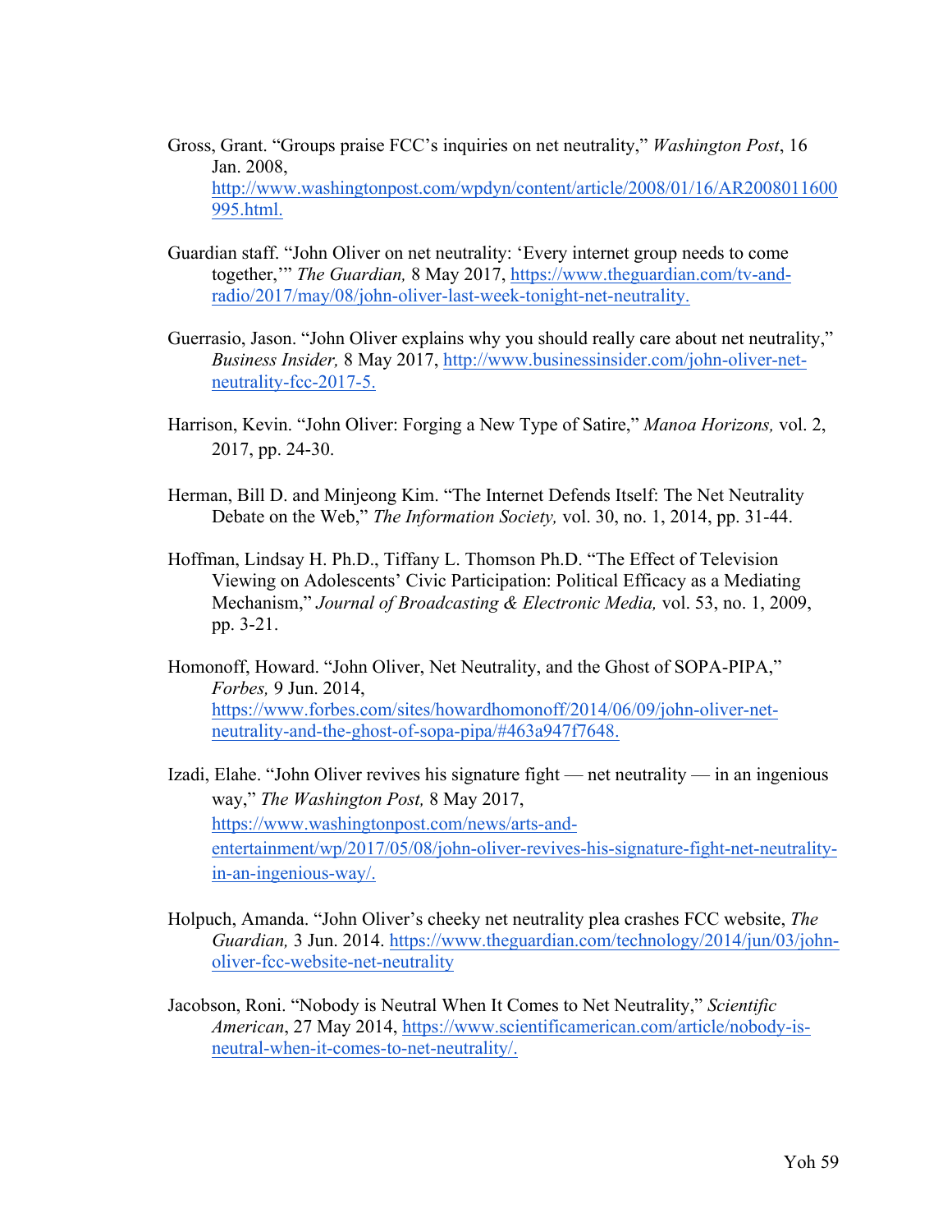Gross, Grant. "Groups praise FCC's inquiries on net neutrality," *Washington Post*, 16 Jan. 2008, http://www.washingtonpost.com/wpdyn/content/article/2008/01/16/AR2008011600995.html.

Guardian staff. "John Oliver on net neutrality: 'Every internet group needs to come together,'" *The Guardian,* 8 May 2017, https://www.theguardian.com/tv-and-radio/2017/may/08/john-oliver-last-week-tonight-net-neutrality.

Guerrasio, Jason. "John Oliver explains why you should really care about net neutrality," *Business Insider,* 8 May 2017, http://www.businessinsider.com/john-oliver-net-neutrality-fcc-2017-5.

Harrison, Kevin. "John Oliver: Forging a New Type of Satire," *Manoa Horizons,* vol. 2, 2017, pp. 24-30.

Herman, Bill D. and Minjeong Kim. "The Internet Defends Itself: The Net Neutrality Debate on the Web," *The Information Society,* vol. 30, no. 1, 2014, pp. 31-44.

Hoffman, Lindsay H. Ph.D., Tiffany L. Thomson Ph.D. "The Effect of Television Viewing on Adolescents' Civic Participation: Political Efficacy as a Mediating Mechanism," *Journal of Broadcasting & Electronic Media,* vol. 53, no. 1, 2009, pp. 3-21.

Homonoff, Howard. "John Oliver, Net Neutrality, and the Ghost of SOPA-PIPA," *Forbes,* 9 Jun. 2014, https://www.forbes.com/sites/howardhomonoff/2014/06/09/john-oliver-net-neutrality-and-the-ghost-of-sopa-pipa/#463a947f7648.

Izadi, Elahe. "John Oliver revives his signature fight — net neutrality — in an ingenious way," *The Washington Post,* 8 May 2017, https://www.washingtonpost.com/news/arts-and-entertainment/wp/2017/05/08/john-oliver-revives-his-signature-fight-net-neutrality-in-an-ingenious-way/.

Holpuch, Amanda. "John Oliver's cheeky net neutrality plea crashes FCC website, *The Guardian,* 3 Jun. 2014. https://www.theguardian.com/technology/2014/jun/03/john-oliver-fcc-website-net-neutrality

Jacobson, Roni. "Nobody is Neutral When It Comes to Net Neutrality," *Scientific American*, 27 May 2014, https://www.scientificamerican.com/article/nobody-is-neutral-when-it-comes-to-net-neutrality/.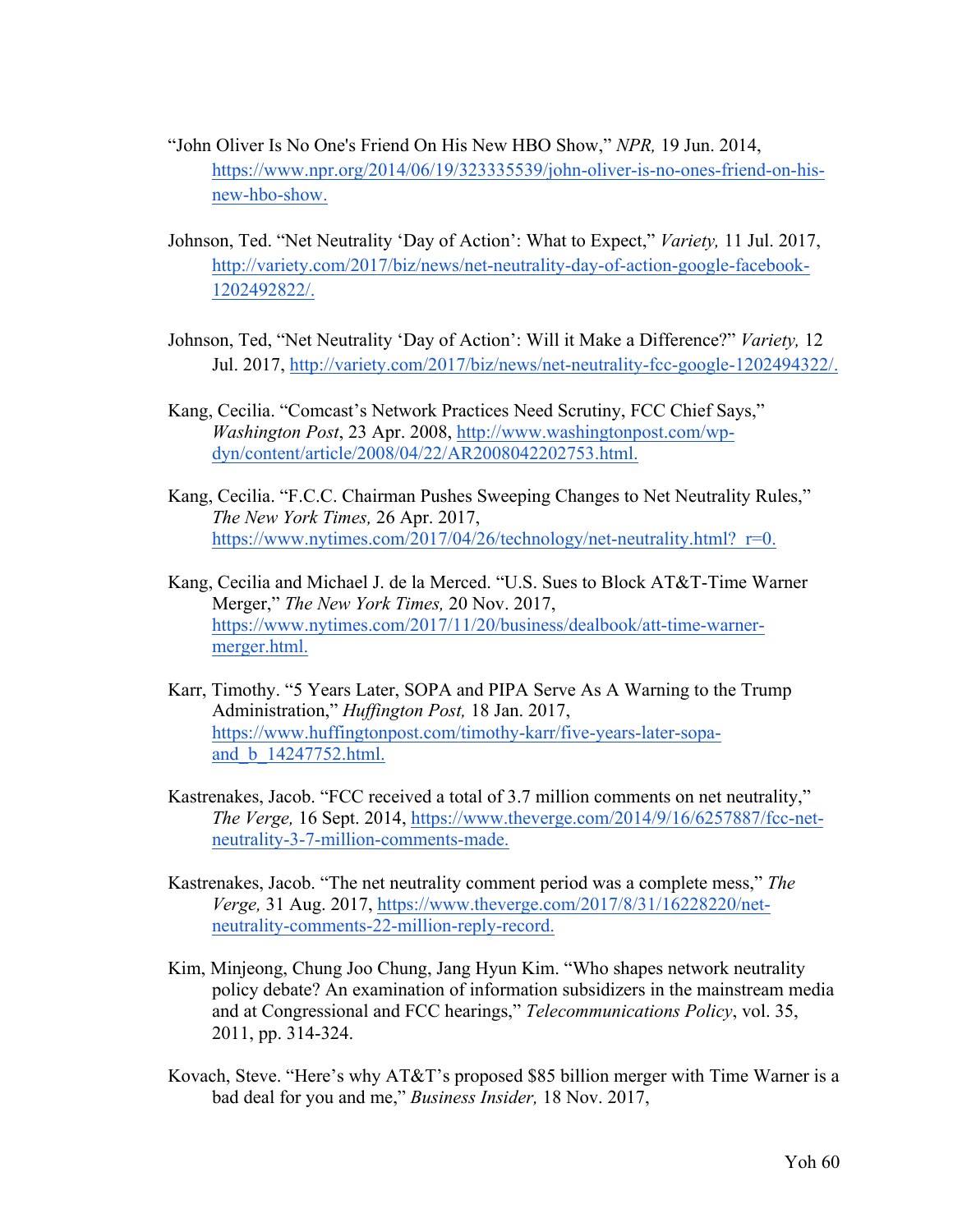"John Oliver Is No One's Friend On His New HBO Show," *NPR,* 19 Jun. 2014, https://www.npr.org/2014/06/19/323335539/john-oliver-is-no-ones-friend-on-his-new-hbo-show.

Johnson, Ted. "Net Neutrality 'Day of Action': What to Expect," *Variety,* 11 Jul. 2017, http://variety.com/2017/biz/news/net-neutrality-day-of-action-google-facebook-1202492822/.

Johnson, Ted, "Net Neutrality 'Day of Action': Will it Make a Difference?" *Variety,* 12 Jul. 2017, http://variety.com/2017/biz/news/net-neutrality-fcc-google-1202494322/.

Kang, Cecilia. "Comcast's Network Practices Need Scrutiny, FCC Chief Says," *Washington Post*, 23 Apr. 2008, http://www.washingtonpost.com/wp-dyn/content/article/2008/04/22/AR2008042202753.html.

Kang, Cecilia. "F.C.C. Chairman Pushes Sweeping Changes to Net Neutrality Rules," *The New York Times,* 26 Apr. 2017, https://www.nytimes.com/2017/04/26/technology/net-neutrality.html?_r=0.

Kang, Cecilia and Michael J. de la Merced. "U.S. Sues to Block AT&T-Time Warner Merger," *The New York Times,* 20 Nov. 2017, https://www.nytimes.com/2017/11/20/business/dealbook/att-time-warner-merger.html.

Karr, Timothy. "5 Years Later, SOPA and PIPA Serve As A Warning to the Trump Administration," *Huffington Post,* 18 Jan. 2017, https://www.huffingtonpost.com/timothy-karr/five-years-later-sopa-and_b_14247752.html.

Kastrenakes, Jacob. "FCC received a total of 3.7 million comments on net neutrality," *The Verge,* 16 Sept. 2014, https://www.theverge.com/2014/9/16/6257887/fcc-net-neutrality-3-7-million-comments-made.

Kastrenakes, Jacob. "The net neutrality comment period was a complete mess," *The Verge,* 31 Aug. 2017, https://www.theverge.com/2017/8/31/16228220/net-neutrality-comments-22-million-reply-record.

Kim, Minjeong, Chung Joo Chung, Jang Hyun Kim. "Who shapes network neutrality policy debate? An examination of information subsidizers in the mainstream media and at Congressional and FCC hearings," *Telecommunications Policy*, vol. 35, 2011, pp. 314-324.

Kovach, Steve. "Here's why AT&T's proposed $85 billion merger with Time Warner is a bad deal for you and me," *Business Insider,* 18 Nov. 2017,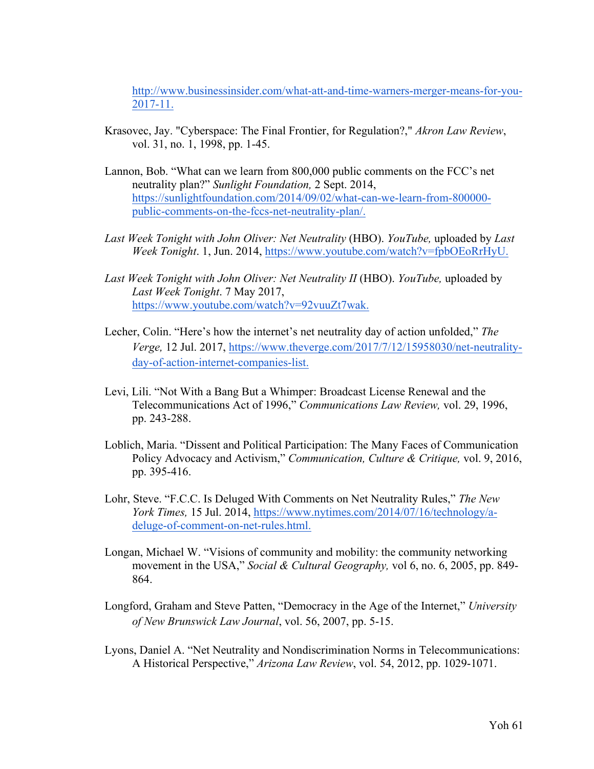http://www.businessinsider.com/what-att-and-time-warners-merger-means-for-you-2017-11.

Krasovec, Jay. "Cyberspace: The Final Frontier, for Regulation?," *Akron Law Review*, vol. 31, no. 1, 1998, pp. 1-45.

Lannon, Bob. "What can we learn from 800,000 public comments on the FCC's net neutrality plan?" *Sunlight Foundation,* 2 Sept. 2014, https://sunlightfoundation.com/2014/09/02/what-can-we-learn-from-800000-public-comments-on-the-fccs-net-neutrality-plan/.

*Last Week Tonight with John Oliver: Net Neutrality* (HBO). *YouTube,* uploaded by *Last Week Tonight*. 1, Jun. 2014, https://www.youtube.com/watch?v=fpbOEoRrHyU.

*Last Week Tonight with John Oliver: Net Neutrality II* (HBO). *YouTube,* uploaded by *Last Week Tonight*. 7 May 2017, https://www.youtube.com/watch?v=92vuuZt7wak.

Lecher, Colin. "Here's how the internet's net neutrality day of action unfolded," *The Verge,* 12 Jul. 2017, https://www.theverge.com/2017/7/12/15958030/net-neutrality-day-of-action-internet-companies-list.

Levi, Lili. "Not With a Bang But a Whimper: Broadcast License Renewal and the Telecommunications Act of 1996," *Communications Law Review,* vol. 29, 1996, pp. 243-288.

Loblich, Maria. "Dissent and Political Participation: The Many Faces of Communication Policy Advocacy and Activism," *Communication, Culture & Critique,* vol. 9, 2016, pp. 395-416.

Lohr, Steve. "F.C.C. Is Deluged With Comments on Net Neutrality Rules," *The New York Times,* 15 Jul. 2014, https://www.nytimes.com/2014/07/16/technology/a-deluge-of-comment-on-net-rules.html.

Longan, Michael W. "Visions of community and mobility: the community networking movement in the USA," *Social & Cultural Geography,* vol 6, no. 6, 2005, pp. 849-864.

Longford, Graham and Steve Patten, "Democracy in the Age of the Internet," *University of New Brunswick Law Journal*, vol. 56, 2007, pp. 5-15.

Lyons, Daniel A. "Net Neutrality and Nondiscrimination Norms in Telecommunications: A Historical Perspective," *Arizona Law Review*, vol. 54, 2012, pp. 1029-1071.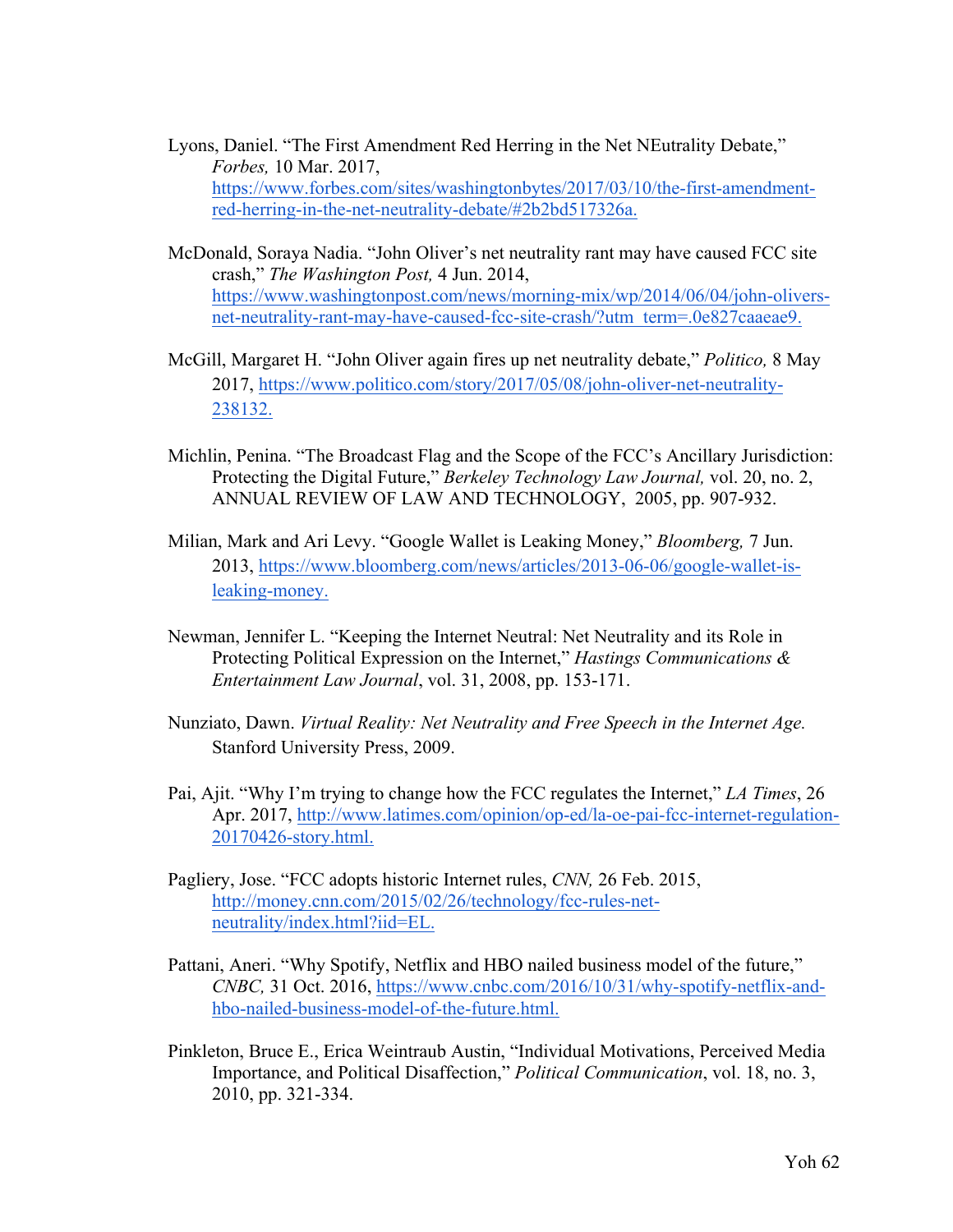Lyons, Daniel. “The First Amendment Red Herring in the Net NEutrality Debate,” *Forbes,* 10 Mar. 2017, https://www.forbes.com/sites/washingtonbytes/2017/03/10/the-first-amendment-red-herring-in-the-net-neutrality-debate/#2b2bd517326a.

McDonald, Soraya Nadia. “John Oliver’s net neutrality rant may have caused FCC site crash,” *The Washington Post,* 4 Jun. 2014, https://www.washingtonpost.com/news/morning-mix/wp/2014/06/04/john-olivers-net-neutrality-rant-may-have-caused-fcc-site-crash/?utm_term=.0e827caaeae9.

McGill, Margaret H. “John Oliver again fires up net neutrality debate,” *Politico,* 8 May 2017, https://www.politico.com/story/2017/05/08/john-oliver-net-neutrality-238132.

Michlin, Penina. “The Broadcast Flag and the Scope of the FCC’s Ancillary Jurisdiction: Protecting the Digital Future,” *Berkeley Technology Law Journal,* vol. 20, no. 2, ANNUAL REVIEW OF LAW AND TECHNOLOGY, 2005, pp. 907-932.

Milian, Mark and Ari Levy. “Google Wallet is Leaking Money,” *Bloomberg,* 7 Jun. 2013, https://www.bloomberg.com/news/articles/2013-06-06/google-wallet-is-leaking-money.

Newman, Jennifer L. “Keeping the Internet Neutral: Net Neutrality and its Role in Protecting Political Expression on the Internet,” *Hastings Communications & Entertainment Law Journal*, vol. 31, 2008, pp. 153-171.

Nunziato, Dawn. *Virtual Reality: Net Neutrality and Free Speech in the Internet Age.* Stanford University Press, 2009.

Pai, Ajit. “Why I’m trying to change how the FCC regulates the Internet,” *LA Times*, 26 Apr. 2017, http://www.latimes.com/opinion/op-ed/la-oe-pai-fcc-internet-regulation-20170426-story.html.

Pagliery, Jose. “FCC adopts historic Internet rules, *CNN,* 26 Feb. 2015, http://money.cnn.com/2015/02/26/technology/fcc-rules-net-neutrality/index.html?iid=EL.

Pattani, Aneri. “Why Spotify, Netflix and HBO nailed business model of the future,” *CNBC,* 31 Oct. 2016, https://www.cnbc.com/2016/10/31/why-spotify-netflix-and-hbo-nailed-business-model-of-the-future.html.

Pinkleton, Bruce E., Erica Weintraub Austin, “Individual Motivations, Perceived Media Importance, and Political Disaffection,” *Political Communication*, vol. 18, no. 3, 2010, pp. 321-334.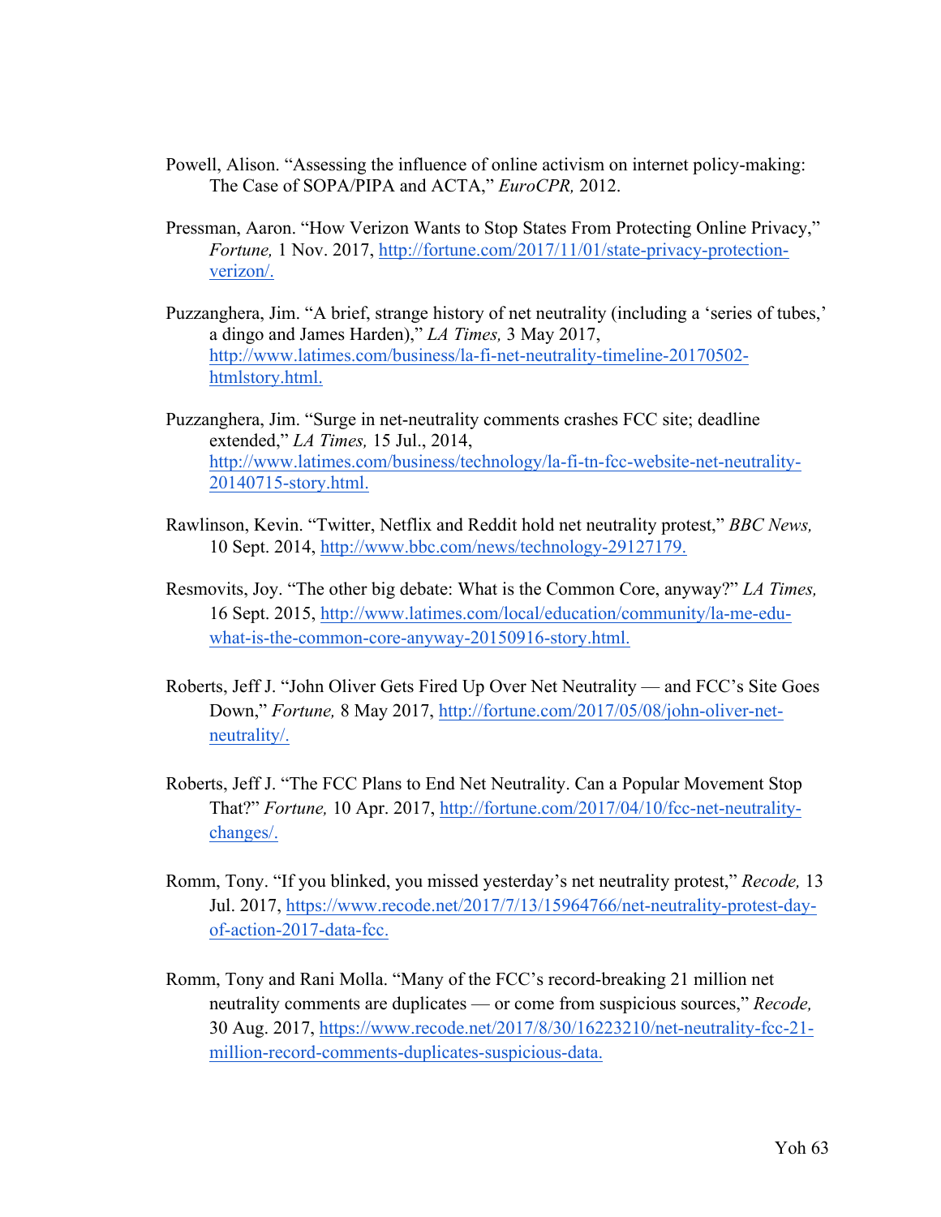Powell, Alison. "Assessing the influence of online activism on internet policy-making: The Case of SOPA/PIPA and ACTA," *EuroCPR,* 2012.

Pressman, Aaron. "How Verizon Wants to Stop States From Protecting Online Privacy," *Fortune,* 1 Nov. 2017, http://fortune.com/2017/11/01/state-privacy-protection-verizon/.

Puzzanghera, Jim. "A brief, strange history of net neutrality (including a 'series of tubes,' a dingo and James Harden)," *LA Times,* 3 May 2017, http://www.latimes.com/business/la-fi-net-neutrality-timeline-20170502-htmlstory.html.

Puzzanghera, Jim. "Surge in net-neutrality comments crashes FCC site; deadline extended," *LA Times,* 15 Jul., 2014, http://www.latimes.com/business/technology/la-fi-tn-fcc-website-net-neutrality-20140715-story.html.

Rawlinson, Kevin. "Twitter, Netflix and Reddit hold net neutrality protest," *BBC News,* 10 Sept. 2014, http://www.bbc.com/news/technology-29127179.

Resmovits, Joy. "The other big debate: What is the Common Core, anyway?" *LA Times,* 16 Sept. 2015, http://www.latimes.com/local/education/community/la-me-edu-what-is-the-common-core-anyway-20150916-story.html.

Roberts, Jeff J. "John Oliver Gets Fired Up Over Net Neutrality — and FCC's Site Goes Down," *Fortune,* 8 May 2017, http://fortune.com/2017/05/08/john-oliver-net-neutrality/.

Roberts, Jeff J. "The FCC Plans to End Net Neutrality. Can a Popular Movement Stop That?" *Fortune,* 10 Apr. 2017, http://fortune.com/2017/04/10/fcc-net-neutrality-changes/.

Romm, Tony. "If you blinked, you missed yesterday's net neutrality protest," *Recode,* 13 Jul. 2017, https://www.recode.net/2017/7/13/15964766/net-neutrality-protest-day-of-action-2017-data-fcc.

Romm, Tony and Rani Molla. "Many of the FCC's record-breaking 21 million net neutrality comments are duplicates — or come from suspicious sources," *Recode,* 30 Aug. 2017, https://www.recode.net/2017/8/30/16223210/net-neutrality-fcc-21-million-record-comments-duplicates-suspicious-data.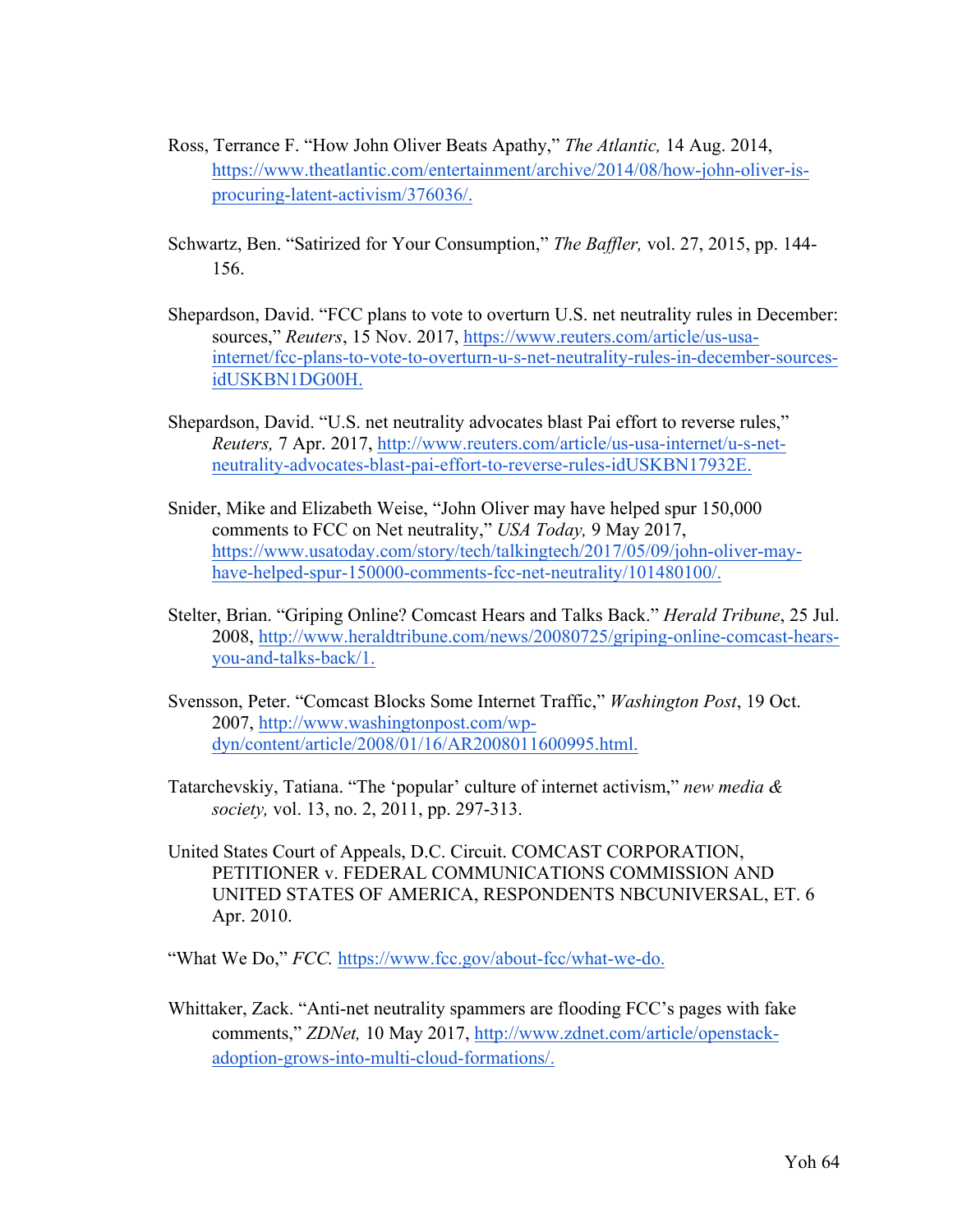Ross, Terrance F. "How John Oliver Beats Apathy," *The Atlantic,* 14 Aug. 2014, https://www.theatlantic.com/entertainment/archive/2014/08/how-john-oliver-is-procuring-latent-activism/376036/.

Schwartz, Ben. "Satirized for Your Consumption," *The Baffler,* vol. 27, 2015, pp. 144-156.

Shepardson, David. "FCC plans to vote to overturn U.S. net neutrality rules in December: sources," *Reuters*, 15 Nov. 2017, https://www.reuters.com/article/us-usa-internet/fcc-plans-to-vote-to-overturn-u-s-net-neutrality-rules-in-december-sources-idUSKBN1DG00H.

Shepardson, David. "U.S. net neutrality advocates blast Pai effort to reverse rules," *Reuters,* 7 Apr. 2017, http://www.reuters.com/article/us-usa-internet/u-s-net-neutrality-advocates-blast-pai-effort-to-reverse-rules-idUSKBN17932E.

Snider, Mike and Elizabeth Weise, "John Oliver may have helped spur 150,000 comments to FCC on Net neutrality," *USA Today,* 9 May 2017, https://www.usatoday.com/story/tech/talkingtech/2017/05/09/john-oliver-may-have-helped-spur-150000-comments-fcc-net-neutrality/101480100/.

Stelter, Brian. "Griping Online? Comcast Hears and Talks Back." *Herald Tribune*, 25 Jul. 2008, http://www.heraldtribune.com/news/20080725/griping-online-comcast-hears-you-and-talks-back/1.

Svensson, Peter. "Comcast Blocks Some Internet Traffic," *Washington Post*, 19 Oct. 2007, http://www.washingtonpost.com/wp-dyn/content/article/2008/01/16/AR2008011600995.html.

Tatarchevskiy, Tatiana. "The 'popular' culture of internet activism," *new media & society,* vol. 13, no. 2, 2011, pp. 297-313.

United States Court of Appeals, D.C. Circuit. COMCAST CORPORATION, PETITIONER v. FEDERAL COMMUNICATIONS COMMISSION AND UNITED STATES OF AMERICA, RESPONDENTS NBCUNIVERSAL, ET. 6 Apr. 2010.

"What We Do," *FCC.* https://www.fcc.gov/about-fcc/what-we-do.

Whittaker, Zack. "Anti-net neutrality spammers are flooding FCC's pages with fake comments," *ZDNet,* 10 May 2017, http://www.zdnet.com/article/openstack-adoption-grows-into-multi-cloud-formations/.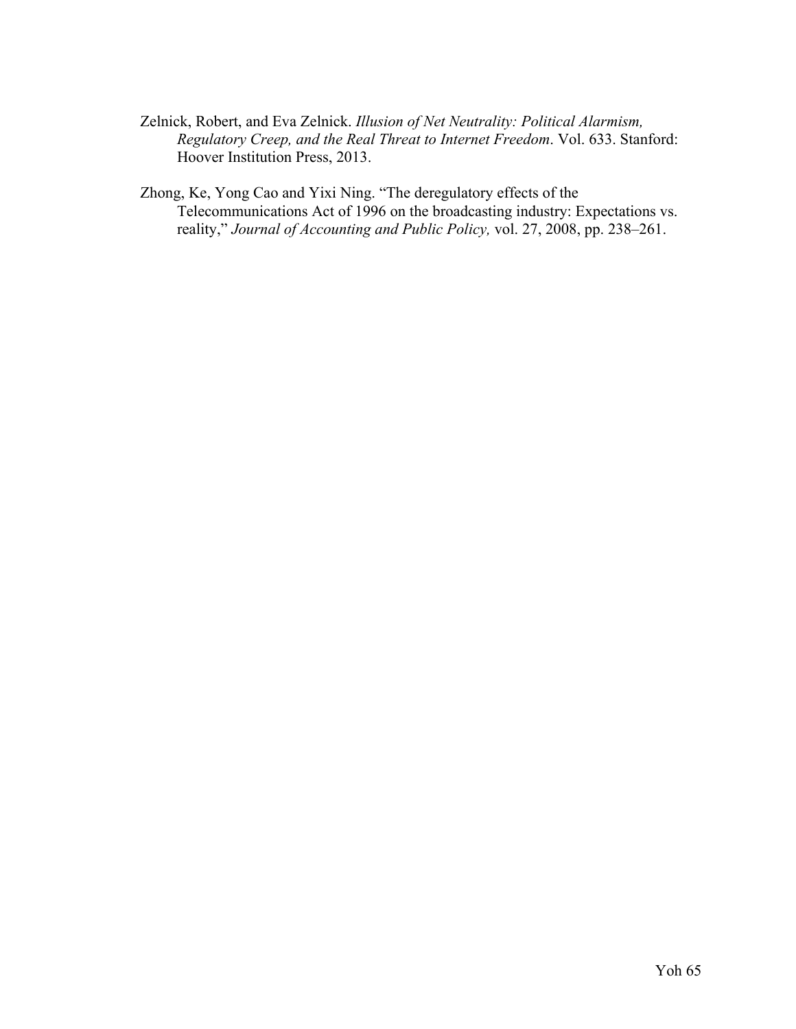Zelnick, Robert, and Eva Zelnick. *Illusion of Net Neutrality: Political Alarmism, Regulatory Creep, and the Real Threat to Internet Freedom*. Vol. 633. Stanford: Hoover Institution Press, 2013.

Zhong, Ke, Yong Cao and Yixi Ning. "The deregulatory effects of the Telecommunications Act of 1996 on the broadcasting industry: Expectations vs. reality," *Journal of Accounting and Public Policy,* vol. 27, 2008, pp. 238–261.